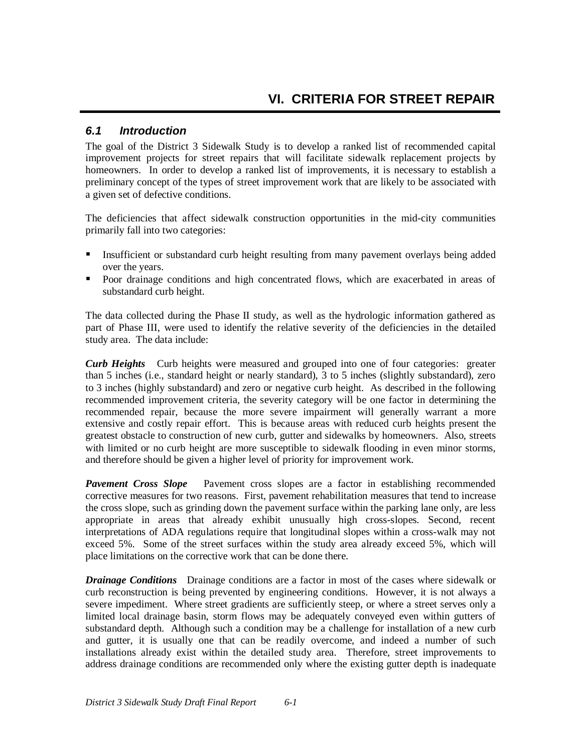# VI. CRITERIA FOR STREET REPAIR

## *6.1 Introduction*

The goal of the District 3 Sidewalk Study is to develop a ranked list of recommended capital improvement projects for street repairs that will facilitate sidewalk replacement projects by homeowners. In order to develop a ranked list of improvements, it is necessary to establish a preliminary concept of the types of street improvement work that are likely to be associated with a given set of defective conditions.

The deficiencies that affect sidewalk construction opportunities in the mid-city communities primarily fall into two categories:

- Insufficient or substandard curb height resulting from many pavement overlays being added over the years.
- Poor drainage conditions and high concentrated flows, which are exacerbated in areas of substandard curb height.

The data collected during the Phase II study, as well as the hydrologic information gathered as part of Phase III, were used to identify the relative severity of the deficiencies in the detailed study area. The data include:

***Curb Heights*** Curb heights were measured and grouped into one of four categories: greater than 5 inches (i.e., standard height or nearly standard), 3 to 5 inches (slightly substandard), zero to 3 inches (highly substandard) and zero or negative curb height. As described in the following recommended improvement criteria, the severity category will be one factor in determining the recommended repair, because the more severe impairment will generally warrant a more extensive and costly repair effort. This is because areas with reduced curb heights present the greatest obstacle to construction of new curb, gutter and sidewalks by homeowners. Also, streets with limited or no curb height are more susceptible to sidewalk flooding in even minor storms, and therefore should be given a higher level of priority for improvement work.

***Pavement Cross Slope*** Pavement cross slopes are a factor in establishing recommended corrective measures for two reasons. First, pavement rehabilitation measures that tend to increase the cross slope, such as grinding down the pavement surface within the parking lane only, are less appropriate in areas that already exhibit unusually high cross-slopes. Second, recent interpretations of ADA regulations require that longitudinal slopes within a cross-walk may not exceed 5%. Some of the street surfaces within the study area already exceed 5%, which will place limitations on the corrective work that can be done there.

***Drainage Conditions*** Drainage conditions are a factor in most of the cases where sidewalk or curb reconstruction is being prevented by engineering conditions. However, it is not always a severe impediment. Where street gradients are sufficiently steep, or where a street serves only a limited local drainage basin, storm flows may be adequately conveyed even within gutters of substandard depth. Although such a condition may be a challenge for installation of a new curb and gutter, it is usually one that can be readily overcome, and indeed a number of such installations already exist within the detailed study area. Therefore, street improvements to address drainage conditions are recommended only where the existing gutter depth is inadequate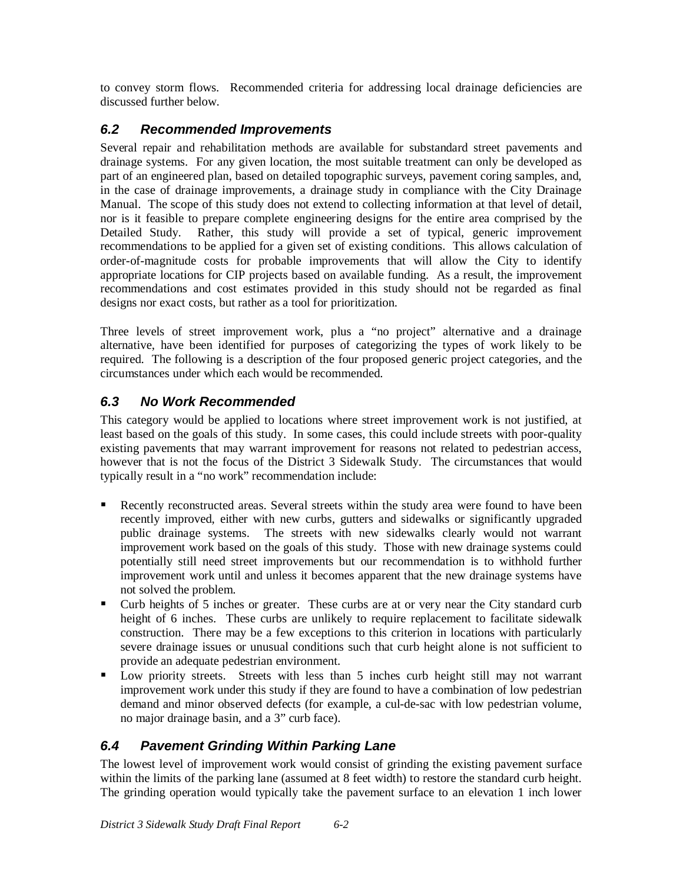to convey storm flows. Recommended criteria for addressing local drainage deficiencies are discussed further below.

### *6.2 Recommended Improvements*

Several repair and rehabilitation methods are available for substandard street pavements and drainage systems. For any given location, the most suitable treatment can only be developed as part of an engineered plan, based on detailed topographic surveys, pavement coring samples, and, in the case of drainage improvements, a drainage study in compliance with the City Drainage Manual. The scope of this study does not extend to collecting information at that level of detail, nor is it feasible to prepare complete engineering designs for the entire area comprised by the Detailed Study. Rather, this study will provide a set of typical, generic improvement recommendations to be applied for a given set of existing conditions. This allows calculation of order-of-magnitude costs for probable improvements that will allow the City to identify appropriate locations for CIP projects based on available funding. As a result, the improvement recommendations and cost estimates provided in this study should not be regarded as final designs nor exact costs, but rather as a tool for prioritization.

Three levels of street improvement work, plus a "no project" alternative and a drainage alternative, have been identified for purposes of categorizing the types of work likely to be required. The following is a description of the four proposed generic project categories, and the circumstances under which each would be recommended.

### *6.3 No Work Recommended*

This category would be applied to locations where street improvement work is not justified, at least based on the goals of this study. In some cases, this could include streets with poor-quality existing pavements that may warrant improvement for reasons not related to pedestrian access, however that is not the focus of the District 3 Sidewalk Study. The circumstances that would typically result in a "no work" recommendation include:

- Recently reconstructed areas. Several streets within the study area were found to have been recently improved, either with new curbs, gutters and sidewalks or significantly upgraded public drainage systems. The streets with new sidewalks clearly would not warrant improvement work based on the goals of this study. Those with new drainage systems could potentially still need street improvements but our recommendation is to withhold further improvement work until and unless it becomes apparent that the new drainage systems have not solved the problem.
- Curb heights of 5 inches or greater. These curbs are at or very near the City standard curb height of 6 inches. These curbs are unlikely to require replacement to facilitate sidewalk construction. There may be a few exceptions to this criterion in locations with particularly severe drainage issues or unusual conditions such that curb height alone is not sufficient to provide an adequate pedestrian environment.
- Low priority streets. Streets with less than 5 inches curb height still may not warrant improvement work under this study if they are found to have a combination of low pedestrian demand and minor observed defects (for example, a cul-de-sac with low pedestrian volume, no major drainage basin, and a 3" curb face).

### *6.4 Pavement Grinding Within Parking Lane*

The lowest level of improvement work would consist of grinding the existing pavement surface within the limits of the parking lane (assumed at 8 feet width) to restore the standard curb height. The grinding operation would typically take the pavement surface to an elevation 1 inch lower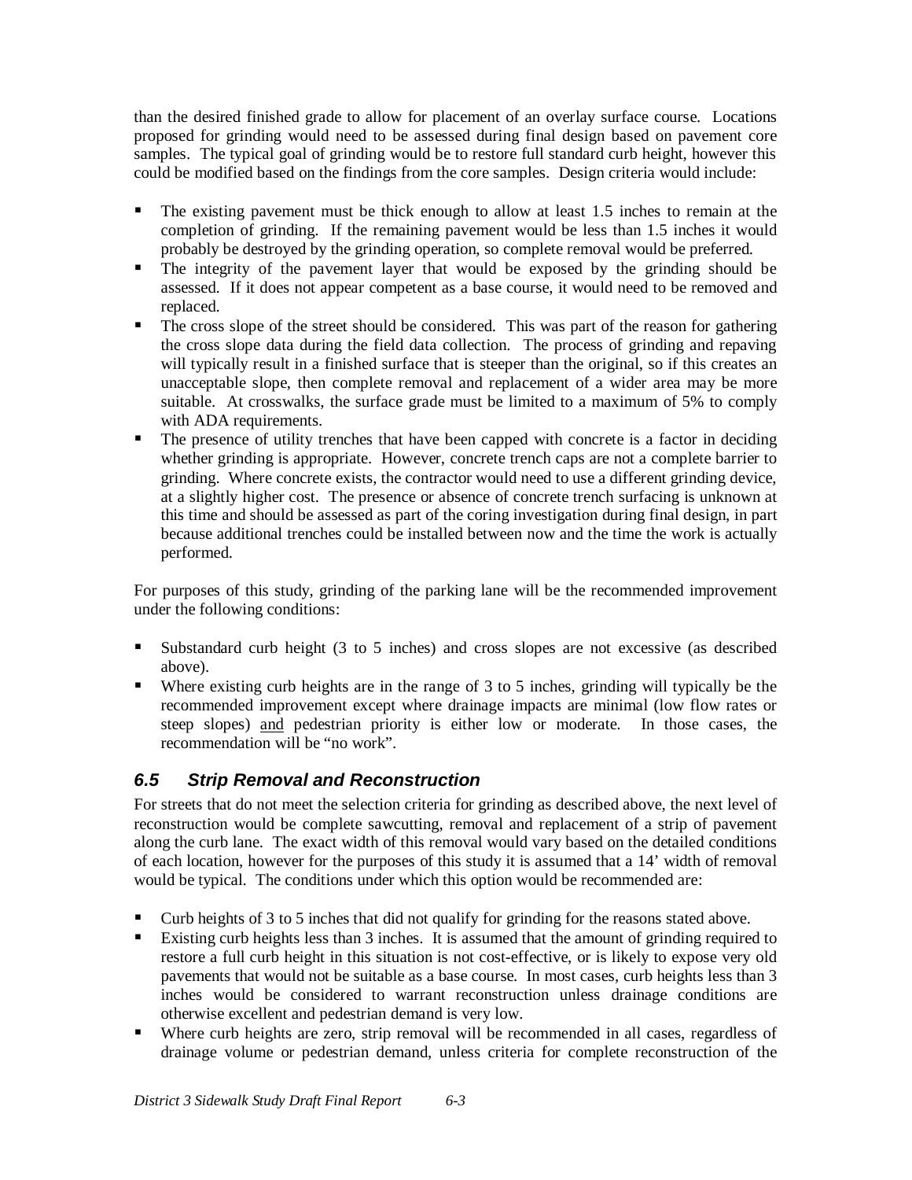than the desired finished grade to allow for placement of an overlay surface course. Locations proposed for grinding would need to be assessed during final design based on pavement core samples. The typical goal of grinding would be to restore full standard curb height, however this could be modified based on the findings from the core samples. Design criteria would include:

- The existing pavement must be thick enough to allow at least 1.5 inches to remain at the completion of grinding. If the remaining pavement would be less than 1.5 inches it would probably be destroyed by the grinding operation, so complete removal would be preferred.
- The integrity of the pavement layer that would be exposed by the grinding should be assessed. If it does not appear competent as a base course, it would need to be removed and replaced.
- The cross slope of the street should be considered. This was part of the reason for gathering the cross slope data during the field data collection. The process of grinding and repaving will typically result in a finished surface that is steeper than the original, so if this creates an unacceptable slope, then complete removal and replacement of a wider area may be more suitable. At crosswalks, the surface grade must be limited to a maximum of 5% to comply with ADA requirements.
- The presence of utility trenches that have been capped with concrete is a factor in deciding whether grinding is appropriate. However, concrete trench caps are not a complete barrier to grinding. Where concrete exists, the contractor would need to use a different grinding device, at a slightly higher cost. The presence or absence of concrete trench surfacing is unknown at this time and should be assessed as part of the coring investigation during final design, in part because additional trenches could be installed between now and the time the work is actually performed.

For purposes of this study, grinding of the parking lane will be the recommended improvement under the following conditions:

- Substandard curb height (3 to 5 inches) and cross slopes are not excessive (as described above).
- Where existing curb heights are in the range of 3 to 5 inches, grinding will typically be the recommended improvement except where drainage impacts are minimal (low flow rates or steep slopes) and pedestrian priority is either low or moderate. In those cases, the recommendation will be "no work".

## 6.5 Strip Removal and Reconstruction

For streets that do not meet the selection criteria for grinding as described above, the next level of reconstruction would be complete sawcutting, removal and replacement of a strip of pavement along the curb lane. The exact width of this removal would vary based on the detailed conditions of each location, however for the purposes of this study it is assumed that a 14' width of removal would be typical. The conditions under which this option would be recommended are:

- Curb heights of 3 to 5 inches that did not qualify for grinding for the reasons stated above.
- Existing curb heights less than 3 inches. It is assumed that the amount of grinding required to restore a full curb height in this situation is not cost-effective, or is likely to expose very old pavements that would not be suitable as a base course. In most cases, curb heights less than 3 inches would be considered to warrant reconstruction unless drainage conditions are otherwise excellent and pedestrian demand is very low.
- Where curb heights are zero, strip removal will be recommended in all cases, regardless of drainage volume or pedestrian demand, unless criteria for complete reconstruction of the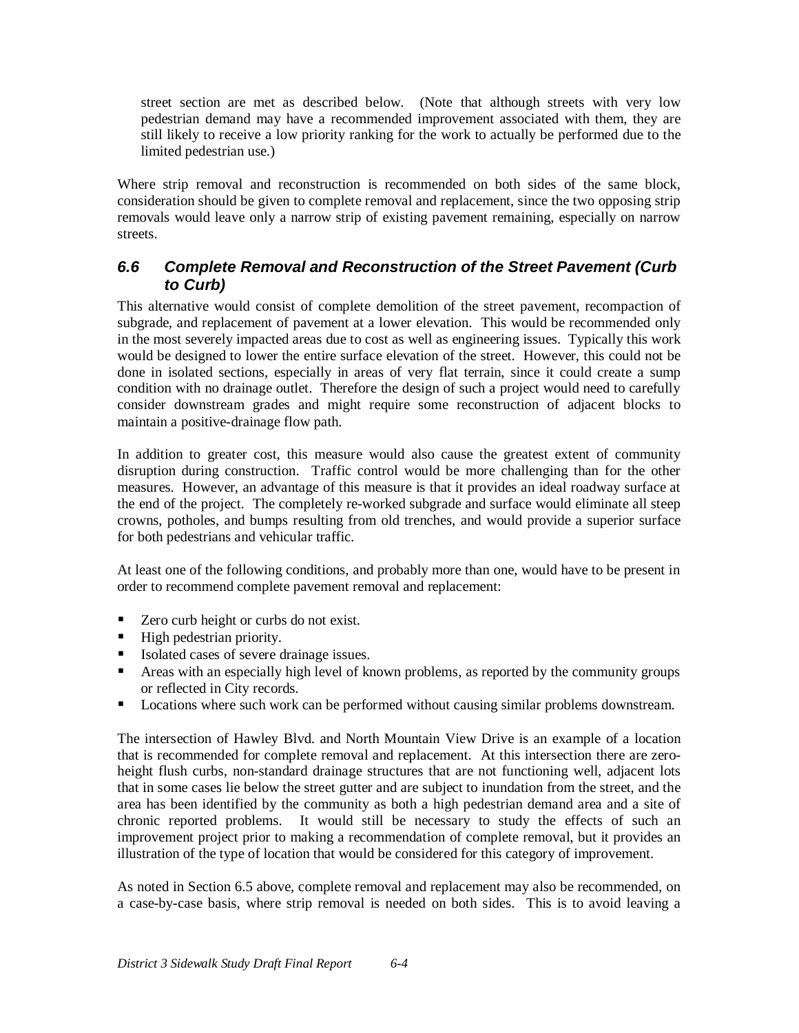street section are met as described below. (Note that although streets with very low pedestrian demand may have a recommended improvement associated with them, they are still likely to receive a low priority ranking for the work to actually be performed due to the limited pedestrian use.)

Where strip removal and reconstruction is recommended on both sides of the same block, consideration should be given to complete removal and replacement, since the two opposing strip removals would leave only a narrow strip of existing pavement remaining, especially on narrow streets.

## *6.6 Complete Removal and Reconstruction of the Street Pavement (Curb to Curb)*

This alternative would consist of complete demolition of the street pavement, recompaction of subgrade, and replacement of pavement at a lower elevation. This would be recommended only in the most severely impacted areas due to cost as well as engineering issues. Typically this work would be designed to lower the entire surface elevation of the street. However, this could not be done in isolated sections, especially in areas of very flat terrain, since it could create a sump condition with no drainage outlet. Therefore the design of such a project would need to carefully consider downstream grades and might require some reconstruction of adjacent blocks to maintain a positive-drainage flow path.

In addition to greater cost, this measure would also cause the greatest extent of community disruption during construction. Traffic control would be more challenging than for the other measures. However, an advantage of this measure is that it provides an ideal roadway surface at the end of the project. The completely re-worked subgrade and surface would eliminate all steep crowns, potholes, and bumps resulting from old trenches, and would provide a superior surface for both pedestrians and vehicular traffic.

At least one of the following conditions, and probably more than one, would have to be present in order to recommend complete pavement removal and replacement:

- Zero curb height or curbs do not exist.
- High pedestrian priority.
- Isolated cases of severe drainage issues.
- Areas with an especially high level of known problems, as reported by the community groups or reflected in City records.
- Locations where such work can be performed without causing similar problems downstream.

The intersection of Hawley Blvd. and North Mountain View Drive is an example of a location that is recommended for complete removal and replacement. At this intersection there are zero-height flush curbs, non-standard drainage structures that are not functioning well, adjacent lots that in some cases lie below the street gutter and are subject to inundation from the street, and the area has been identified by the community as both a high pedestrian demand area and a site of chronic reported problems. It would still be necessary to study the effects of such an improvement project prior to making a recommendation of complete removal, but it provides an illustration of the type of location that would be considered for this category of improvement.

As noted in Section 6.5 above, complete removal and replacement may also be recommended, on a case-by-case basis, where strip removal is needed on both sides. This is to avoid leaving a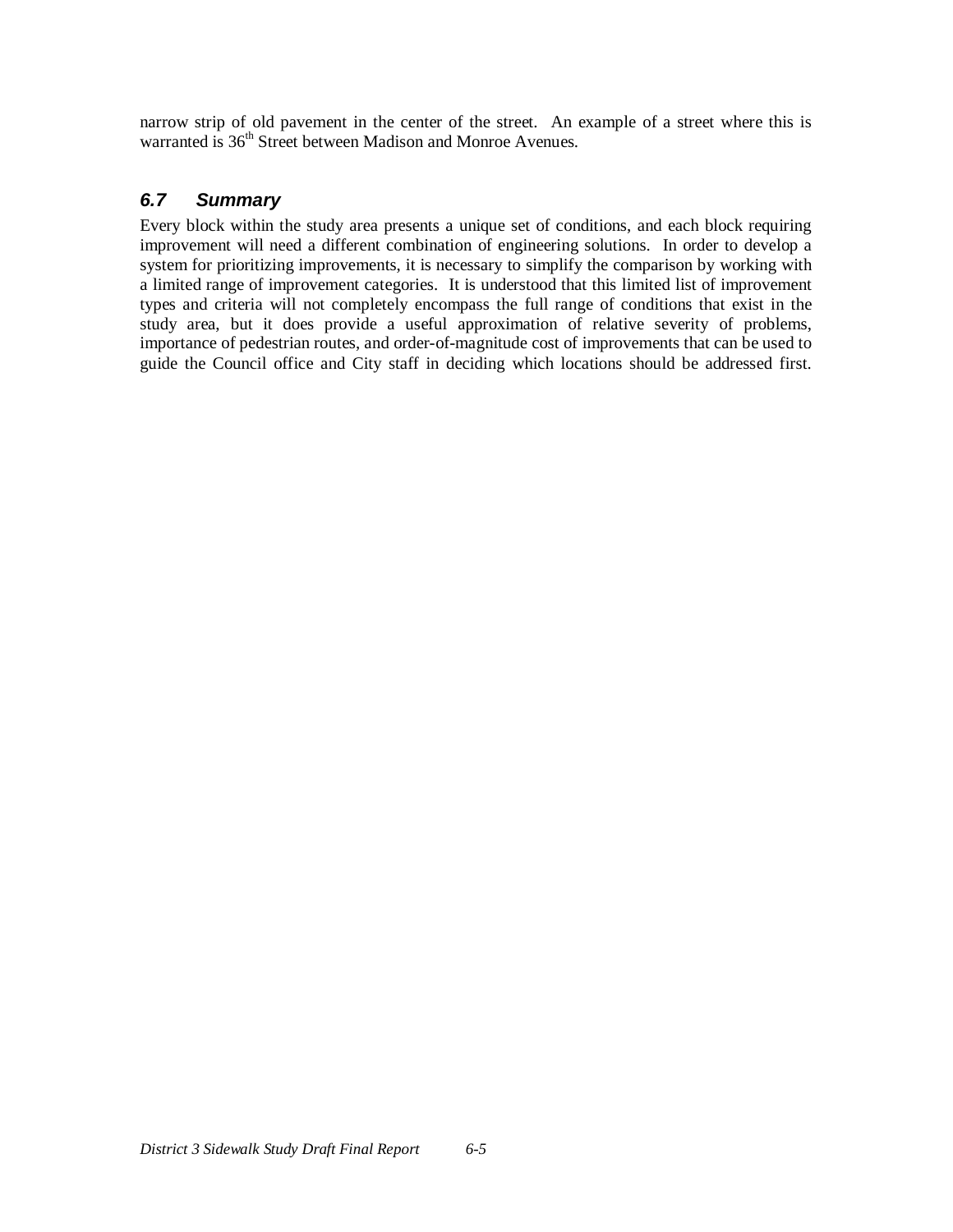narrow strip of old pavement in the center of the street. An example of a street where this is warranted is 36th Street between Madison and Monroe Avenues.

## 6.7 Summary

Every block within the study area presents a unique set of conditions, and each block requiring improvement will need a different combination of engineering solutions. In order to develop a system for prioritizing improvements, it is necessary to simplify the comparison by working with a limited range of improvement categories. It is understood that this limited list of improvement types and criteria will not completely encompass the full range of conditions that exist in the study area, but it does provide a useful approximation of relative severity of problems, importance of pedestrian routes, and order-of-magnitude cost of improvements that can be used to guide the Council office and City staff in deciding which locations should be addressed first.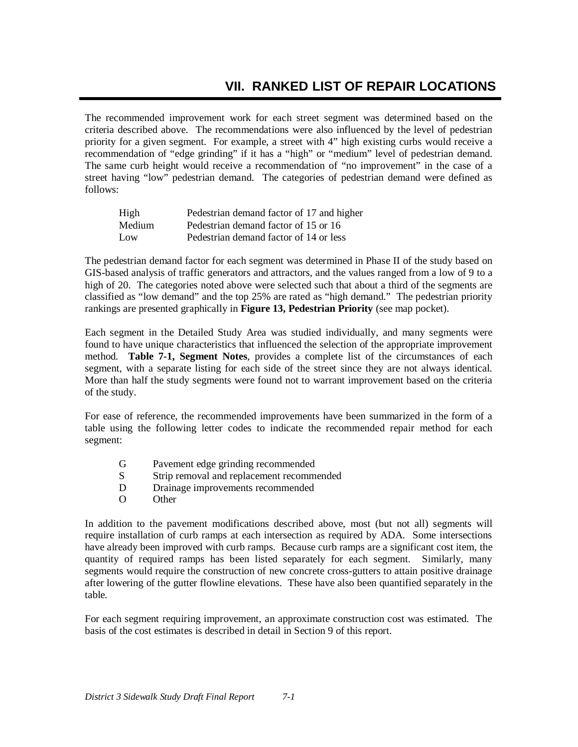# VII. RANKED LIST OF REPAIR LOCATIONS

The recommended improvement work for each street segment was determined based on the criteria described above. The recommendations were also influenced by the level of pedestrian priority for a given segment. For example, a street with 4" high existing curbs would receive a recommendation of "edge grinding" if it has a "high" or "medium" level of pedestrian demand. The same curb height would receive a recommendation of "no improvement" in the case of a street having "low" pedestrian demand. The categories of pedestrian demand were defined as follows:

| | |
|---|---|
| High | Pedestrian demand factor of 17 and higher |
| Medium | Pedestrian demand factor of 15 or 16 |
| Low | Pedestrian demand factor of 14 or less |

The pedestrian demand factor for each segment was determined in Phase II of the study based on GIS-based analysis of traffic generators and attractors, and the values ranged from a low of 9 to a high of 20. The categories noted above were selected such that about a third of the segments are classified as "low demand" and the top 25% are rated as "high demand." The pedestrian priority rankings are presented graphically in **Figure 13, Pedestrian Priority** (see map pocket).

Each segment in the Detailed Study Area was studied individually, and many segments were found to have unique characteristics that influenced the selection of the appropriate improvement method. **Table 7-1, Segment Notes**, provides a complete list of the circumstances of each segment, with a separate listing for each side of the street since they are not always identical. More than half the study segments were found not to warrant improvement based on the criteria of the study.

For ease of reference, the recommended improvements have been summarized in the form of a table using the following letter codes to indicate the recommended repair method for each segment:

| | |
|---|---|
| G | Pavement edge grinding recommended |
| S | Strip removal and replacement recommended |
| D | Drainage improvements recommended |
| O | Other |

In addition to the pavement modifications described above, most (but not all) segments will require installation of curb ramps at each intersection as required by ADA. Some intersections have already been improved with curb ramps. Because curb ramps are a significant cost item, the quantity of required ramps has been listed separately for each segment. Similarly, many segments would require the construction of new concrete cross-gutters to attain positive drainage after lowering of the gutter flowline elevations. These have also been quantified separately in the table.

For each segment requiring improvement, an approximate construction cost was estimated. The basis of the cost estimates is described in detail in Section 9 of this report.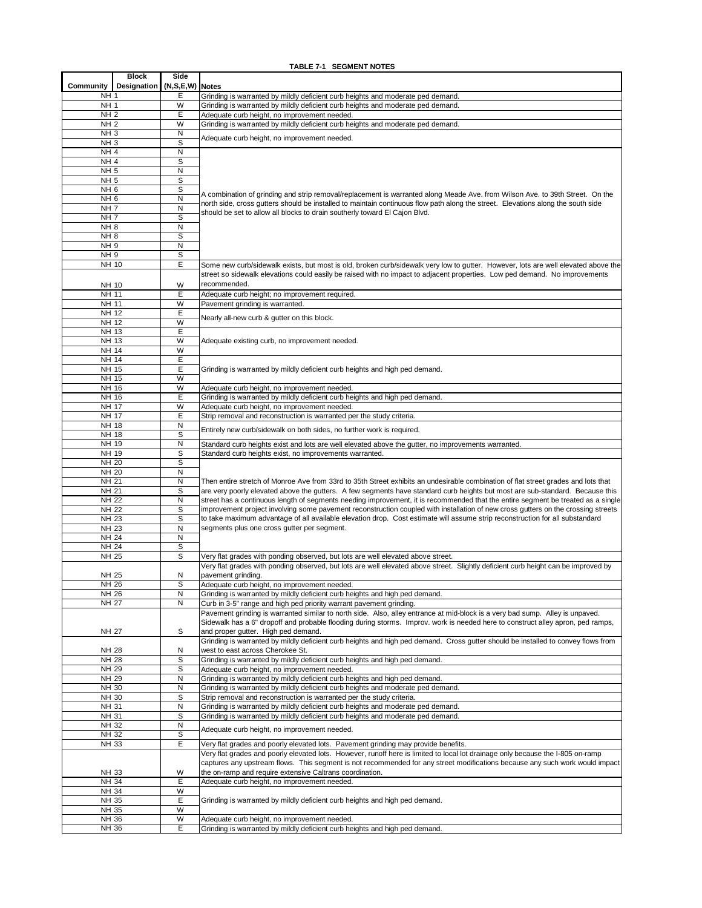**TABLE 7-1 SEGMENT NOTES**

| Community | Block Designation | Side (N,S,E,W) | Notes |
|---|---|---|---|
| NH | 1 | E | Grinding is warranted by mildly deficient curb heights and moderate ped demand. |
| NH | 1 | W | Grinding is warranted by mildly deficient curb heights and moderate ped demand. |
| NH | 2 | E | Adequate curb height, no improvement needed. |
| NH | 2 | W | Grinding is warranted by mildly deficient curb heights and moderate ped demand. |
| NH | 3 | N | Adequate curb height, no improvement needed. |
| NH | 3 | S | |
| NH | 4 | N | A combination of grinding and strip removal/replacement is warranted along Meade Ave. from Wilson Ave. to 39th Street. On the north side, cross gutters should be installed to maintain continuous flow path along the street. Elevations along the south side should be set to allow all blocks to drain southerly toward El Cajon Blvd. |
| NH | 4 | S | |
| NH | 5 | N | |
| NH | 5 | S | |
| NH | 6 | S | |
| NH | 6 | N | |
| NH | 7 | N | |
| NH | 7 | S | |
| NH | 8 | N | |
| NH | 8 | S | |
| NH | 9 | N | |
| NH | 9 | S | |
| NH | 10 | E | Some new curb/sidewalk exists, but most is old, broken curb/sidewalk very low to gutter. However, lots are well elevated above the street so sidewalk elevations could easily be raised with no impact to adjacent properties. Low ped demand. No improvements recommended. |
| NH | 10 | W | |
| NH | 11 | E | Adequate curb height; no improvement required. |
| NH | 11 | W | Pavement grinding is warranted. |
| NH | 12 | E | Nearly all-new curb & gutter on this block. |
| NH | 12 | W | |
| NH | 13 | E | Adequate existing curb, no improvement needed. |
| NH | 13 | W | |
| NH | 14 | W | |
| NH | 14 | E | Grinding is warranted by mildly deficient curb heights and high ped demand. |
| NH | 15 | E | |
| NH | 15 | W | |
| NH | 16 | W | Adequate curb height, no improvement needed. |
| NH | 16 | E | Grinding is warranted by mildly deficient curb heights and high ped demand. |
| NH | 17 | W | Adequate curb height, no improvement needed. |
| NH | 17 | E | Strip removal and reconstruction is warranted per the study criteria. |
| NH | 18 | N | Entirely new curb/sidewalk on both sides, no further work is required. |
| NH | 18 | S | |
| NH | 19 | N | Standard curb heights exist and lots are well elevated above the gutter, no improvements warranted. |
| NH | 19 | S | Standard curb heights exist, no improvements warranted. |
| NH | 20 | S | Then entire stretch of Monroe Ave from 33rd to 35th Street exhibits an undesirable combination of flat street grades and lots that are very poorly elevated above the gutters. A few segments have standard curb heights but most are sub-standard. Because this street has a continuous length of segments needing improvement, it is recommended that the entire segment be treated as a single improvement project involving some pavement reconstruction coupled with installation of new cross gutters on the crossing streets to take maximum advantage of all available elevation drop. Cost estimate will assume strip reconstruction for all substandard segments plus one cross gutter per segment. |
| NH | 20 | N | |
| NH | 21 | N | |
| NH | 21 | S | |
| NH | 22 | N | |
| NH | 22 | S | |
| NH | 23 | S | |
| NH | 23 | N | |
| NH | 24 | N | |
| NH | 24 | S | |
| NH | 25 | S | Very flat grades with ponding observed, but lots are well elevated above street. |
| NH | 25 | N | Very flat grades with ponding observed, but lots are well elevated above street. Slightly deficient curb height can be improved by pavement grinding. |
| NH | 26 | S | Adequate curb height, no improvement needed. |
| NH | 26 | N | Grinding is warranted by mildly deficient curb heights and high ped demand. |
| NH | 27 | N | Curb in 3-5" range and high ped priority warrant pavement grinding. |
| NH | 27 | S | Pavement grinding is warranted similar to north side. Also, alley entrance at mid-block is a very bad sump. Alley is unpaved. Sidewalk has a 6" dropoff and probable flooding during storms. Improv. work is needed here to construct alley apron, ped ramps, and proper gutter. High ped demand. |
| NH | 28 | N | Grinding is warranted by mildly deficient curb heights and high ped demand. Cross gutter should be installed to convey flows from west to east across Cherokee St. |
| NH | 28 | S | Grinding is warranted by mildly deficient curb heights and high ped demand. |
| NH | 29 | S | Adequate curb height, no improvement needed. |
| NH | 29 | N | Grinding is warranted by mildly deficient curb heights and high ped demand. |
| NH | 30 | N | Grinding is warranted by mildly deficient curb heights and moderate ped demand. |
| NH | 30 | S | Strip removal and reconstruction is warranted per the study criteria. |
| NH | 31 | N | Grinding is warranted by mildly deficient curb heights and moderate ped demand. |
| NH | 31 | S | Grinding is warranted by mildly deficient curb heights and moderate ped demand. |
| NH | 32 | N | Adequate curb height, no improvement needed. |
| NH | 32 | S | |
| NH | 33 | E | Very flat grades and poorly elevated lots. Pavement grinding may provide benefits. |
| NH | 33 | W | Very flat grades and poorly elevated lots. However, runoff here is limited to local lot drainage only because the I-805 on-ramp captures any upstream flows. This segment is not recommended for any street modifications because any such work would impact the on-ramp and require extensive Caltrans coordination. |
| NH | 34 | E | Adequate curb height, no improvement needed. |
| NH | 34 | W | Grinding is warranted by mildly deficient curb heights and high ped demand. |
| NH | 35 | E | |
| NH | 35 | W | |
| NH | 36 | W | Adequate curb height, no improvement needed. |
| NH | 36 | E | Grinding is warranted by mildly deficient curb heights and high ped demand. |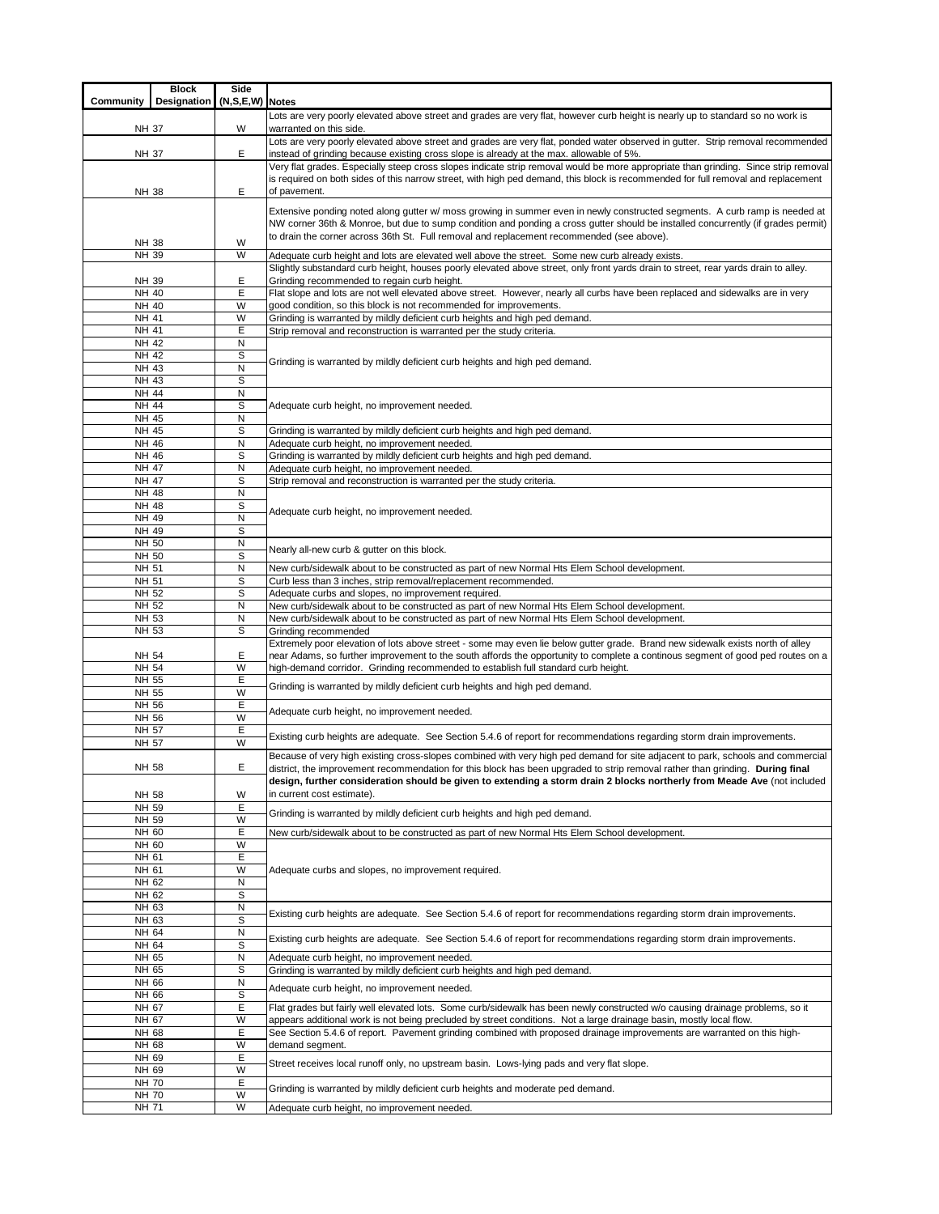| Community | Block Designation | Side (N,S,E,W) | Notes |
| --- | --- | --- | --- |
| NH 37 | | W | Lots are very poorly elevated above street and grades are very flat, however curb height is nearly up to standard so no work is warranted on this side. |
| NH 37 | | E | Lots are very poorly elevated above street and grades are very flat, ponded water observed in gutter. Strip removal recommended instead of grinding because existing cross slope is already at the max. allowable of 5%. |
| NH 38 | | E | Very flat grades. Especially steep cross slopes indicate strip removal would be more appropriate than grinding. Since strip removal is required on both sides of this narrow street, with high ped demand, this block is recommended for full removal and replacement of pavement. |
| NH 38 | | W | Extensive ponding noted along gutter w/ moss growing in summer even in newly constructed segments. A curb ramp is needed at NW corner 36th & Monroe, but due to sump condition and ponding a cross gutter should be installed concurrently (if grades permit) to drain the corner across 36th St. Full removal and replacement recommended (see above). |
| NH 39 | | W | Adequate curb height and lots are elevated well above the street. Some new curb already exists. |
| NH 39 | | E | Slightly substandard curb height, houses poorly elevated above street, only front yards drain to street, rear yards drain to alley. Grinding recommended to regain curb height. |
| NH 40 | | E | Flat slope and lots are not well elevated above street. However, nearly all curbs have been replaced and sidewalks are in very good condition, so this block is not recommended for improvements. |
| NH 40 | | W | |
| NH 41 | | W | Grinding is warranted by mildly deficient curb heights and high ped demand. |
| NH 41 | | E | Strip removal and reconstruction is warranted per the study criteria. |
| NH 42 | | N | Grinding is warranted by mildly deficient curb heights and high ped demand. |
| NH 42 | | S | |
| NH 43 | | N | |
| NH 43 | | S | |
| NH 44 | | N | Adequate curb height, no improvement needed. |
| NH 44 | | S | |
| NH 45 | | N | |
| NH 45 | | S | Grinding is warranted by mildly deficient curb heights and high ped demand. |
| NH 46 | | N | Adequate curb height, no improvement needed. |
| NH 46 | | S | Grinding is warranted by mildly deficient curb heights and high ped demand. |
| NH 47 | | N | Adequate curb height, no improvement needed. |
| NH 47 | | S | Strip removal and reconstruction is warranted per the study criteria. |
| NH 48 | | N | Adequate curb height, no improvement needed. |
| NH 48 | | S | |
| NH 49 | | N | |
| NH 49 | | S | |
| NH 50 | | N | Nearly all-new curb & gutter on this block. |
| NH 50 | | S | |
| NH 51 | | N | New curb/sidewalk about to be constructed as part of new Normal Hts Elem School development. |
| NH 51 | | S | Curb less than 3 inches, strip removal/replacement recommended. |
| NH 52 | | S | Adequate curbs and slopes, no improvement required. |
| NH 52 | | N | New curb/sidewalk about to be constructed as part of new Normal Hts Elem School development. |
| NH 53 | | N | New curb/sidewalk about to be constructed as part of new Normal Hts Elem School development. |
| NH 53 | | S | Grinding recommended |
| NH 54 | | E | Extremely poor elevation of lots above street - some may even lie below gutter grade. Brand new sidewalk exists north of alley near Adams, so further improvement to the south affords the opportunity to complete a continous segment of good ped routes on a high-demand corridor. Grinding recommended to establish full standard curb height. |
| NH 54 | | W | |
| NH 55 | | E | Grinding is warranted by mildly deficient curb heights and high ped demand. |
| NH 55 | | W | |
| NH 56 | | E | Adequate curb height, no improvement needed. |
| NH 56 | | W | |
| NH 57 | | E | Existing curb heights are adequate. See Section 5.4.6 of report for recommendations regarding storm drain improvements. |
| NH 57 | | W | |
| NH 58 | | E | Because of very high existing cross-slopes combined with very high ped demand for site adjacent to park, schools and commercial district, the improvement recommendation for this block has been upgraded to strip removal rather than grinding. **During final design, further consideration should be given to extending a storm drain 2 blocks northerly from Meade Ave** (not included in current cost estimate). |
| NH 58 | | W | |
| NH 59 | | E | Grinding is warranted by mildly deficient curb heights and high ped demand. |
| NH 59 | | W | |
| NH 60 | | E | New curb/sidewalk about to be constructed as part of new Normal Hts Elem School development. |
| NH 60 | | W | Adequate curbs and slopes, no improvement required. |
| NH 61 | | E | |
| NH 61 | | W | |
| NH 62 | | N | |
| NH 62 | | S | |
| NH 63 | | N | Existing curb heights are adequate. See Section 5.4.6 of report for recommendations regarding storm drain improvements. |
| NH 63 | | S | |
| NH 64 | | N | Existing curb heights are adequate. See Section 5.4.6 of report for recommendations regarding storm drain improvements. |
| NH 64 | | S | |
| NH 65 | | N | Adequate curb height, no improvement needed. |
| NH 65 | | S | Grinding is warranted by mildly deficient curb heights and high ped demand. |
| NH 66 | | N | Adequate curb height, no improvement needed. |
| NH 66 | | S | |
| NH 67 | | E | Flat grades but fairly well elevated lots. Some curb/sidewalk has been newly constructed w/o causing drainage problems, so it appears additional work is not being precluded by street conditions. Not a large drainage basin, mostly local flow. |
| NH 67 | | W | |
| NH 68 | | E | See Section 5.4.6 of report. Pavement grinding combined with proposed drainage improvements are warranted on this high-demand segment. |
| NH 68 | | W | |
| NH 69 | | E | Street receives local runoff only, no upstream basin. Lows-lying pads and very flat slope. |
| NH 69 | | W | |
| NH 70 | | E | Grinding is warranted by mildly deficient curb heights and moderate ped demand. |
| NH 70 | | W | |
| NH 71 | | W | Adequate curb height, no improvement needed. |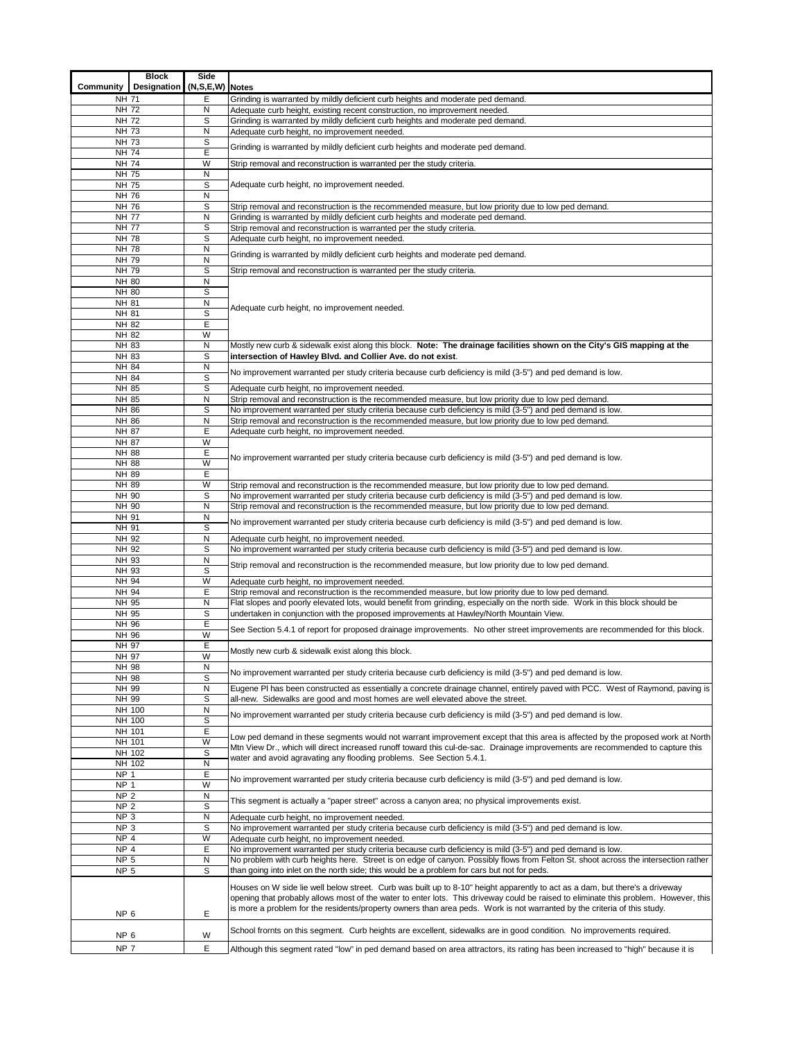| Community | Block Designation | Side (N,S,E,W) | Notes |
|---|---|---|---|
| NH 71 | | E | Grinding is warranted by mildly deficient curb heights and moderate ped demand. |
| NH 72 | | N | Adequate curb height, existing recent construction, no improvement needed. |
| NH 72 | | S | Grinding is warranted by mildly deficient curb heights and moderate ped demand. |
| NH 73 | | N | Adequate curb height, no improvement needed. |
| NH 73 | | S | Grinding is warranted by mildly deficient curb heights and moderate ped demand. |
| NH 74 | | E | |
| NH 74 | | W | Strip removal and reconstruction is warranted per the study criteria. |
| NH 75 | | N | Adequate curb height, no improvement needed. |
| NH 75 | | S | |
| NH 76 | | N | |
| NH 76 | | S | Strip removal and reconstruction is the recommended measure, but low priority due to low ped demand. |
| NH 77 | | N | Grinding is warranted by mildly deficient curb heights and moderate ped demand. |
| NH 77 | | S | Strip removal and reconstruction is warranted per the study criteria. |
| NH 78 | | S | Adequate curb height, no improvement needed. |
| NH 78 | | N | Grinding is warranted by mildly deficient curb heights and moderate ped demand. |
| NH 79 | | N | |
| NH 79 | | S | Strip removal and reconstruction is warranted per the study criteria. |
| NH 80 | | N | Adequate curb height, no improvement needed. |
| NH 80 | | S | |
| NH 81 | | N | |
| NH 81 | | S | |
| NH 82 | | E | |
| NH 82 | | W | |
| NH 83 | | N | Mostly new curb & sidewalk exist along this block. **Note: The drainage facilities shown on the City's GIS mapping at the intersection of Hawley Blvd. and Collier Ave. do not exist**. |
| NH 83 | | S | |
| NH 84 | | N | No improvement warranted per study criteria because curb deficiency is mild (3-5") and ped demand is low. |
| NH 84 | | S | |
| NH 85 | | S | Adequate curb height, no improvement needed. |
| NH 85 | | N | Strip removal and reconstruction is the recommended measure, but low priority due to low ped demand. |
| NH 86 | | S | No improvement warranted per study criteria because curb deficiency is mild (3-5") and ped demand is low. |
| NH 86 | | N | Strip removal and reconstruction is the recommended measure, but low priority due to low ped demand. |
| NH 87 | | E | Adequate curb height, no improvement needed. |
| NH 87 | | W | No improvement warranted per study criteria because curb deficiency is mild (3-5") and ped demand is low. |
| NH 88 | | E | |
| NH 88 | | W | |
| NH 89 | | E | |
| NH 89 | | W | Strip removal and reconstruction is the recommended measure, but low priority due to low ped demand. |
| NH 90 | | S | No improvement warranted per study criteria because curb deficiency is mild (3-5") and ped demand is low. |
| NH 90 | | N | Strip removal and reconstruction is the recommended measure, but low priority due to low ped demand. |
| NH 91 | | N | No improvement warranted per study criteria because curb deficiency is mild (3-5") and ped demand is low. |
| NH 91 | | S | |
| NH 92 | | N | Adequate curb height, no improvement needed. |
| NH 92 | | S | No improvement warranted per study criteria because curb deficiency is mild (3-5") and ped demand is low. |
| NH 93 | | N | Strip removal and reconstruction is the recommended measure, but low priority due to low ped demand. |
| NH 93 | | S | |
| NH 94 | | W | Adequate curb height, no improvement needed. |
| NH 94 | | E | Strip removal and reconstruction is the recommended measure, but low priority due to low ped demand. |
| NH 95 | | N | Flat slopes and poorly elevated lots, would benefit from grinding, especially on the north side. Work in this block should be undertaken in conjunction with the proposed improvements at Hawley/North Mountain View. |
| NH 95 | | S | |
| NH 96 | | E | See Section 5.4.1 of report for proposed drainage improvements. No other street improvements are recommended for this block. |
| NH 96 | | W | |
| NH 97 | | E | Mostly new curb & sidewalk exist along this block. |
| NH 97 | | W | |
| NH 98 | | N | No improvement warranted per study criteria because curb deficiency is mild (3-5") and ped demand is low. |
| NH 98 | | S | |
| NH 99 | | N | Eugene Pl has been constructed as essentially a concrete drainage channel, entirely paved with PCC. West of Raymond, paving is all-new. Sidewalks are good and most homes are well elevated above the street. |
| NH 99 | | S | |
| NH 100 | | N | No improvement warranted per study criteria because curb deficiency is mild (3-5") and ped demand is low. |
| NH 100 | | S | |
| NH 101 | | E | Low ped demand in these segments would not warrant improvement except that this area is affected by the proposed work at North Mtn View Dr., which will direct increased runoff toward this cul-de-sac. Drainage improvements are recommended to capture this water and avoid agravating any flooding problems. See Section 5.4.1. |
| NH 101 | | W | |
| NH 102 | | S | |
| NH 102 | | N | |
| NP 1 | | E | No improvement warranted per study criteria because curb deficiency is mild (3-5") and ped demand is low. |
| NP 1 | | W | |
| NP 2 | | N | This segment is actually a "paper street" across a canyon area; no physical improvements exist. |
| NP 2 | | S | |
| NP 3 | | N | Adequate curb height, no improvement needed. |
| NP 3 | | S | No improvement warranted per study criteria because curb deficiency is mild (3-5") and ped demand is low. |
| NP 4 | | W | Adequate curb height, no improvement needed. |
| NP 4 | | E | No improvement warranted per study criteria because curb deficiency is mild (3-5") and ped demand is low. |
| NP 5 | | N | No problem with curb heights here. Street is on edge of canyon. Possibly flows from Felton St. shoot across the intersection rather than going into inlet on the north side; this would be a problem for cars but not for peds. |
| NP 5 | | S | |
| NP 6 | | E | Houses on W side lie well below street. Curb was built up to 8-10" height apparently to act as a dam, but there's a driveway opening that probably allows most of the water to enter lots. This driveway could be raised to eliminate this problem. However, this is more a problem for the residents/property owners than area peds. Work is not warranted by the criteria of this study. |
| NP 6 | | W | School frornts on this segment. Curb heights are excellent, sidewalks are in good condition. No improvements required. |
| NP 7 | | E | Although this segment rated "low" in ped demand based on area attractors, its rating has been increased to "high" because it is |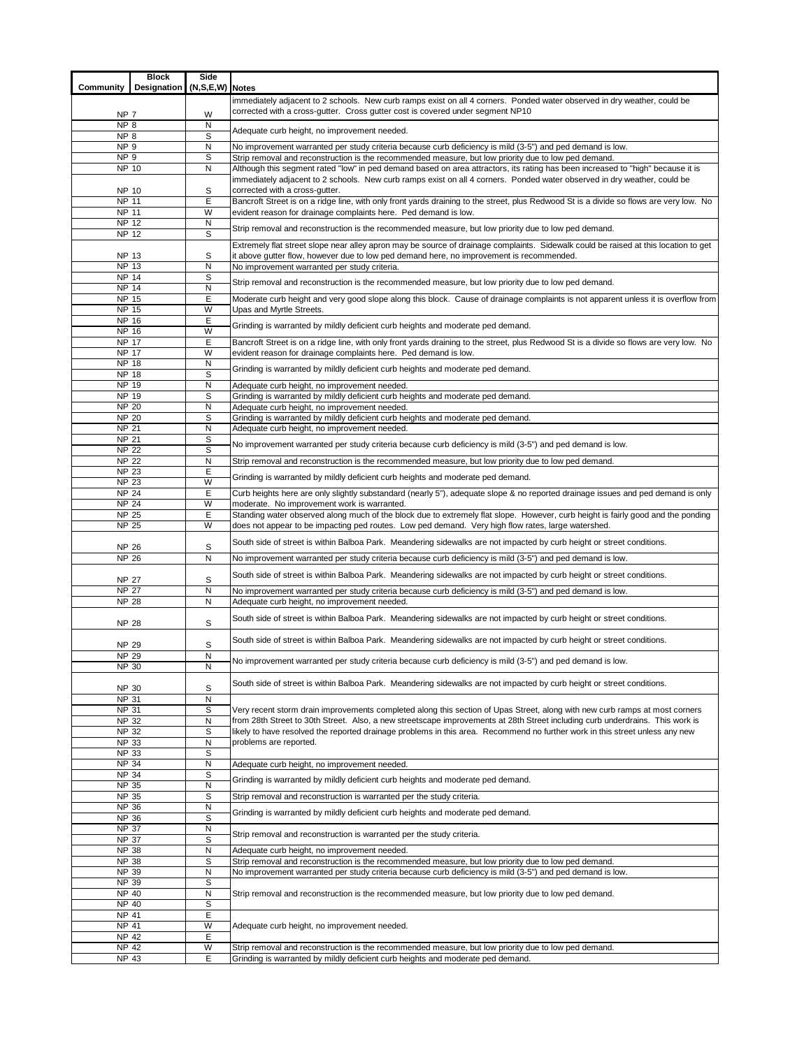| Community | Block Designation | Side (N,S,E,W) | Notes |
|---|---|---|---|
| NP 7 | | W | immediately adjacent to 2 schools. New curb ramps exist on all 4 corners. Ponded water observed in dry weather, could be corrected with a cross-gutter. Cross gutter cost is covered under segment NP10 |
| NP 8 | | N | Adequate curb height, no improvement needed. |
| NP 8 | | S | |
| NP 9 | | N | No improvement warranted per study criteria because curb deficiency is mild (3-5") and ped demand is low. |
| NP 9 | | S | Strip removal and reconstruction is the recommended measure, but low priority due to low ped demand. |
| NP 10 | | N | Although this segment rated "low" in ped demand based on area attractors, its rating has been increased to "high" because it is immediately adjacent to 2 schools. New curb ramps exist on all 4 corners. Ponded water observed in dry weather, could be corrected with a cross-gutter. |
| NP 10 | | S | |
| NP 11 | | E | Bancroft Street is on a ridge line, with only front yards draining to the street, plus Redwood St is a divide so flows are very low. No evident reason for drainage complaints here. Ped demand is low. |
| NP 11 | | W | |
| NP 12 | | N | Strip removal and reconstruction is the recommended measure, but low priority due to low ped demand. |
| NP 12 | | S | |
| NP 13 | | S | Extremely flat street slope near alley apron may be source of drainage complaints. Sidewalk could be raised at this location to get it above gutter flow, however due to low ped demand here, no improvement is recommended. |
| NP 13 | | N | No improvement warranted per study criteria. |
| NP 14 | | S | Strip removal and reconstruction is the recommended measure, but low priority due to low ped demand. |
| NP 14 | | N | |
| NP 15 | | E | Moderate curb height and very good slope along this block. Cause of drainage complaints is not apparent unless it is overflow from Upas and Myrtle Streets. |
| NP 15 | | W | |
| NP 16 | | E | Grinding is warranted by mildly deficient curb heights and moderate ped demand. |
| NP 16 | | W | |
| NP 17 | | E | Bancroft Street is on a ridge line, with only front yards draining to the street, plus Redwood St is a divide so flows are very low. No evident reason for drainage complaints here. Ped demand is low. |
| NP 17 | | W | |
| NP 18 | | N | Grinding is warranted by mildly deficient curb heights and moderate ped demand. |
| NP 18 | | S | |
| NP 19 | | N | Adequate curb height, no improvement needed. |
| NP 19 | | S | Grinding is warranted by mildly deficient curb heights and moderate ped demand. |
| NP 20 | | N | Adequate curb height, no improvement needed. |
| NP 20 | | S | Grinding is warranted by mildly deficient curb heights and moderate ped demand. |
| NP 21 | | N | Adequate curb height, no improvement needed. |
| NP 21 | | S | No improvement warranted per study criteria because curb deficiency is mild (3-5") and ped demand is low. |
| NP 22 | | S | |
| NP 22 | | N | Strip removal and reconstruction is the recommended measure, but low priority due to low ped demand. |
| NP 23 | | E | Grinding is warranted by mildly deficient curb heights and moderate ped demand. |
| NP 23 | | W | |
| NP 24 | | E | Curb heights here are only slightly substandard (nearly 5"), adequate slope & no reported drainage issues and ped demand is only moderate. No improvement work is warranted. |
| NP 24 | | W | |
| NP 25 | | E | Standing water observed along much of the block due to extremely flat slope. However, curb height is fairly good and the ponding does not appear to be impacting ped routes. Low ped demand. Very high flow rates, large watershed. |
| NP 25 | | W | |
| NP 26 | | S | South side of street is within Balboa Park. Meandering sidewalks are not impacted by curb height or street conditions. |
| NP 26 | | N | No improvement warranted per study criteria because curb deficiency is mild (3-5") and ped demand is low. |
| NP 27 | | S | South side of street is within Balboa Park. Meandering sidewalks are not impacted by curb height or street conditions. |
| NP 27 | | N | No improvement warranted per study criteria because curb deficiency is mild (3-5") and ped demand is low. |
| NP 28 | | N | Adequate curb height, no improvement needed. |
| NP 28 | | S | South side of street is within Balboa Park. Meandering sidewalks are not impacted by curb height or street conditions. |
| NP 29 | | S | South side of street is within Balboa Park. Meandering sidewalks are not impacted by curb height or street conditions. |
| NP 29 | | N | No improvement warranted per study criteria because curb deficiency is mild (3-5") and ped demand is low. |
| NP 30 | | N | |
| NP 30 | | S | South side of street is within Balboa Park. Meandering sidewalks are not impacted by curb height or street conditions. |
| NP 31 | | N | Very recent storm drain improvements completed along this section of Upas Street, along with new curb ramps at most corners from 28th Street to 30th Street. Also, a new streetscape improvements at 28th Street including curb underdrains. This work is likely to have resolved the reported drainage problems in this area. Recommend no further work in this street unless any new problems are reported. |
| NP 31 | | S | |
| NP 32 | | N | |
| NP 32 | | S | |
| NP 33 | | N | |
| NP 33 | | S | |
| NP 34 | | N | Adequate curb height, no improvement needed. |
| NP 34 | | S | Grinding is warranted by mildly deficient curb heights and moderate ped demand. |
| NP 35 | | N | |
| NP 35 | | S | Strip removal and reconstruction is warranted per the study criteria. |
| NP 36 | | N | Grinding is warranted by mildly deficient curb heights and moderate ped demand. |
| NP 36 | | S | |
| NP 37 | | N | Strip removal and reconstruction is warranted per the study criteria. |
| NP 37 | | S | |
| NP 38 | | N | Adequate curb height, no improvement needed. |
| NP 38 | | S | Strip removal and reconstruction is the recommended measure, but low priority due to low ped demand. |
| NP 39 | | N | No improvement warranted per study criteria because curb deficiency is mild (3-5") and ped demand is low. |
| NP 39 | | S | Strip removal and reconstruction is the recommended measure, but low priority due to low ped demand. |
| NP 40 | | N | |
| NP 40 | | S | |
| NP 41 | | E | Adequate curb height, no improvement needed. |
| NP 41 | | W | |
| NP 42 | | E | |
| NP 42 | | W | Strip removal and reconstruction is the recommended measure, but low priority due to low ped demand. |
| NP 43 | | E | Grinding is warranted by mildly deficient curb heights and moderate ped demand. |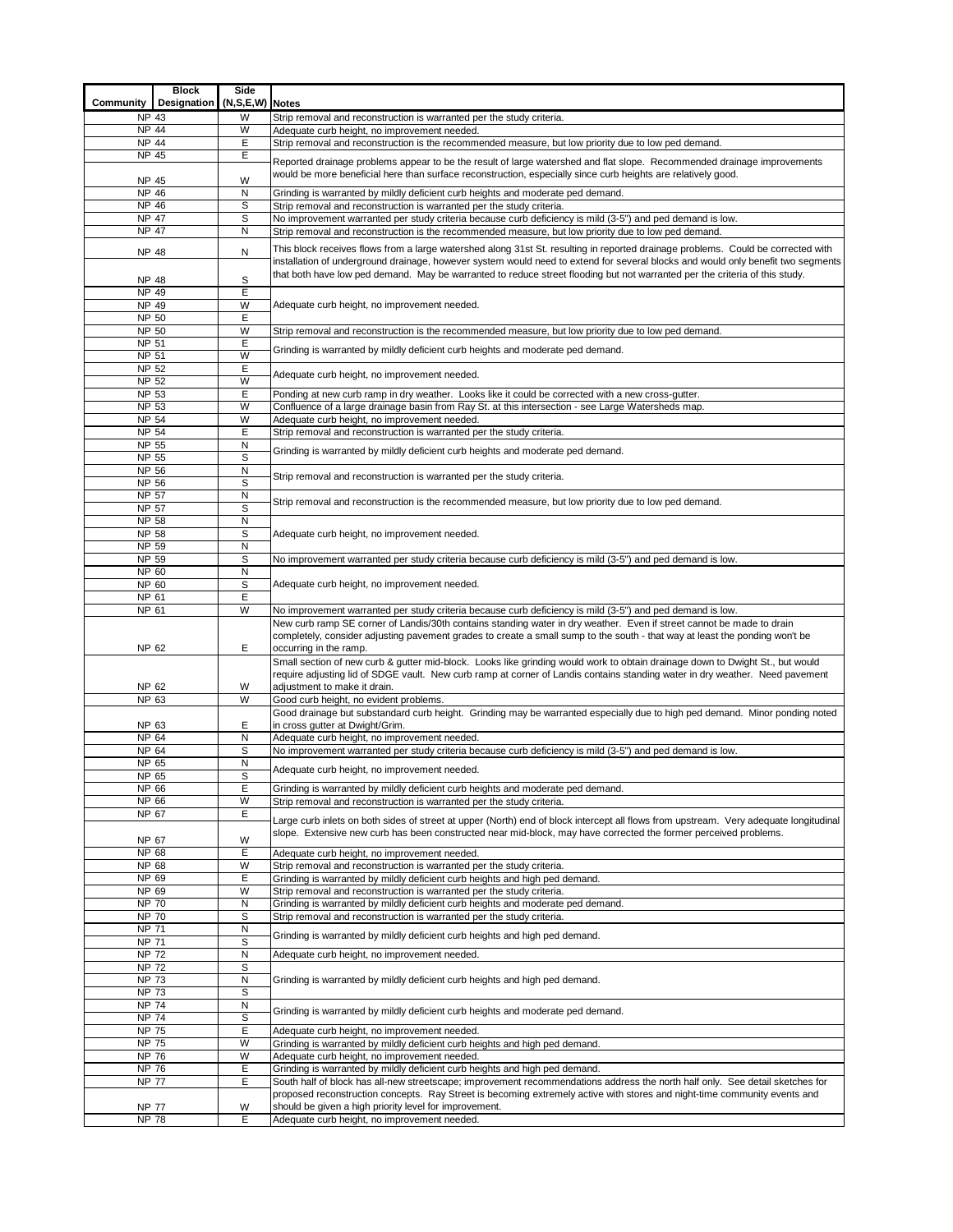| Community | Block Designation | Side (N,S,E,W) | Notes |
|---|---|---|---|
| NP | 43 | W | Strip removal and reconstruction is warranted per the study criteria. |
| NP | 44 | W | Adequate curb height, no improvement needed. |
| NP | 44 | E | Strip removal and reconstruction is the recommended measure, but low priority due to low ped demand. |
| NP | 45 | E | Reported drainage problems appear to be the result of large watershed and flat slope. Recommended drainage improvements would be more beneficial here than surface reconstruction, especially since curb heights are relatively good. |
| NP | 45 | W | |
| NP | 46 | N | Grinding is warranted by mildly deficient curb heights and moderate ped demand. |
| NP | 46 | S | Strip removal and reconstruction is warranted per the study criteria. |
| NP | 47 | S | No improvement warranted per study criteria because curb deficiency is mild (3-5") and ped demand is low. |
| NP | 47 | N | Strip removal and reconstruction is the recommended measure, but low priority due to low ped demand. |
| NP | 48 | N | This block receives flows from a large watershed along 31st St. resulting in reported drainage problems. Could be corrected with installation of underground drainage, however system would need to extend for several blocks and would only benefit two segments that both have low ped demand. May be warranted to reduce street flooding but not warranted per the criteria of this study. |
| NP | 48 | S | |
| NP | 49 | E | Adequate curb height, no improvement needed. |
| NP | 49 | W | |
| NP | 50 | E | |
| NP | 50 | W | Strip removal and reconstruction is the recommended measure, but low priority due to low ped demand. |
| NP | 51 | E | Grinding is warranted by mildly deficient curb heights and moderate ped demand. |
| NP | 51 | W | |
| NP | 52 | E | Adequate curb height, no improvement needed. |
| NP | 52 | W | |
| NP | 53 | E | Ponding at new curb ramp in dry weather. Looks like it could be corrected with a new cross-gutter. |
| NP | 53 | W | Confluence of a large drainage basin from Ray St. at this intersection - see Large Watersheds map. |
| NP | 54 | W | Adequate curb height, no improvement needed. |
| NP | 54 | E | Strip removal and reconstruction is warranted per the study criteria. |
| NP | 55 | N | Grinding is warranted by mildly deficient curb heights and moderate ped demand. |
| NP | 55 | S | |
| NP | 56 | N | Strip removal and reconstruction is warranted per the study criteria. |
| NP | 56 | S | |
| NP | 57 | N | Strip removal and reconstruction is the recommended measure, but low priority due to low ped demand. |
| NP | 57 | S | |
| NP | 58 | N | Adequate curb height, no improvement needed. |
| NP | 58 | S | |
| NP | 59 | N | |
| NP | 59 | S | No improvement warranted per study criteria because curb deficiency is mild (3-5") and ped demand is low. |
| NP | 60 | N | Adequate curb height, no improvement needed. |
| NP | 60 | S | |
| NP | 61 | E | |
| NP | 61 | W | No improvement warranted per study criteria because curb deficiency is mild (3-5") and ped demand is low. |
| NP | 62 | E | New curb ramp SE corner of Landis/30th contains standing water in dry weather. Even if street cannot be made to drain completely, consider adjusting pavement grades to create a small sump to the south - that way at least the ponding won't be occurring in the ramp. |
| NP | 62 | W | Small section of new curb & gutter mid-block. Looks like grinding would work to obtain drainage down to Dwight St., but would require adjusting lid of SDGE vault. New curb ramp at corner of Landis contains standing water in dry weather. Need pavement adjustment to make it drain. |
| NP | 63 | W | Good curb height, no evident problems. |
| NP | 63 | E | Good drainage but substandard curb height. Grinding may be warranted especially due to high ped demand. Minor ponding noted in cross gutter at Dwight/Grim. |
| NP | 64 | N | Adequate curb height, no improvement needed. |
| NP | 64 | S | No improvement warranted per study criteria because curb deficiency is mild (3-5") and ped demand is low. |
| NP | 65 | N | Adequate curb height, no improvement needed. |
| NP | 65 | S | |
| NP | 66 | E | Grinding is warranted by mildly deficient curb heights and moderate ped demand. |
| NP | 66 | W | Strip removal and reconstruction is warranted per the study criteria. |
| NP | 67 | E | Large curb inlets on both sides of street at upper (North) end of block intercept all flows from upstream. Very adequate longitudinal slope. Extensive new curb has been constructed near mid-block, may have corrected the former perceived problems. |
| NP | 67 | W | |
| NP | 68 | E | Adequate curb height, no improvement needed. |
| NP | 68 | W | Strip removal and reconstruction is warranted per the study criteria. |
| NP | 69 | E | Grinding is warranted by mildly deficient curb heights and high ped demand. |
| NP | 69 | W | Strip removal and reconstruction is warranted per the study criteria. |
| NP | 70 | N | Grinding is warranted by mildly deficient curb heights and moderate ped demand. |
| NP | 70 | S | Strip removal and reconstruction is warranted per the study criteria. |
| NP | 71 | N | Grinding is warranted by mildly deficient curb heights and high ped demand. |
| NP | 71 | S | |
| NP | 72 | N | Adequate curb height, no improvement needed. |
| NP | 72 | S | Grinding is warranted by mildly deficient curb heights and high ped demand. |
| NP | 73 | N | |
| NP | 73 | S | |
| NP | 74 | N | Grinding is warranted by mildly deficient curb heights and moderate ped demand. |
| NP | 74 | S | |
| NP | 75 | E | Adequate curb height, no improvement needed. |
| NP | 75 | W | Grinding is warranted by mildly deficient curb heights and high ped demand. |
| NP | 76 | W | Adequate curb height, no improvement needed. |
| NP | 76 | E | Grinding is warranted by mildly deficient curb heights and high ped demand. |
| NP | 77 | E | South half of block has all-new streetscape; improvement recommendations address the north half only. See detail sketches for proposed reconstruction concepts. Ray Street is becoming extremely active with stores and night-time community events and should be given a high priority level for improvement. |
| NP | 77 | W | |
| NP | 78 | E | Adequate curb height, no improvement needed. |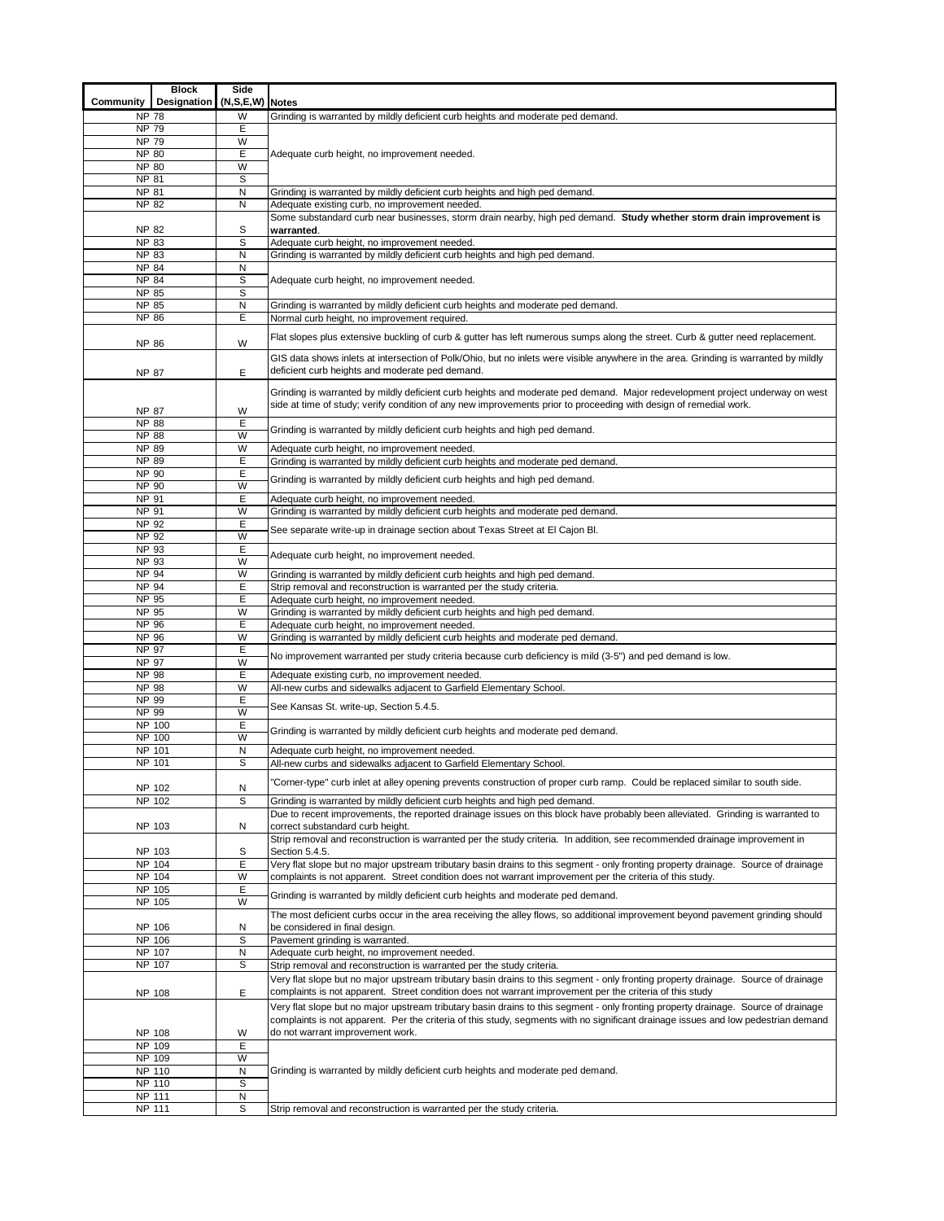| Community | Block Designation | Side (N,S,E,W) | Notes |
|---|---|---|---|
| NP 78 | | W | Grinding is warranted by mildly deficient curb heights and moderate ped demand. |
| NP 79 | | E | Adequate curb height, no improvement needed. |
| NP 79 | | W | |
| NP 80 | | E | |
| NP 80 | | W | |
| NP 81 | | S | |
| NP 81 | | N | Grinding is warranted by mildly deficient curb heights and high ped demand. |
| NP 82 | | N | Adequate existing curb, no improvement needed. |
| NP 82 | | S | Some substandard curb near businesses, storm drain nearby, high ped demand. **Study whether storm drain improvement is warranted**. |
| NP 83 | | S | Adequate curb height, no improvement needed. |
| NP 83 | | N | Grinding is warranted by mildly deficient curb heights and high ped demand. |
| NP 84 | | N | Adequate curb height, no improvement needed. |
| NP 84 | | S | |
| NP 85 | | S | |
| NP 85 | | N | Grinding is warranted by mildly deficient curb heights and moderate ped demand. |
| NP 86 | | E | Normal curb height, no improvement required. |
| NP 86 | | W | Flat slopes plus extensive buckling of curb & gutter has left numerous sumps along the street. Curb & gutter need replacement. |
| NP 87 | | E | GIS data shows inlets at intersection of Polk/Ohio, but no inlets were visible anywhere in the area. Grinding is warranted by mildly deficient curb heights and moderate ped demand. |
| NP 87 | | W | Grinding is warranted by mildly deficient curb heights and moderate ped demand. Major redevelopment project underway on west side at time of study; verify condition of any new improvements prior to proceeding with design of remedial work. |
| NP 88 | | E | Grinding is warranted by mildly deficient curb heights and high ped demand. |
| NP 88 | | W | |
| NP 89 | | W | Adequate curb height, no improvement needed. |
| NP 89 | | E | Grinding is warranted by mildly deficient curb heights and moderate ped demand. |
| NP 90 | | E | Grinding is warranted by mildly deficient curb heights and high ped demand. |
| NP 90 | | W | |
| NP 91 | | E | Adequate curb height, no improvement needed. |
| NP 91 | | W | Grinding is warranted by mildly deficient curb heights and moderate ped demand. |
| NP 92 | | E | See separate write-up in drainage section about Texas Street at El Cajon Bl. |
| NP 92 | | W | |
| NP 93 | | E | Adequate curb height, no improvement needed. |
| NP 93 | | W | |
| NP 94 | | W | Grinding is warranted by mildly deficient curb heights and high ped demand. |
| NP 94 | | E | Strip removal and reconstruction is warranted per the study criteria. |
| NP 95 | | E | Adequate curb height, no improvement needed. |
| NP 95 | | W | Grinding is warranted by mildly deficient curb heights and high ped demand. |
| NP 96 | | E | Adequate curb height, no improvement needed. |
| NP 96 | | W | Grinding is warranted by mildly deficient curb heights and moderate ped demand. |
| NP 97 | | E | No improvement warranted per study criteria because curb deficiency is mild (3-5") and ped demand is low. |
| NP 97 | | W | |
| NP 98 | | E | Adequate existing curb, no improvement needed. |
| NP 98 | | W | All-new curbs and sidewalks adjacent to Garfield Elementary School. |
| NP 99 | | E | See Kansas St. write-up, Section 5.4.5. |
| NP 99 | | W | |
| NP 100 | | E | Grinding is warranted by mildly deficient curb heights and moderate ped demand. |
| NP 100 | | W | |
| NP 101 | | N | Adequate curb height, no improvement needed. |
| NP 101 | | S | All-new curbs and sidewalks adjacent to Garfield Elementary School. |
| NP 102 | | N | "Corner-type" curb inlet at alley opening prevents construction of proper curb ramp. Could be replaced similar to south side. |
| NP 102 | | S | Grinding is warranted by mildly deficient curb heights and high ped demand. |
| NP 103 | | N | Due to recent improvements, the reported drainage issues on this block have probably been alleviated. Grinding is warranted to correct substandard curb height. |
| NP 103 | | S | Strip removal and reconstruction is warranted per the study criteria. In addition, see recommended drainage improvement in Section 5.4.5. |
| NP 104 | | E | Very flat slope but no major upstream tributary basin drains to this segment - only fronting property drainage. Source of drainage complaints is not apparent. Street condition does not warrant improvement per the criteria of this study. |
| NP 104 | | W | |
| NP 105 | | E | Grinding is warranted by mildly deficient curb heights and moderate ped demand. |
| NP 105 | | W | |
| NP 106 | | N | The most deficient curbs occur in the area receiving the alley flows, so additional improvement beyond pavement grinding should be considered in final design. |
| NP 106 | | S | Pavement grinding is warranted. |
| NP 107 | | N | Adequate curb height, no improvement needed. |
| NP 107 | | S | Strip removal and reconstruction is warranted per the study criteria. |
| NP 108 | | E | Very flat slope but no major upstream tributary basin drains to this segment - only fronting property drainage. Source of drainage complaints is not apparent. Street condition does not warrant improvement per the criteria of this study |
| NP 108 | | W | Very flat slope but no major upstream tributary basin drains to this segment - only fronting property drainage. Source of drainage complaints is not apparent. Per the criteria of this study, segments with no significant drainage issues and low pedestrian demand do not warrant improvement work. |
| NP 109 | | E | Grinding is warranted by mildly deficient curb heights and moderate ped demand. |
| NP 109 | | W | |
| NP 110 | | N | |
| NP 110 | | S | |
| NP 111 | | N | |
| NP 111 | | S | Strip removal and reconstruction is warranted per the study criteria. |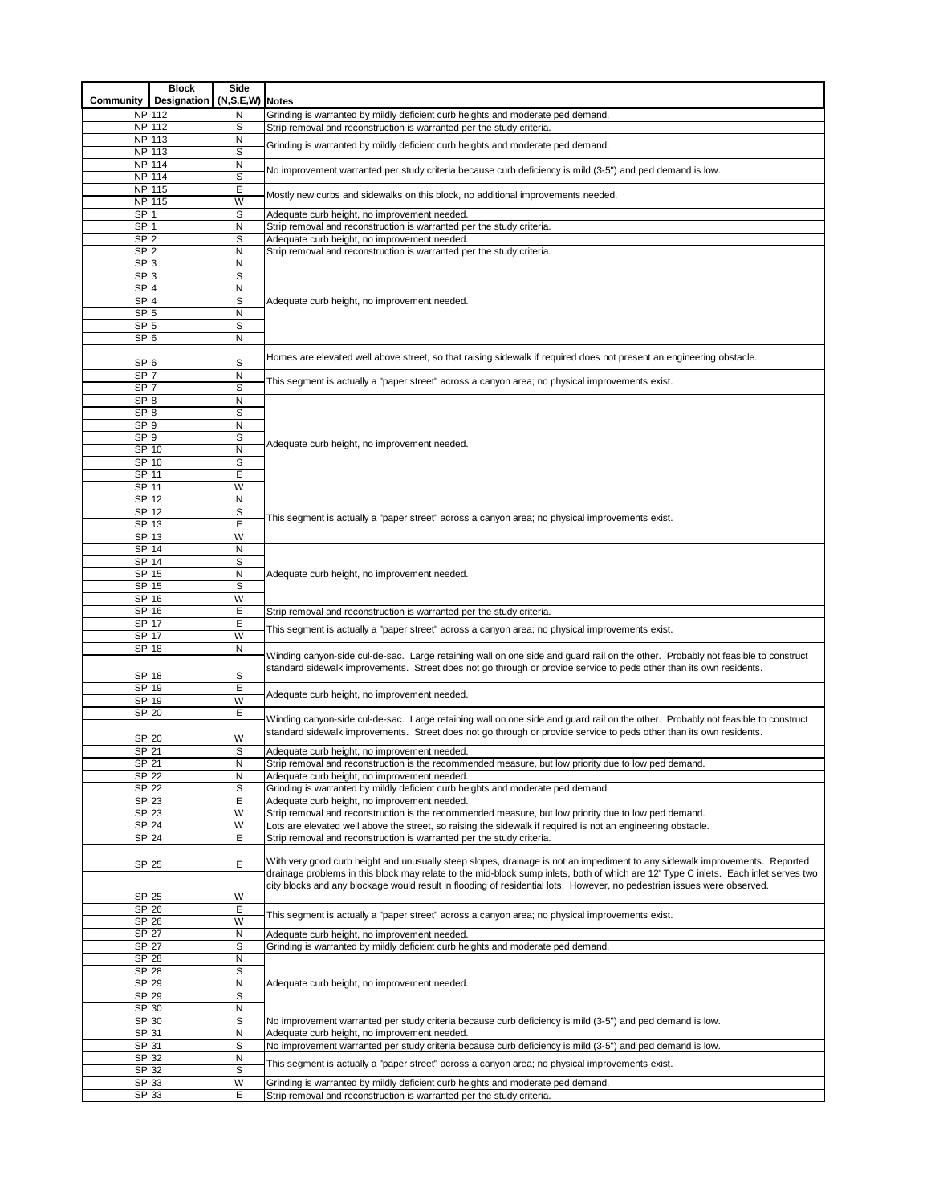| Community | Block Designation | Side (N,S,E,W) | Notes |
|---|---|---|---|
| | NP 112 | N | Grinding is warranted by mildly deficient curb heights and moderate ped demand. |
| | NP 112 | S | Strip removal and reconstruction is warranted per the study criteria. |
| | NP 113 | N | Grinding is warranted by mildly deficient curb heights and moderate ped demand. |
| | NP 113 | S | |
| | NP 114 | N | No improvement warranted per study criteria because curb deficiency is mild (3-5") and ped demand is low. |
| | NP 114 | S | |
| | NP 115 | E | Mostly new curbs and sidewalks on this block, no additional improvements needed. |
| | NP 115 | W | |
| | SP 1 | S | Adequate curb height, no improvement needed. |
| | SP 1 | N | Strip removal and reconstruction is warranted per the study criteria. |
| | SP 2 | S | Adequate curb height, no improvement needed. |
| | SP 2 | N | Strip removal and reconstruction is warranted per the study criteria. |
| | SP 3 | N | Adequate curb height, no improvement needed. |
| | SP 3 | S | |
| | SP 4 | N | |
| | SP 4 | S | |
| | SP 5 | N | |
| | SP 5 | S | |
| | SP 6 | N | |
| | SP 6 | S | Homes are elevated well above street, so that raising sidewalk if required does not present an engineering obstacle. |
| | SP 7 | N | This segment is actually a "paper street" across a canyon area; no physical improvements exist. |
| | SP 7 | S | |
| | SP 8 | N | Adequate curb height, no improvement needed. |
| | SP 8 | S | |
| | SP 9 | N | |
| | SP 9 | S | |
| | SP 10 | N | |
| | SP 10 | S | |
| | SP 11 | E | |
| | SP 11 | W | |
| | SP 12 | N | This segment is actually a "paper street" across a canyon area; no physical improvements exist. |
| | SP 12 | S | |
| | SP 13 | E | |
| | SP 13 | W | |
| | SP 14 | N | Adequate curb height, no improvement needed. |
| | SP 14 | S | |
| | SP 15 | N | |
| | SP 15 | S | |
| | SP 16 | W | |
| | SP 16 | E | Strip removal and reconstruction is warranted per the study criteria. |
| | SP 17 | E | This segment is actually a "paper street" across a canyon area; no physical improvements exist. |
| | SP 17 | W | |
| | SP 18 | N | Winding canyon-side cul-de-sac. Large retaining wall on one side and guard rail on the other. Probably not feasible to construct standard sidewalk improvements. Street does not go through or provide service to peds other than its own residents. |
| | SP 18 | S | |
| | SP 19 | E | Adequate curb height, no improvement needed. |
| | SP 19 | W | |
| | SP 20 | E | Winding canyon-side cul-de-sac. Large retaining wall on one side and guard rail on the other. Probably not feasible to construct standard sidewalk improvements. Street does not go through or provide service to peds other than its own residents. |
| | SP 20 | W | |
| | SP 21 | S | Adequate curb height, no improvement needed. |
| | SP 21 | N | Strip removal and reconstruction is the recommended measure, but low priority due to low ped demand. |
| | SP 22 | N | Adequate curb height, no improvement needed. |
| | SP 22 | S | Grinding is warranted by mildly deficient curb heights and moderate ped demand. |
| | SP 23 | E | Adequate curb height, no improvement needed. |
| | SP 23 | W | Strip removal and reconstruction is the recommended measure, but low priority due to low ped demand. |
| | SP 24 | W | Lots are elevated well above the street, so raising the sidewalk if required is not an engineering obstacle. |
| | SP 24 | E | Strip removal and reconstruction is warranted per the study criteria. |
| | SP 25 | E | With very good curb height and unusually steep slopes, drainage is not an impediment to any sidewalk improvements. Reported drainage problems in this block may relate to the mid-block sump inlets, both of which are 12' Type C inlets. Each inlet serves two city blocks and any blockage would result in flooding of residential lots. However, no pedestrian issues were observed. |
| | SP 25 | W | |
| | SP 26 | E | This segment is actually a "paper street" across a canyon area; no physical improvements exist. |
| | SP 26 | W | |
| | SP 27 | N | Adequate curb height, no improvement needed. |
| | SP 27 | S | Grinding is warranted by mildly deficient curb heights and moderate ped demand. |
| | SP 28 | N | Adequate curb height, no improvement needed. |
| | SP 28 | S | |
| | SP 29 | N | |
| | SP 29 | S | |
| | SP 30 | N | |
| | SP 30 | S | No improvement warranted per study criteria because curb deficiency is mild (3-5") and ped demand is low. |
| | SP 31 | N | Adequate curb height, no improvement needed. |
| | SP 31 | S | No improvement warranted per study criteria because curb deficiency is mild (3-5") and ped demand is low. |
| | SP 32 | N | This segment is actually a "paper street" across a canyon area; no physical improvements exist. |
| | SP 32 | S | |
| | SP 33 | W | Grinding is warranted by mildly deficient curb heights and moderate ped demand. |
| | SP 33 | E | Strip removal and reconstruction is warranted per the study criteria. |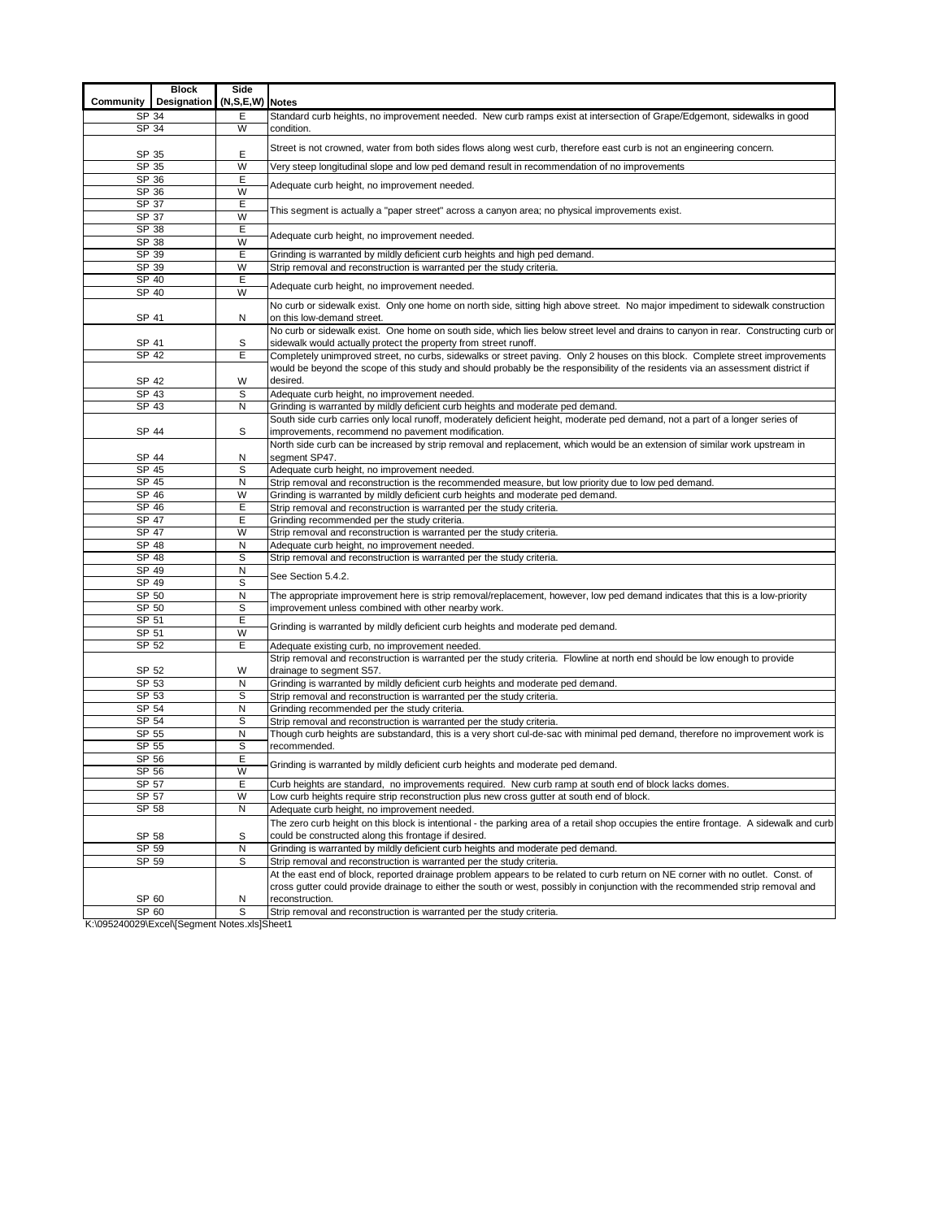| Community | Block Designation | Side (N,S,E,W) | Notes |
|---|---|---|---|
| SP 34 | | E | Standard curb heights, no improvement needed. New curb ramps exist at intersection of Grape/Edgemont, sidewalks in good condition. |
| SP 34 | | W | |
| SP 35 | | E | Street is not crowned, water from both sides flows along west curb, therefore east curb is not an engineering concern. |
| SP 35 | | W | Very steep longitudinal slope and low ped demand result in recommendation of no improvements |
| SP 36 | | E | Adequate curb height, no improvement needed. |
| SP 36 | | W | |
| SP 37 | | E | This segment is actually a "paper street" across a canyon area; no physical improvements exist. |
| SP 37 | | W | |
| SP 38 | | E | Adequate curb height, no improvement needed. |
| SP 38 | | W | |
| SP 39 | | E | Grinding is warranted by mildly deficient curb heights and high ped demand. |
| SP 39 | | W | Strip removal and reconstruction is warranted per the study criteria. |
| SP 40 | | E | Adequate curb height, no improvement needed. |
| SP 40 | | W | |
| SP 41 | | N | No curb or sidewalk exist. Only one home on north side, sitting high above street. No major impediment to sidewalk construction on this low-demand street. |
| SP 41 | | S | No curb or sidewalk exist. One home on south side, which lies below street level and drains to canyon in rear. Constructing curb or sidewalk would actually protect the property from street runoff. |
| SP 42 | | E | Completely unimproved street, no curbs, sidewalks or street paving. Only 2 houses on this block. Complete street improvements would be beyond the scope of this study and should probably be the responsibility of the residents via an assessment district if desired. |
| SP 42 | | W | |
| SP 43 | | S | Adequate curb height, no improvement needed. |
| SP 43 | | N | Grinding is warranted by mildly deficient curb heights and moderate ped demand. |
| SP 44 | | S | South side curb carries only local runoff, moderately deficient height, moderate ped demand, not a part of a longer series of improvements, recommend no pavement modification. |
| SP 44 | | N | North side curb can be increased by strip removal and replacement, which would be an extension of similar work upstream in segment SP47. |
| SP 45 | | S | Adequate curb height, no improvement needed. |
| SP 45 | | N | Strip removal and reconstruction is the recommended measure, but low priority due to low ped demand. |
| SP 46 | | W | Grinding is warranted by mildly deficient curb heights and moderate ped demand. |
| SP 46 | | E | Strip removal and reconstruction is warranted per the study criteria. |
| SP 47 | | E | Grinding recommended per the study criteria. |
| SP 47 | | W | Strip removal and reconstruction is warranted per the study criteria. |
| SP 48 | | N | Adequate curb height, no improvement needed. |
| SP 48 | | S | Strip removal and reconstruction is warranted per the study criteria. |
| SP 49 | | N | See Section 5.4.2. |
| SP 49 | | S | |
| SP 50 | | N | The appropriate improvement here is strip removal/replacement, however, low ped demand indicates that this is a low-priority improvement unless combined with other nearby work. |
| SP 50 | | S | |
| SP 51 | | E | Grinding is warranted by mildly deficient curb heights and moderate ped demand. |
| SP 51 | | W | |
| SP 52 | | E | Adequate existing curb, no improvement needed. |
| SP 52 | | W | Strip removal and reconstruction is warranted per the study criteria. Flowline at north end should be low enough to provide drainage to segment S57. |
| SP 53 | | N | Grinding is warranted by mildly deficient curb heights and moderate ped demand. |
| SP 53 | | S | Strip removal and reconstruction is warranted per the study criteria. |
| SP 54 | | N | Grinding recommended per the study criteria. |
| SP 54 | | S | Strip removal and reconstruction is warranted per the study criteria. |
| SP 55 | | N | Though curb heights are substandard, this is a very short cul-de-sac with minimal ped demand, therefore no improvement work is recommended. |
| SP 55 | | S | |
| SP 56 | | E | Grinding is warranted by mildly deficient curb heights and moderate ped demand. |
| SP 56 | | W | |
| SP 57 | | E | Curb heights are standard, no improvements required. New curb ramp at south end of block lacks domes. |
| SP 57 | | W | Low curb heights require strip reconstruction plus new cross gutter at south end of block. |
| SP 58 | | N | Adequate curb height, no improvement needed. |
| SP 58 | | S | The zero curb height on this block is intentional - the parking area of a retail shop occupies the entire frontage. A sidewalk and curb could be constructed along this frontage if desired. |
| SP 59 | | N | Grinding is warranted by mildly deficient curb heights and moderate ped demand. |
| SP 59 | | S | Strip removal and reconstruction is warranted per the study criteria. |
| SP 60 | | N | At the east end of block, reported drainage problem appears to be related to curb return on NE corner with no outlet. Const. of cross gutter could provide drainage to either the south or west, possibly in conjunction with the recommended strip removal and reconstruction. |
| SP 60 | | S | Strip removal and reconstruction is warranted per the study criteria. |

K:\095240029\Excel\[Segment Notes.xls]Sheet1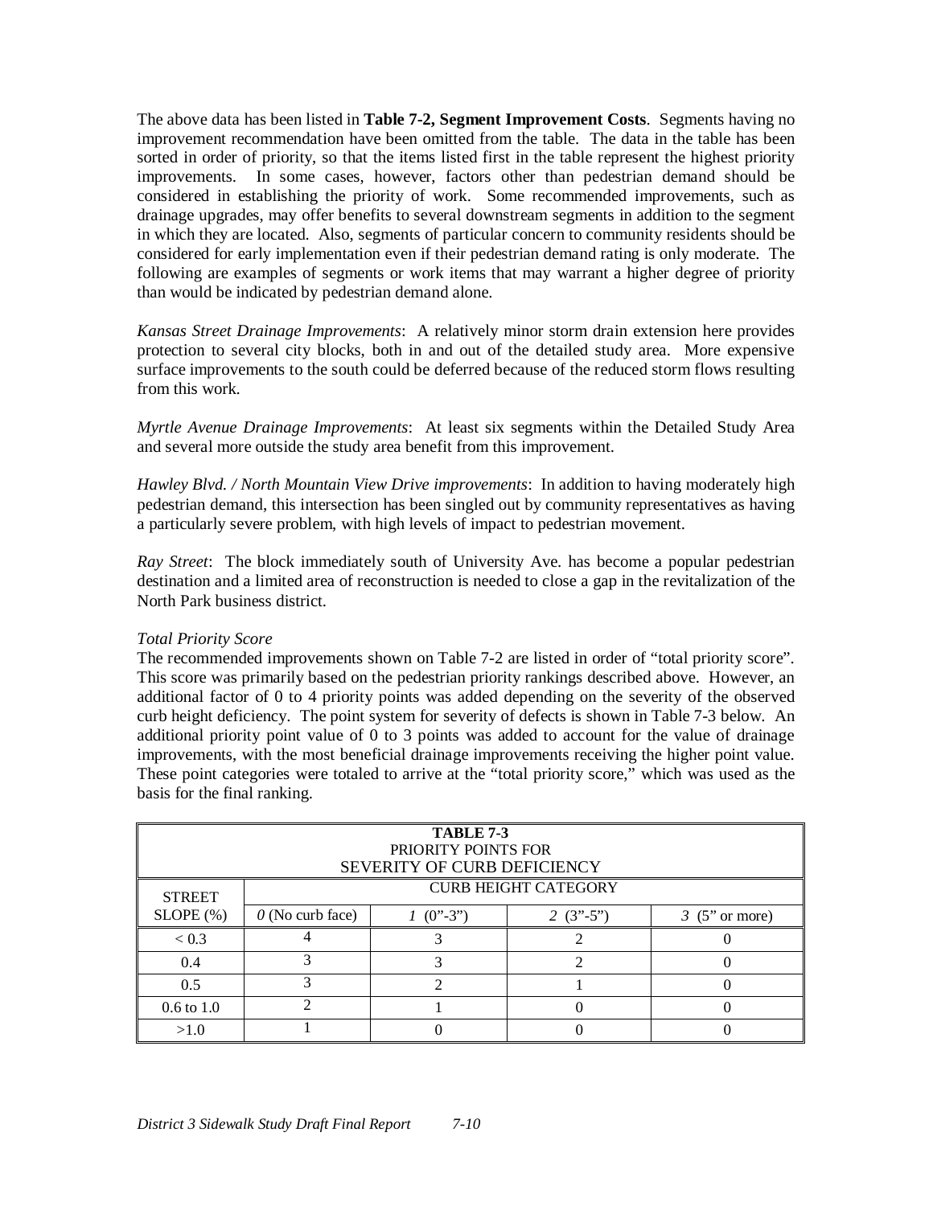The above data has been listed in **Table 7-2, Segment Improvement Costs**. Segments having no improvement recommendation have been omitted from the table. The data in the table has been sorted in order of priority, so that the items listed first in the table represent the highest priority improvements. In some cases, however, factors other than pedestrian demand should be considered in establishing the priority of work. Some recommended improvements, such as drainage upgrades, may offer benefits to several downstream segments in addition to the segment in which they are located. Also, segments of particular concern to community residents should be considered for early implementation even if their pedestrian demand rating is only moderate. The following are examples of segments or work items that may warrant a higher degree of priority than would be indicated by pedestrian demand alone.

*Kansas Street Drainage Improvements*: A relatively minor storm drain extension here provides protection to several city blocks, both in and out of the detailed study area. More expensive surface improvements to the south could be deferred because of the reduced storm flows resulting from this work.

*Myrtle Avenue Drainage Improvements*: At least six segments within the Detailed Study Area and several more outside the study area benefit from this improvement.

*Hawley Blvd. / North Mountain View Drive improvements*: In addition to having moderately high pedestrian demand, this intersection has been singled out by community representatives as having a particularly severe problem, with high levels of impact to pedestrian movement.

*Ray Street*: The block immediately south of University Ave. has become a popular pedestrian destination and a limited area of reconstruction is needed to close a gap in the revitalization of the North Park business district.

*Total Priority Score*

The recommended improvements shown on Table 7-2 are listed in order of "total priority score". This score was primarily based on the pedestrian priority rankings described above. However, an additional factor of 0 to 4 priority points was added depending on the severity of the observed curb height deficiency. The point system for severity of defects is shown in Table 7-3 below. An additional priority point value of 0 to 3 points was added to account for the value of drainage improvements, with the most beneficial drainage improvements receiving the higher point value. These point categories were totaled to arrive at the "total priority score," which was used as the basis for the final ranking.

**TABLE 7-3**
PRIORITY POINTS FOR
SEVERITY OF CURB DEFICIENCY

| STREET SLOPE (%) | CURB HEIGHT CATEGORY | | | |
|---|---|---|---|---|
| | *0* (No curb face) | *1* (0"-3") | *2* (3"-5") | *3* (5" or more) |
| < 0.3 | 4 | 3 | 2 | 0 |
| 0.4 | 3 | 3 | 2 | 0 |
| 0.5 | 3 | 2 | 1 | 0 |
| 0.6 to 1.0 | 2 | 1 | 0 | 0 |
| >1.0 | 1 | 0 | 0 | 0 |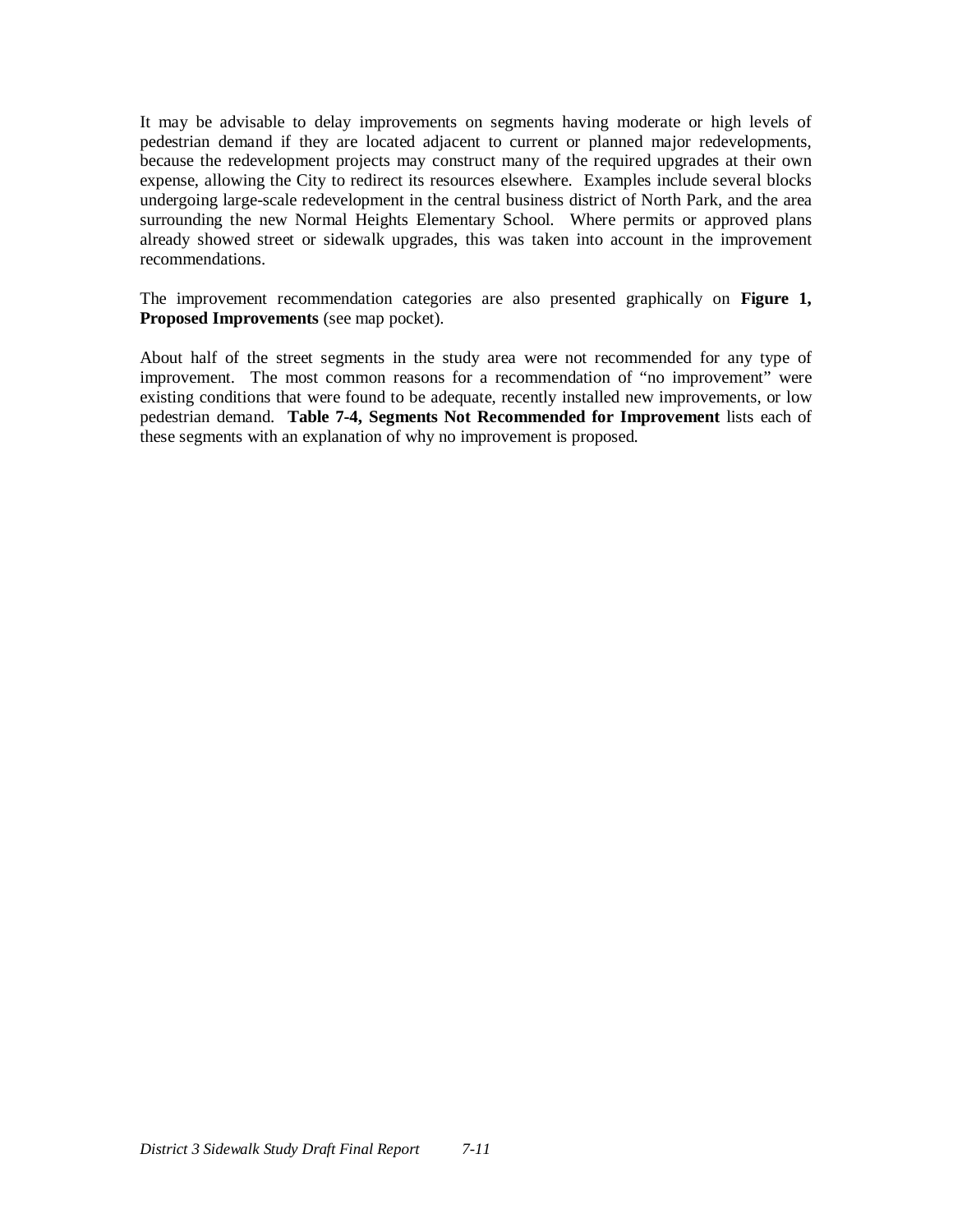It may be advisable to delay improvements on segments having moderate or high levels of pedestrian demand if they are located adjacent to current or planned major redevelopments, because the redevelopment projects may construct many of the required upgrades at their own expense, allowing the City to redirect its resources elsewhere. Examples include several blocks undergoing large-scale redevelopment in the central business district of North Park, and the area surrounding the new Normal Heights Elementary School. Where permits or approved plans already showed street or sidewalk upgrades, this was taken into account in the improvement recommendations.

The improvement recommendation categories are also presented graphically on **Figure 1, Proposed Improvements** (see map pocket).

About half of the street segments in the study area were not recommended for any type of improvement. The most common reasons for a recommendation of "no improvement" were existing conditions that were found to be adequate, recently installed new improvements, or low pedestrian demand. **Table 7-4, Segments Not Recommended for Improvement** lists each of these segments with an explanation of why no improvement is proposed.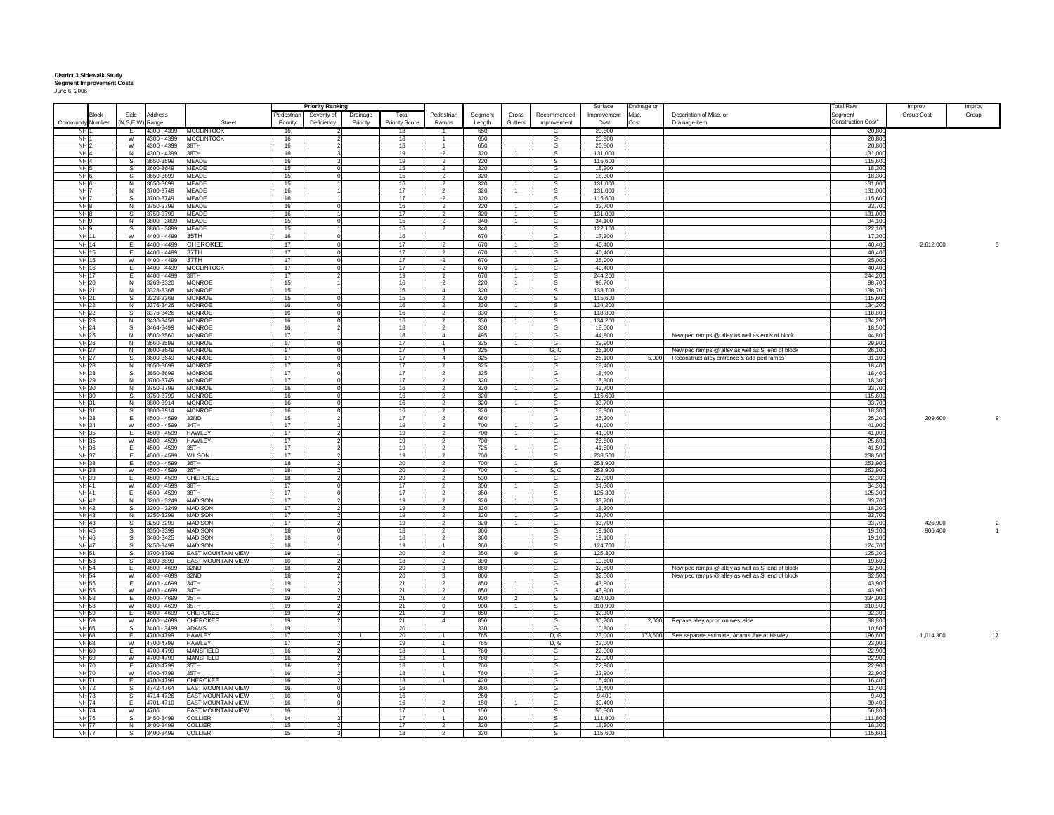**District 3 Sidewalk Study**
**Segment Improvement Costs**
June 6, 2006

| Community | Block Number | Side (N,S,E,W) | Address Range | Street | Pedestrian Priority | Severity of Deficiency | Drainage Priority | Total Priority Score | Pedestrian Ramps | Segment Length | Cross Gutters | Recommended Improvement | Surface Improvement Cost | Drainage or Misc. Cost | Description of Misc. or Drainage item | Total Raw Segment Construction Cost[c] | Improv Group Cost | Improv Group |
|---|---|---|---|---|---|---|---|---|---|---|---|---|---|---|---|---|---|---|
| | | | | | Priority Ranking | | | | | | | | | | | | | |
| NH | 1 | E | 4300 - 4399 | MCCLINTOCK | 16 | 2 | | 18 | 1 | 650 | | G | 20,800 | | | 20,800 | | |
| NH | 1 | W | 4300 - 4399 | MCCLINTOCK | 16 | 2 | | 18 | 1 | 650 | | G | 20,800 | | | 20,800 | | |
| NH | 2 | W | 4300 - 4399 | 38TH | 16 | 2 | | 18 | 1 | 650 | | G | 20,800 | | | 20,800 | | |
| NH | 4 | N | 4300 - 4399 | 38TH | 16 | 3 | | 19 | 2 | 320 | 1 | S | 131,000 | | | 131,000 | | |
| NH | 4 | S | 3550-3599 | MEADE | 16 | 3 | | 19 | 2 | 320 | | S | 115,600 | | | 115,600 | | |
| NH | 5 | S | 3600-3649 | MEADE | 15 | 0 | | 15 | 2 | 320 | | G | 18,300 | | | 18,300 | | |
| NH | 6 | S | 3650-3699 | MEADE | 15 | 0 | | 15 | 2 | 320 | | G | 18,300 | | | 18,300 | | |
| NH | 6 | N | 3650-3699 | MEADE | 15 | 1 | | 16 | 2 | 320 | 1 | S | 131,000 | | | 131,000 | | |
| NH | 7 | N | 3700-3749 | MEADE | 16 | 1 | | 17 | 2 | 320 | 1 | S | 131,000 | | | 131,000 | | |
| NH | 7 | S | 3700-3749 | MEADE | 16 | 1 | | 17 | 2 | 320 | | S | 115,600 | | | 115,600 | | |
| NH | 8 | N | 3750-3799 | MEADE | 16 | 0 | | 16 | 2 | 320 | 1 | G | 33,700 | | | 33,700 | | |
| NH | 8 | S | 3750-3799 | MEADE | 16 | 1 | | 17 | 2 | 320 | 1 | S | 131,000 | | | 131,000 | | |
| NH | 9 | N | 3800 - 3899 | MEADE | 15 | 0 | | 15 | 2 | 340 | 1 | G | 34,100 | | | 34,100 | | |
| NH | 9 | S | 3800 - 3899 | MEADE | 15 | 1 | | 16 | 2 | 340 | | S | 122,100 | | | 122,100 | | |
| NH | 11 | W | 4400 - 4499 | 35TH | 16 | 0 | | 16 | | 670 | | G | 17,300 | | | 17,300 | | |
| NH | 14 | E | 4400 - 4499 | CHEROKEE | 17 | 0 | | 17 | 2 | 670 | 1 | G | 40,400 | | | 40,400 | 2,612,000 | 5 |
| NH | 15 | E | 4400 - 4499 | 37TH | 17 | 0 | | 17 | 2 | 670 | 1 | G | 40,400 | | | 40,400 | | |
| NH | 15 | W | 4400 - 4499 | 37TH | 17 | 0 | | 17 | 2 | 670 | | G | 25,000 | | | 25,000 | | |
| NH | 16 | E | 4400 - 4499 | MCCLINTOCK | 17 | 0 | | 17 | 2 | 670 | 1 | G | 40,400 | | | 40,400 | | |
| NH | 17 | E | 4400 - 4499 | 38TH | 17 | 2 | | 19 | 2 | 670 | 1 | S | 244,200 | | | 244,200 | | |
| NH | 20 | N | 3263-3320 | MONROE | 15 | 1 | | 16 | 2 | 220 | 1 | S | 98,700 | | | 98,700 | | |
| NH | 21 | N | 3328-3368 | MONROE | 15 | 1 | | 16 | 4 | 320 | 1 | S | 138,700 | | | 138,700 | | |
| NH | 21 | S | 3328-3368 | MONROE | 15 | 0 | | 15 | 2 | 320 | | S | 115,600 | | | 115,600 | | |
| NH | 22 | N | 3376-3426 | MONROE | 16 | 0 | | 16 | 2 | 330 | 1 | S | 134,200 | | | 134,200 | | |
| NH | 22 | S | 3376-3426 | MONROE | 16 | 0 | | 16 | 2 | 330 | | S | 118,800 | | | 118,800 | | |
| NH | 23 | N | 3430-3458 | MONROE | 16 | 0 | | 16 | 2 | 330 | 1 | S | 134,200 | | | 134,200 | | |
| NH | 24 | S | 3464-3499 | MONROE | 16 | 2 | | 18 | 2 | 330 | | G | 18,500 | | | 18,500 | | |
| NH | 25 | N | 3500-3560 | MONROE | 17 | 1 | | 18 | 4 | 495 | 1 | G | 44,800 | | New ped ramps @ alley as well as ends of block | 44,800 | | |
| NH | 26 | N | 3560-3599 | MONROE | 17 | 0 | | 17 | 1 | 325 | 1 | G | 29,900 | | | 29,900 | | |
| NH | 27 | N | 3600-3649 | MONROE | 17 | 0 | | 17 | 4 | 325 | | G, O | 26,100 | | New ped ramps @ alley as well as S end of block | 26,100 | | |
| NH | 27 | S | 3600-3649 | MONROE | 17 | 0 | | 17 | 4 | 325 | | G | 26,100 | 5,000 | Reconstruct alley entrance & add ped ramps | 31,100 | | |
| NH | 28 | N | 3650-3699 | MONROE | 17 | 0 | | 17 | 2 | 325 | | G | 18,400 | | | 18,400 | | |
| NH | 28 | S | 3650-3699 | MONROE | 17 | 0 | | 17 | 2 | 325 | | G | 18,400 | | | 18,400 | | |
| NH | 29 | N | 3700-3749 | MONROE | 17 | 0 | | 17 | 2 | 320 | | G | 18,300 | | | 18,300 | | |
| NH | 30 | N | 3750-3799 | MONROE | 16 | 0 | | 16 | 2 | 320 | 1 | G | 33,700 | | | 33,700 | | |
| NH | 30 | S | 3750-3799 | MONROE | 16 | 0 | | 16 | 2 | 320 | | S | 115,600 | | | 115,600 | | |
| NH | 31 | N | 3800-3914 | MONROE | 16 | 0 | | 16 | 2 | 320 | 1 | G | 33,700 | | | 33,700 | | |
| NH | 31 | S | 3800-3914 | MONROE | 16 | 0 | | 16 | 2 | 320 | | G | 18,300 | | | 18,300 | | |
| NH | 33 | E | 4500 - 4599 | 32ND | 15 | 2 | | 17 | 2 | 680 | | G | 25,200 | | | 25,200 | 209,600 | 9 |
| NH | 34 | W | 4500 - 4599 | 34TH | 17 | 2 | | 19 | 2 | 700 | 1 | G | 41,000 | | | 41,000 | | |
| NH | 35 | E | 4500 - 4599 | HAWLEY | 17 | 2 | | 19 | 2 | 700 | 1 | G | 41,000 | | | 41,000 | | |
| NH | 35 | W | 4500 - 4599 | HAWLEY | 17 | 2 | | 19 | 2 | 700 | | G | 25,600 | | | 25,600 | | |
| NH | 36 | E | 4500 - 4599 | 35TH | 17 | 2 | | 19 | 2 | 725 | 1 | G | 41,500 | | | 41,500 | | |
| NH | 37 | E | 4500 - 4599 | WILSON | 17 | 2 | | 19 | 2 | 700 | | S | 238,500 | | | 238,500 | | |
| NH | 38 | E | 4500 - 4599 | 36TH | 18 | 2 | | 20 | 2 | 700 | 1 | S | 253,900 | | | 253,900 | | |
| NH | 38 | W | 4500 - 4599 | 36TH | 18 | 2 | | 20 | 2 | 700 | 1 | S, O | 253,900 | | | 253,900 | | |
| NH | 39 | E | 4500 - 4599 | CHEROKEE | 18 | 2 | | 20 | 2 | 530 | | G | 22,300 | | | 22,300 | | |
| NH | 41 | W | 4500 - 4599 | 38TH | 17 | 0 | | 17 | 2 | 350 | 1 | G | 34,300 | | | 34,300 | | |
| NH | 41 | E | 4500 - 4599 | 38TH | 17 | 0 | | 17 | 2 | 350 | | S | 125,300 | | | 125,300 | | |
| NH | 42 | N | 3200 - 3249 | MADISON | 17 | 2 | | 19 | 2 | 320 | 1 | G | 33,700 | | | 33,700 | | |
| NH | 42 | S | 3200 - 3249 | MADISON | 17 | 2 | | 19 | 2 | 320 | | G | 18,300 | | | 18,300 | | |
| NH | 43 | N | 3250-3299 | MADISON | 17 | 2 | | 19 | 2 | 320 | 1 | G | 33,700 | | | 33,700 | | |
| NH | 43 | S | 3250-3299 | MADISON | 17 | 2 | | 19 | 2 | 320 | 1 | G | 33,700 | | | 33,700 | 426,900 | 2 |
| NH | 45 | S | 3350-3399 | MADISON | 18 | 0 | | 18 | 2 | 360 | | G | 19,100 | | | 19,100 | 906,400 | 1 |
| NH | 46 | S | 3400-3425 | MADISON | 18 | 0 | | 18 | 2 | 360 | | G | 19,100 | | | 19,100 | | |
| NH | 47 | S | 3450-3499 | MADISON | 18 | 1 | | 19 | 1 | 360 | | S | 124,700 | | | 124,700 | | |
| NH | 51 | S | 3700-3799 | EAST MOUNTAIN VIEW | 19 | 1 | | 20 | 2 | 350 | 0 | S | 125,300 | | | 125,300 | | |
| NH | 53 | S | 3800-3899 | EAST MOUNTAIN VIEW | 16 | 2 | | 18 | 2 | 390 | | G | 19,600 | | | 19,600 | | |
| NH | 54 | E | 4600 - 4699 | 32ND | 18 | 2 | | 20 | 3 | 860 | | G | 32,500 | | New ped ramps @ alley as well as S end of block | 32,500 | | |
| NH | 54 | W | 4600 - 4699 | 32ND | 18 | 2 | | 20 | 3 | 860 | | G | 32,500 | | New ped ramps @ alley as well as S end of block | 32,500 | | |
| NH | 55 | E | 4600 - 4699 | 34TH | 19 | 2 | | 21 | 2 | 850 | 1 | G | 43,900 | | | 43,900 | | |
| NH | 55 | W | 4600 - 4699 | 34TH | 19 | 2 | | 21 | 2 | 850 | 1 | G | 43,900 | | | 43,900 | | |
| NH | 58 | E | 4600 - 4699 | 35TH | 19 | 2 | | 21 | 2 | 900 | 2 | S | 334,000 | | | 334,000 | | |
| NH | 58 | W | 4600 - 4699 | 35TH | 19 | 2 | | 21 | 0 | 900 | 1 | S | 310,900 | | | 310,900 | | |
| NH | 59 | E | 4600 - 4699 | CHEROKEE | 19 | 2 | | 21 | 3 | 850 | | G | 32,300 | | | 32,300 | | |
| NH | 59 | W | 4600 - 4699 | CHEROKEE | 19 | 2 | | 21 | 4 | 850 | | G | 36,200 | 2,600 | Repave alley apron on west side | 38,800 | | |
| NH | 65 | S | 3400 - 3499 | ADAMS | 19 | 1 | | 20 | | 330 | | G | 10,800 | | | 10,800 | | |
| NH | 68 | E | 4700-4799 | HAWLEY | 17 | 2 | 1 | 20 | 1 | 765 | | D, G | 23,000 | 173,600 | See separate estimate, Adams Ave at Hawley | 196,600 | 1,014,300 | 17 |
| NH | 68 | W | 4700-4799 | HAWLEY | 17 | 2 | | 19 | 1 | 765 | | D, G | 23,000 | | | 23,000 | | |
| NH | 69 | E | 4700-4799 | MANSFIELD | 16 | 2 | | 18 | 1 | 760 | | G | 22,900 | | | 22,900 | | |
| NH | 69 | W | 4700-4799 | MANSFIELD | 16 | 2 | | 18 | 1 | 760 | | G | 22,900 | | | 22,900 | | |
| NH | 70 | E | 4700-4799 | 35TH | 16 | 2 | | 18 | 1 | 760 | | G | 22,900 | | | 22,900 | | |
| NH | 70 | W | 4700-4799 | 35TH | 16 | 2 | | 18 | 1 | 760 | | G | 22,900 | | | 22,900 | | |
| NH | 71 | E | 4700-4799 | CHEROKEE | 16 | 2 | | 18 | 1 | 420 | | G | 16,400 | | | 16,400 | | |
| NH | 72 | S | 4742-4764 | EAST MOUNTAIN VIEW | 16 | 0 | | 16 | | 360 | | G | 11,400 | | | 11,400 | | |
| NH | 73 | S | 4714-4726 | EAST MOUNTAIN VIEW | 16 | 0 | | 16 | | 260 | | G | 9,400 | | | 9,400 | | |
| NH | 74 | E | 4701-4710 | EAST MOUNTAIN VIEW | 16 | 0 | | 16 | 2 | 150 | 1 | G | 30,400 | | | 30,400 | | |
| NH | 74 | W | 4706 | EAST MOUNTAIN VIEW | 16 | 1 | | 17 | 1 | 150 | | S | 56,800 | | | 56,800 | | |
| NH | 76 | S | 3450-3499 | COLLIER | 14 | 3 | | 17 | 1 | 320 | | S | 111,800 | | | 111,800 | | |
| NH | 77 | N | 3400-3499 | COLLIER | 15 | 2 | | 17 | 2 | 320 | | G | 18,300 | | | 18,300 | | |
| NH | 77 | S | 3400-3499 | COLLIER | 15 | 3 | | 18 | 2 | 320 | | S | 115,600 | | | 115,600 | | |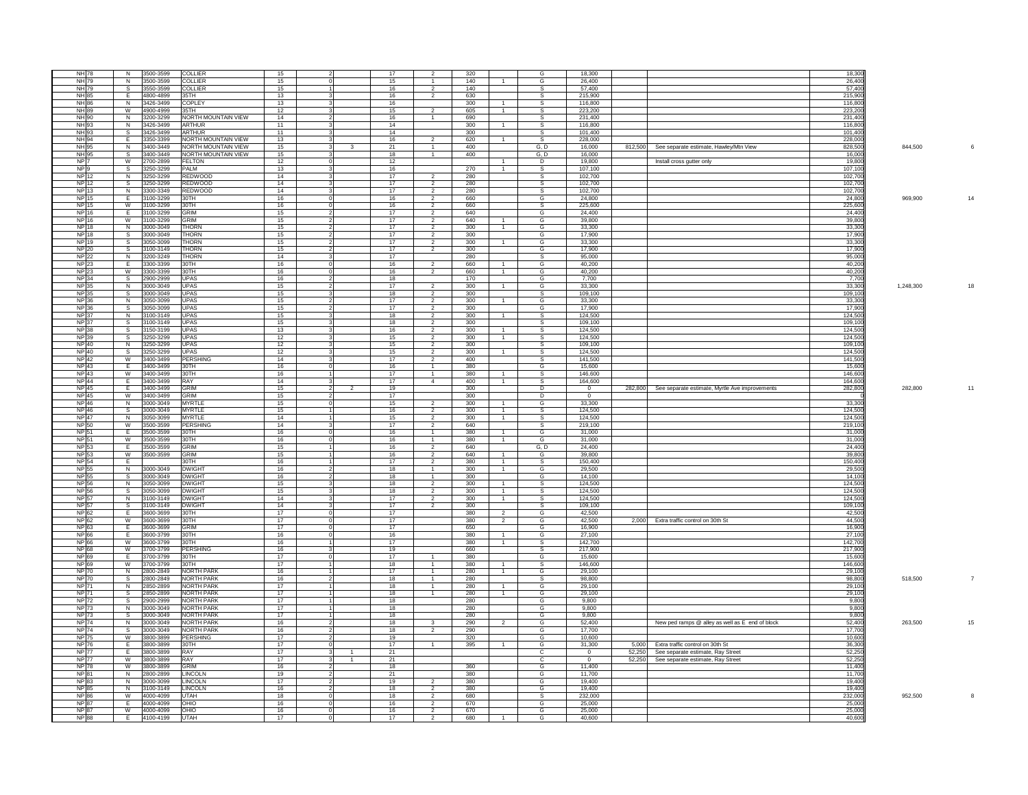| | | | | | | | | | | | | | | | | | | |
|---|---|---|---|---|---|---|---|---|---|---|---|---|---|---|---|---|---|---|
| NH | 78 | N | 3500-3599 | COLLIER | 15 | 2 | | 17 | 2 | 320 | | G | 18,300 | | | 18,300 | | |
| NH | 79 | N | 3500-3599 | COLLIER | 15 | 0 | | 15 | 1 | 140 | 1 | G | 26,400 | | | 26,400 | | |
| NH | 79 | S | 3550-3599 | COLLIER | 15 | 1 | | 16 | 2 | 140 | | S | 57,400 | | | 57,400 | | |
| NH | 85 | E | 4800-4899 | 35TH | 13 | 3 | | 16 | 2 | 630 | | S | 215,900 | | | 215,900 | | |
| NH | 86 | N | 3426-3499 | COPLEY | 13 | 3 | | 16 | | 300 | 1 | S | 116,800 | | | 116,800 | | |
| NH | 89 | W | 4900-4999 | 35TH | 12 | 3 | | 15 | 2 | 605 | 1 | S | 223,200 | | | 223,200 | | |
| NH | 90 | N | 3200-3299 | NORTH MOUNTAIN VIEW | 14 | 2 | | 16 | 1 | 690 | | S | 231,400 | | | 231,400 | | |
| NH | 93 | N | 3426-3499 | ARTHUR | 11 | 3 | | 14 | | 300 | 1 | S | 116,800 | | | 116,800 | | |
| NH | 93 | S | 3426-3499 | ARTHUR | 11 | 3 | | 14 | | 300 | | S | 101,400 | | | 101,400 | | |
| NH | 94 | E | 3350-3399 | NORTH MOUNTAIN VIEW | 13 | 3 | | 16 | 2 | 620 | 1 | S | 228,000 | | | 228,000 | | |
| NH | 95 | N | 3400-3449 | NORTH MOUNTAIN VIEW | 15 | 3 | 3 | 21 | 1 | 400 | | G, D | 16,000 | 812,500 | See separate estimate, Hawley/Mtn View | 828,500 | 844,500 | 6 |
| NH | 95 | S | 3400-3449 | NORTH MOUNTAIN VIEW | 15 | 3 | | 18 | 1 | 400 | | G, D | 16,000 | | | 16,000 | | |
| NP | 7 | W | 2700-2899 | FELTON | 12 | 0 | | 12 | | | 1 | D | 19,800 | | Install cross gutter only | 19,800 | | |
| NP | 9 | S | 3250-3299 | PALM | 13 | 3 | | 16 | | 270 | 1 | S | 107,100 | | | 107,100 | | |
| NP | 12 | N | 3250-3299 | REDWOOD | 14 | 3 | | 17 | 2 | 280 | | S | 102,700 | | | 102,700 | | |
| NP | 12 | S | 3250-3299 | REDWOOD | 14 | 3 | | 17 | 2 | 280 | | S | 102,700 | | | 102,700 | | |
| NP | 13 | N | 3300-3349 | REDWOOD | 14 | 3 | | 17 | 2 | 280 | | S | 102,700 | | | 102,700 | | |
| NP | 15 | E | 3100-3299 | 30TH | 16 | 0 | | 16 | 2 | 660 | | G | 24,800 | | | 24,800 | 969,900 | 14 |
| NP | 15 | W | 3100-3299 | 30TH | 16 | 0 | | 16 | 2 | 660 | | S | 225,600 | | | 225,600 | | |
| NP | 16 | E | 3100-3299 | GRIM | 15 | 2 | | 17 | 2 | 640 | | G | 24,400 | | | 24,400 | | |
| NP | 16 | W | 3100-3299 | GRIM | 15 | 2 | | 17 | 2 | 640 | 1 | G | 39,800 | | | 39,800 | | |
| NP | 18 | N | 3000-3049 | THORN | 15 | 2 | | 17 | 2 | 300 | 1 | G | 33,300 | | | 33,300 | | |
| NP | 18 | S | 3000-3049 | THORN | 15 | 2 | | 17 | 2 | 300 | | G | 17,900 | | | 17,900 | | |
| NP | 19 | S | 3050-3099 | THORN | 15 | 2 | | 17 | 2 | 300 | 1 | G | 33,300 | | | 33,300 | | |
| NP | 20 | S | 3100-3149 | THORN | 15 | 2 | | 17 | 2 | 300 | | G | 17,900 | | | 17,900 | | |
| NP | 22 | N | 3200-3249 | THORN | 14 | 3 | | 17 | | 280 | | S | 95,000 | | | 95,000 | | |
| NP | 23 | E | 3300-3399 | 30TH | 16 | 0 | | 16 | 2 | 660 | 1 | G | 40,200 | | | 40,200 | | |
| NP | 23 | W | 3300-3399 | 30TH | 16 | 0 | | 16 | 2 | 660 | 1 | G | 40,200 | | | 40,200 | | |
| NP | 34 | S | 2900-2999 | UPAS | 16 | 2 | | 18 | | 170 | | G | 7,700 | | | 7,700 | | |
| NP | 35 | N | 3000-3049 | UPAS | 15 | 2 | | 17 | 2 | 300 | 1 | G | 33,300 | | | 33,300 | 1,248,300 | 18 |
| NP | 35 | S | 3000-3049 | UPAS | 15 | 3 | | 18 | 2 | 300 | | S | 109,100 | | | 109,100 | | |
| NP | 36 | N | 3050-3099 | UPAS | 15 | 2 | | 17 | 2 | 300 | 1 | G | 33,300 | | | 33,300 | | |
| NP | 36 | S | 3050-3099 | UPAS | 15 | 2 | | 17 | 2 | 300 | | G | 17,900 | | | 17,900 | | |
| NP | 37 | N | 3100-3149 | UPAS | 15 | 3 | | 18 | 2 | 300 | 1 | S | 124,500 | | | 124,500 | | |
| NP | 37 | S | 3100-3149 | UPAS | 15 | 3 | | 18 | 2 | 300 | | S | 109,100 | | | 109,100 | | |
| NP | 38 | S | 3150-3199 | UPAS | 13 | 3 | | 16 | 2 | 300 | 1 | S | 124,500 | | | 124,500 | | |
| NP | 39 | S | 3250-3299 | UPAS | 12 | 3 | | 15 | 2 | 300 | 1 | S | 124,500 | | | 124,500 | | |
| NP | 40 | N | 3250-3299 | UPAS | 12 | 3 | | 15 | 2 | 300 | | S | 109,100 | | | 109,100 | | |
| NP | 40 | S | 3250-3299 | UPAS | 12 | 3 | | 15 | 2 | 300 | 1 | S | 124,500 | | | 124,500 | | |
| NP | 42 | W | 3400-3499 | PERSHING | 14 | 3 | | 17 | 2 | 400 | | S | 141,500 | | | 141,500 | | |
| NP | 43 | E | 3400-3499 | 30TH | 16 | 0 | | 16 | 1 | 380 | | G | 15,600 | | | 15,600 | | |
| NP | 43 | W | 3400-3499 | 30TH | 16 | 1 | | 17 | 1 | 380 | 1 | S | 146,600 | | | 146,600 | | |
| NP | 44 | E | 3400-3499 | RAY | 14 | 3 | | 17 | 4 | 400 | 1 | S | 164,600 | | | 164,600 | | |
| NP | 45 | E | 3400-3499 | GRIM | 15 | 2 | 2 | 19 | | 300 | | D | 0 | 282,800 | See separate estimate, Myrtle Ave improvements | 282,800 | 282,800 | 11 |
| NP | 45 | W | 3400-3499 | GRIM | 15 | 2 | | 17 | | 300 | | D | 0 | | | 0 | | |
| NP | 46 | N | 3000-3049 | MYRTLE | 15 | 0 | | 15 | 2 | 300 | 1 | G | 33,300 | | | 33,300 | | |
| NP | 46 | S | 3000-3049 | MYRTLE | 15 | 1 | | 16 | 2 | 300 | 1 | S | 124,500 | | | 124,500 | | |
| NP | 47 | N | 3050-3099 | MYRTLE | 14 | 1 | | 15 | 2 | 300 | 1 | S | 124,500 | | | 124,500 | | |
| NP | 50 | W | 3500-3599 | PERSHING | 14 | 3 | | 17 | 2 | 640 | | S | 219,100 | | | 219,100 | | |
| NP | 51 | E | 3500-3599 | 30TH | 16 | 0 | | 16 | 1 | 380 | 1 | G | 31,000 | | | 31,000 | | |
| NP | 51 | W | 3500-3599 | 30TH | 16 | 0 | | 16 | 1 | 380 | 1 | G | 31,000 | | | 31,000 | | |
| NP | 53 | E | 3500-3599 | GRIM | 15 | 1 | | 16 | 2 | 640 | | G, D | 24,400 | | | 24,400 | | |
| NP | 53 | W | 3500-3599 | GRIM | 15 | 1 | | 16 | 2 | 640 | 1 | G | 39,800 | | | 39,800 | | |
| NP | 54 | E | | 30TH | 16 | 1 | | 17 | 2 | 380 | 1 | S | 150,400 | | | 150,400 | | |
| NP | 55 | N | 3000-3049 | DWIGHT | 16 | 2 | | 18 | 1 | 300 | 1 | G | 29,500 | | | 29,500 | | |
| NP | 55 | S | 3000-3049 | DWIGHT | 16 | 2 | | 18 | 1 | 300 | | G | 14,100 | | | 14,100 | | |
| NP | 56 | N | 3050-3099 | DWIGHT | 15 | 3 | | 18 | 2 | 300 | 1 | S | 124,500 | | | 124,500 | | |
| NP | 56 | S | 3050-3099 | DWIGHT | 15 | 3 | | 18 | 2 | 300 | 1 | S | 124,500 | | | 124,500 | | |
| NP | 57 | N | 3100-3149 | DWIGHT | 14 | 3 | | 17 | 2 | 300 | 1 | S | 124,500 | | | 124,500 | | |
| NP | 57 | S | 3100-3149 | DWIGHT | 14 | 3 | | 17 | 2 | 300 | | S | 109,100 | | | 109,100 | | |
| NP | 62 | E | 3600-3699 | 30TH | 17 | 0 | | 17 | | 380 | 2 | G | 42,500 | | | 42,500 | | |
| NP | 62 | W | 3600-3699 | 30TH | 17 | 0 | | 17 | | 380 | 2 | G | 42,500 | 2,000 | Extra traffic control on 30th St | 44,500 | | |
| NP | 63 | E | 3600-3699 | GRIM | 17 | 0 | | 17 | | 650 | | G | 16,900 | | | 16,900 | | |
| NP | 66 | E | 3600-3799 | 30TH | 16 | 0 | | 16 | | 380 | 1 | G | 27,100 | | | 27,100 | | |
| NP | 66 | W | 3600-3799 | 30TH | 16 | 1 | | 17 | | 380 | 1 | S | 142,700 | | | 142,700 | | |
| NP | 68 | W | 3700-3799 | PERSHING | 16 | 3 | | 19 | | 660 | | S | 217,900 | | | 217,900 | | |
| NP | 69 | E | 3700-3799 | 30TH | 17 | 0 | | 17 | 1 | 380 | | G | 15,600 | | | 15,600 | | |
| NP | 69 | W | 3700-3799 | 30TH | 17 | 1 | | 18 | 1 | 380 | 1 | S | 146,600 | | | 146,600 | | |
| NP | 70 | N | 2800-2849 | NORTH PARK | 16 | 1 | | 17 | 1 | 280 | 1 | G | 29,100 | | | 29,100 | | |
| NP | 70 | S | 2800-2849 | NORTH PARK | 16 | 2 | | 18 | 1 | 280 | | S | 98,800 | | | 98,800 | 518,500 | 7 |
| NP | 71 | N | 2850-2899 | NORTH PARK | 17 | 1 | | 18 | 1 | 280 | 1 | G | 29,100 | | | 29,100 | | |
| NP | 71 | S | 2850-2899 | NORTH PARK | 17 | 1 | | 18 | 1 | 280 | 1 | G | 29,100 | | | 29,100 | | |
| NP | 72 | S | 2900-2999 | NORTH PARK | 17 | 1 | | 18 | | 280 | | G | 9,800 | | | 9,800 | | |
| NP | 73 | N | 3000-3049 | NORTH PARK | 17 | 1 | | 18 | | 280 | | G | 9,800 | | | 9,800 | | |
| NP | 73 | S | 3000-3049 | NORTH PARK | 17 | 1 | | 18 | | 280 | | G | 9,800 | | | 9,800 | | |
| NP | 74 | N | 3000-3049 | NORTH PARK | 16 | 2 | | 18 | 3 | 290 | 2 | G | 52,400 | | New ped ramps @ alley as well as E end of block | 52,400 | 263,500 | 15 |
| NP | 74 | S | 3000-3049 | NORTH PARK | 16 | 2 | | 18 | 2 | 290 | | G | 17,700 | | | 17,700 | | |
| NP | 75 | W | 3800-3899 | PERSHING | 17 | 2 | | 19 | | 320 | | G | 10,600 | | | 10,600 | | |
| NP | 76 | E | 3800-3899 | 30TH | 17 | 0 | | 17 | 1 | 395 | 1 | G | 31,300 | 5,000 | Extra traffic control on 30th St | 36,300 | | |
| NP | 77 | E | 3800-3899 | RAY | 17 | 3 | 1 | 21 | | | | C | 0 | 52,250 | See separate estimate, Ray Street | 52,250 | | |
| NP | 77 | W | 3800-3899 | RAY | 17 | 3 | 1 | 21 | | | | C | 0 | 52,250 | See separate estimate, Ray Street | 52,250 | | |
| NP | 78 | W | 3800-3899 | GRIM | 16 | 2 | | 18 | | 360 | | G | 11,400 | | | 11,400 | | |
| NP | 81 | N | 2800-2899 | LINCOLN | 19 | 2 | | 21 | | 380 | | G | 11,700 | | | 11,700 | | |
| NP | 83 | N | 3000-3099 | LINCOLN | 17 | 2 | | 19 | 2 | 380 | | G | 19,400 | | | 19,400 | | |
| NP | 85 | N | 3100-3149 | LINCOLN | 16 | 2 | | 18 | 2 | 380 | | G | 19,400 | | | 19,400 | | |
| NP | 86 | W | 4000-4099 | UTAH | 18 | 0 | | 18 | 2 | 680 | | S | 232,000 | | | 232,000 | 952,500 | 8 |
| NP | 87 | E | 4000-4099 | OHIO | 16 | 0 | | 16 | 2 | 670 | | G | 25,000 | | | 25,000 | | |
| NP | 87 | W | 4000-4099 | OHIO | 16 | 0 | | 16 | 2 | 670 | | G | 25,000 | | | 25,000 | | |
| NP | 88 | E | 4100-4199 | UTAH | 17 | 0 | | 17 | 2 | 680 | 1 | G | 40,600 | | | 40,600 | | |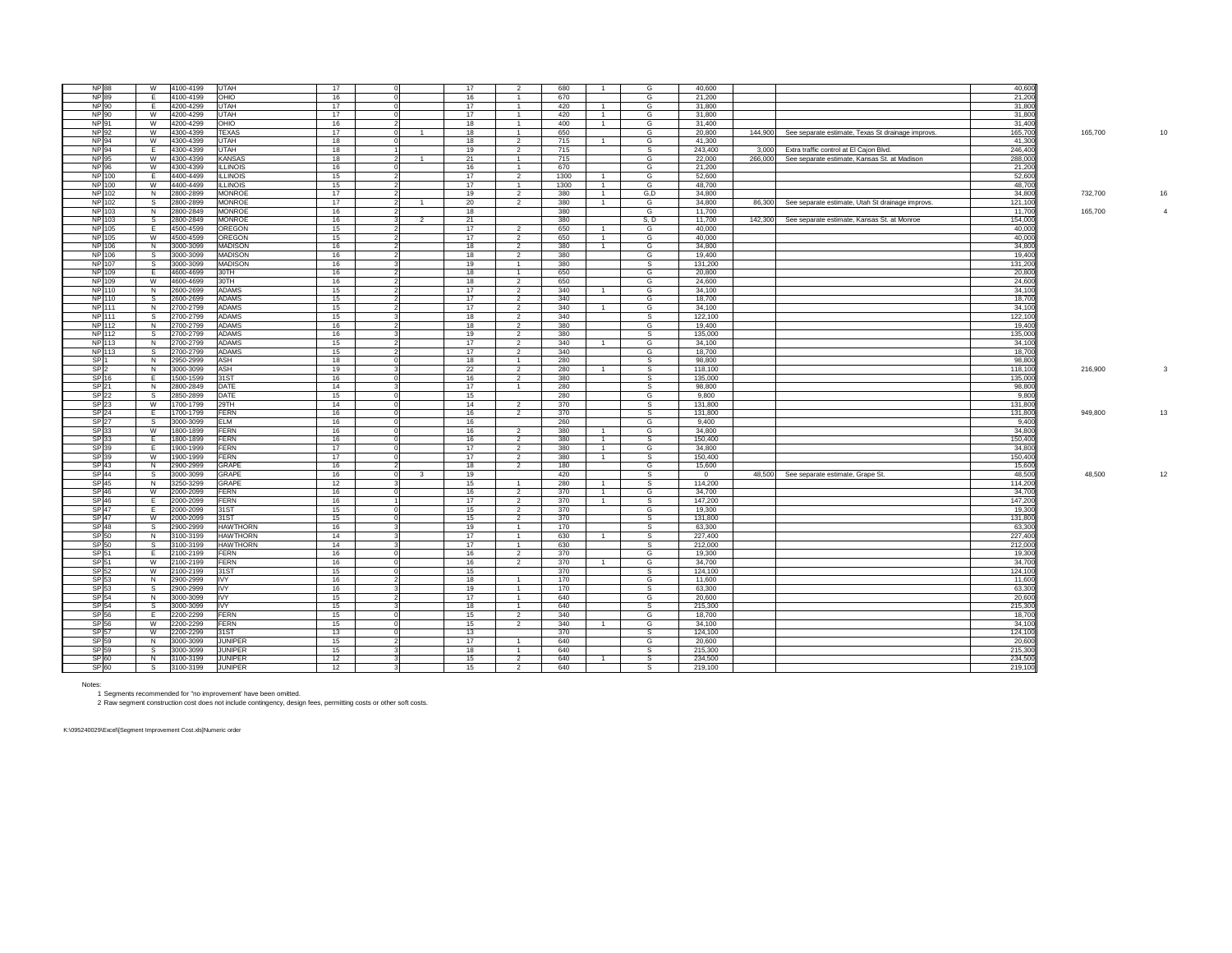| | | | | | | | | | | | | | | | | | | |
|---|---|---|---|---|---|---|---|---|---|---|---|---|---|---|---|---|---|---|
| NP | 88 | W | 4100-4199 | UTAH | 17 | 0 | | 17 | 2 | 680 | 1 | G | 40,600 | | | 40,600 | | |
| NP | 89 | E | 4100-4199 | OHIO | 16 | 0 | | 16 | 1 | 670 | | G | 21,200 | | | 21,200 | | |
| NP | 90 | E | 4200-4299 | UTAH | 17 | 0 | | 17 | 1 | 420 | 1 | G | 31,800 | | | 31,800 | | |
| NP | 90 | W | 4200-4299 | UTAH | 17 | 0 | | 17 | 1 | 420 | 1 | G | 31,800 | | | 31,800 | | |
| NP | 91 | W | 4200-4299 | OHIO | 16 | 2 | | 18 | 1 | 400 | 1 | G | 31,400 | | | 31,400 | | |
| NP | 92 | W | 4300-4399 | TEXAS | 17 | 0 | 1 | 18 | 1 | 650 | | G | 20,800 | 144,900 | See separate estimate, Texas St drainage improvs. | 165,700 | 165,700 | 10 |
| NP | 94 | W | 4300-4399 | UTAH | 18 | 0 | | 18 | 2 | 715 | 1 | G | 41,300 | | | 41,300 | | |
| NP | 94 | E | 4300-4399 | UTAH | 18 | 1 | | 19 | 2 | 715 | | S | 243,400 | 3,000 | Extra traffic control at El Cajon Blvd. | 246,400 | | |
| NP | 95 | W | 4300-4399 | KANSAS | 18 | 2 | 1 | 21 | 1 | 715 | | G | 22,000 | 266,000 | See separate estimate, Kansas St. at Madison | 288,000 | | |
| NP | 96 | W | 4300-4399 | ILLINOIS | 16 | 0 | | 16 | 1 | 670 | | G | 21,200 | | | 21,200 | | |
| NP | 100 | E | 4400-4499 | ILLINOIS | 15 | 2 | | 17 | 2 | 1300 | 1 | G | 52,600 | | | 52,600 | | |
| NP | 100 | W | 4400-4499 | ILLINOIS | 15 | 2 | | 17 | 1 | 1300 | 1 | G | 48,700 | | | 48,700 | | |
| NP | 102 | N | 2800-2899 | MONROE | 17 | 2 | | 19 | 2 | 380 | 1 | G,D | 34,800 | | | 34,800 | 732,700 | 16 |
| NP | 102 | S | 2800-2899 | MONROE | 17 | 2 | 1 | 20 | 2 | 380 | 1 | G | 34,800 | 86,300 | See separate estimate, Utah St drainage improvs. | 121,100 | | |
| NP | 103 | N | 2800-2849 | MONROE | 16 | 2 | | 18 | | 380 | | G | 11,700 | | | 11,700 | 165,700 | 4 |
| NP | 103 | S | 2800-2849 | MONROE | 16 | 3 | 2 | 21 | | 380 | | S, D | 11,700 | 142,300 | See separate estimate, Kansas St. at Monroe | 154,000 | | |
| NP | 105 | E | 4500-4599 | OREGON | 15 | 2 | | 17 | 2 | 650 | 1 | G | 40,000 | | | 40,000 | | |
| NP | 105 | W | 4500-4599 | OREGON | 15 | 2 | | 17 | 2 | 650 | 1 | G | 40,000 | | | 40,000 | | |
| NP | 106 | N | 3000-3099 | MADISON | 16 | 2 | | 18 | 2 | 380 | 1 | G | 34,800 | | | 34,800 | | |
| NP | 106 | S | 3000-3099 | MADISON | 16 | 2 | | 18 | 2 | 380 | | G | 19,400 | | | 19,400 | | |
| NP | 107 | S | 3000-3099 | MADISON | 16 | 3 | | 19 | 1 | 380 | | S | 131,200 | | | 131,200 | | |
| NP | 109 | E | 4600-4699 | 30TH | 16 | 2 | | 18 | 1 | 650 | | G | 20,800 | | | 20,800 | | |
| NP | 109 | W | 4600-4699 | 30TH | 16 | 2 | | 18 | 2 | 650 | | G | 24,600 | | | 24,600 | | |
| NP | 110 | N | 2600-2699 | ADAMS | 15 | 2 | | 17 | 2 | 340 | 1 | G | 34,100 | | | 34,100 | | |
| NP | 110 | S | 2600-2699 | ADAMS | 15 | 2 | | 17 | 2 | 340 | | G | 18,700 | | | 18,700 | | |
| NP | 111 | N | 2700-2799 | ADAMS | 15 | 2 | | 17 | 2 | 340 | 1 | G | 34,100 | | | 34,100 | | |
| NP | 111 | S | 2700-2799 | ADAMS | 15 | 3 | | 18 | 2 | 340 | | S | 122,100 | | | 122,100 | | |
| NP | 112 | N | 2700-2799 | ADAMS | 16 | 2 | | 18 | 2 | 380 | | G | 19,400 | | | 19,400 | | |
| NP | 112 | S | 2700-2799 | ADAMS | 16 | 3 | | 19 | 2 | 380 | | S | 135,000 | | | 135,000 | | |
| NP | 113 | N | 2700-2799 | ADAMS | 15 | 2 | | 17 | 2 | 340 | 1 | G | 34,100 | | | 34,100 | | |
| NP | 113 | S | 2700-2799 | ADAMS | 15 | 2 | | 17 | 2 | 340 | | G | 18,700 | | | 18,700 | | |
| SP | 1 | N | 2950-2999 | ASH | 18 | 0 | | 18 | 1 | 280 | | S | 98,800 | | | 98,800 | | |
| SP | 2 | N | 3000-3099 | ASH | 19 | 3 | | 22 | 2 | 280 | 1 | S | 118,100 | | | 118,100 | 216,900 | 3 |
| SP | 16 | E | 1500-1599 | 31ST | 16 | 0 | | 16 | 2 | 380 | | S | 135,000 | | | 135,000 | | |
| SP | 21 | N | 2800-2849 | DATE | 14 | 3 | | 17 | 1 | 280 | | S | 98,800 | | | 98,800 | | |
| SP | 22 | S | 2850-2899 | DATE | 15 | 0 | | 15 | | 280 | | G | 9,800 | | | 9,800 | | |
| SP | 23 | W | 1700-1799 | 29TH | 14 | 0 | | 14 | 2 | 370 | | S | 131,800 | | | 131,800 | | |
| SP | 24 | E | 1700-1799 | FERN | 16 | 0 | | 16 | 2 | 370 | | S | 131,800 | | | 131,800 | 949,800 | 13 |
| SP | 27 | S | 3000-3099 | ELM | 16 | 0 | | 16 | | 260 | | G | 9,400 | | | 9,400 | | |
| SP | 33 | W | 1800-1899 | FERN | 16 | 0 | | 16 | 2 | 380 | 1 | G | 34,800 | | | 34,800 | | |
| SP | 33 | E | 1800-1899 | FERN | 16 | 0 | | 16 | 2 | 380 | 1 | S | 150,400 | | | 150,400 | | |
| SP | 39 | E | 1900-1999 | FERN | 17 | 0 | | 17 | 2 | 380 | 1 | G | 34,800 | | | 34,800 | | |
| SP | 39 | W | 1900-1999 | FERN | 17 | 0 | | 17 | 2 | 380 | 1 | S | 150,400 | | | 150,400 | | |
| SP | 43 | N | 2900-2999 | GRAPE | 16 | 2 | | 18 | 2 | 180 | | G | 15,600 | | | 15,600 | | |
| SP | 44 | S | 3000-3099 | GRAPE | 16 | 0 | 3 | 19 | | 420 | | S | 0 | 48,500 | See separate estimate, Grape St. | 48,500 | 48,500 | 12 |
| SP | 45 | N | 3250-3299 | GRAPE | 12 | 3 | | 15 | 1 | 280 | 1 | S | 114,200 | | | 114,200 | | |
| SP | 46 | W | 2000-2099 | FERN | 16 | 0 | | 16 | 2 | 370 | 1 | G | 34,700 | | | 34,700 | | |
| SP | 46 | E | 2000-2099 | FERN | 16 | 1 | | 17 | 2 | 370 | 1 | S | 147,200 | | | 147,200 | | |
| SP | 47 | E | 2000-2099 | 31ST | 15 | 0 | | 15 | 2 | 370 | | G | 19,300 | | | 19,300 | | |
| SP | 47 | W | 2000-2099 | 31ST | 15 | 0 | | 15 | 2 | 370 | | S | 131,800 | | | 131,800 | | |
| SP | 48 | S | 2900-2999 | HAWTHORN | 16 | 3 | | 19 | 1 | 170 | | S | 63,300 | | | 63,300 | | |
| SP | 50 | N | 3100-3199 | HAWTHORN | 14 | 3 | | 17 | 1 | 630 | 1 | S | 227,400 | | | 227,400 | | |
| SP | 50 | S | 3100-3199 | HAWTHORN | 14 | 3 | | 17 | 1 | 630 | | S | 212,000 | | | 212,000 | | |
| SP | 51 | E | 2100-2199 | FERN | 16 | 0 | | 16 | 2 | 370 | | G | 19,300 | | | 19,300 | | |
| SP | 51 | W | 2100-2199 | FERN | 16 | 0 | | 16 | 2 | 370 | 1 | G | 34,700 | | | 34,700 | | |
| SP | 52 | W | 2100-2199 | 31ST | 15 | 0 | | 15 | | 370 | | S | 124,100 | | | 124,100 | | |
| SP | 53 | N | 2900-2999 | IVY | 16 | 2 | | 18 | 1 | 170 | | G | 11,600 | | | 11,600 | | |
| SP | 53 | S | 2900-2999 | IVY | 16 | 3 | | 19 | 1 | 170 | | S | 63,300 | | | 63,300 | | |
| SP | 54 | N | 3000-3099 | IVY | 15 | 2 | | 17 | 1 | 640 | | G | 20,600 | | | 20,600 | | |
| SP | 54 | S | 3000-3099 | IVY | 15 | 3 | | 18 | 1 | 640 | | S | 215,300 | | | 215,300 | | |
| SP | 56 | E | 2200-2299 | FERN | 15 | 0 | | 15 | 2 | 340 | | G | 18,700 | | | 18,700 | | |
| SP | 56 | W | 2200-2299 | FERN | 15 | 0 | | 15 | 2 | 340 | 1 | G | 34,100 | | | 34,100 | | |
| SP | 57 | W | 2200-2299 | 31ST | 13 | 0 | | 13 | | 370 | | S | 124,100 | | | 124,100 | | |
| SP | 59 | N | 3000-3099 | JUNIPER | 15 | 2 | | 17 | 1 | 640 | | G | 20,600 | | | 20,600 | | |
| SP | 59 | S | 3000-3099 | JUNIPER | 15 | 3 | | 18 | 1 | 640 | | S | 215,300 | | | 215,300 | | |
| SP | 60 | N | 3100-3199 | JUNIPER | 12 | 3 | | 15 | 2 | 640 | 1 | S | 234,500 | | | 234,500 | | |
| SP | 60 | S | 3100-3199 | JUNIPER | 12 | 3 | | 15 | 2 | 640 | | S | 219,100 | | | 219,100 | | |

Notes:

1 Segments recommended for "no improvement" have been omitted.

2 Raw segment construction cost does not include contingency, design fees, permitting costs or other soft costs.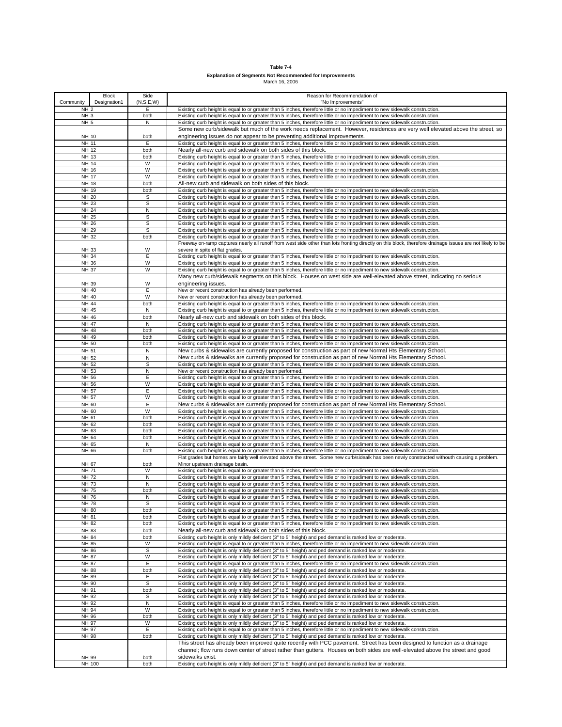**Table 7-4**

**Explanation of Segments Not Recommended for Improvements**

March 16, 2006

| Community | Block Designation1 | Side (N,S,E,W) | Reason for Recommendation of "No Improvements" |
|---|---|---|---|
| NH 2 | | E | Existing curb height is equal to or greater than 5 inches, therefore little or no impediment to new sidewalk construction. |
| NH 3 | | both | Existing curb height is equal to or greater than 5 inches, therefore little or no impediment to new sidewalk construction. |
| NH 5 | | N | Existing curb height is equal to or greater than 5 inches, therefore little or no impediment to new sidewalk construction. |
| NH 10 | | both | Some new curb/sidewalk but much of the work needs replacement. However, residences are very well elevated above the street, so engineering issues do not appear to be preventing additional improvements. |
| NH 11 | | E | Existing curb height is equal to or greater than 5 inches, therefore little or no impediment to new sidewalk construction. |
| NH 12 | | both | Nearly all-new curb and sidewalk on both sides of this block. |
| NH 13 | | both | Existing curb height is equal to or greater than 5 inches, therefore little or no impediment to new sidewalk construction. |
| NH 14 | | W | Existing curb height is equal to or greater than 5 inches, therefore little or no impediment to new sidewalk construction. |
| NH 16 | | W | Existing curb height is equal to or greater than 5 inches, therefore little or no impediment to new sidewalk construction. |
| NH 17 | | W | Existing curb height is equal to or greater than 5 inches, therefore little or no impediment to new sidewalk construction. |
| NH 18 | | both | All-new curb and sidewalk on both sides of this block. |
| NH 19 | | both | Existing curb height is equal to or greater than 5 inches, therefore little or no impediment to new sidewalk construction. |
| NH 20 | | S | Existing curb height is equal to or greater than 5 inches, therefore little or no impediment to new sidewalk construction. |
| NH 23 | | S | Existing curb height is equal to or greater than 5 inches, therefore little or no impediment to new sidewalk construction. |
| NH 24 | | N | Existing curb height is equal to or greater than 5 inches, therefore little or no impediment to new sidewalk construction. |
| NH 25 | | S | Existing curb height is equal to or greater than 5 inches, therefore little or no impediment to new sidewalk construction. |
| NH 26 | | S | Existing curb height is equal to or greater than 5 inches, therefore little or no impediment to new sidewalk construction. |
| NH 29 | | S | Existing curb height is equal to or greater than 5 inches, therefore little or no impediment to new sidewalk construction. |
| NH 32 | | both | Existing curb height is equal to or greater than 5 inches, therefore little or no impediment to new sidewalk construction. |
| NH 33 | | W | Freeway on-ramp captures nearly all runoff from west side other than lots fronting directly on this block, therefore drainage issues are not likely to be severe in spite of flat grades. |
| NH 34 | | E | Existing curb height is equal to or greater than 5 inches, therefore little or no impediment to new sidewalk construction. |
| NH 36 | | W | Existing curb height is equal to or greater than 5 inches, therefore little or no impediment to new sidewalk construction. |
| NH 37 | | W | Existing curb height is equal to or greater than 5 inches, therefore little or no impediment to new sidewalk construction. |
| NH 39 | | W | Many new curb/sidewalk segments on this block. Houses on west side are well-elevated above street, indicating no serious engineering issues. |
| NH 40 | | E | New or recent construction has already been performed. |
| NH 40 | | W | New or recent construction has already been performed. |
| NH 44 | | both | Existing curb height is equal to or greater than 5 inches, therefore little or no impediment to new sidewalk construction. |
| NH 45 | | N | Existing curb height is equal to or greater than 5 inches, therefore little or no impediment to new sidewalk construction. |
| NH 46 | | both | Nearly all-new curb and sidewalk on both sides of this block. |
| NH 47 | | N | Existing curb height is equal to or greater than 5 inches, therefore little or no impediment to new sidewalk construction. |
| NH 48 | | both | Existing curb height is equal to or greater than 5 inches, therefore little or no impediment to new sidewalk construction. |
| NH 49 | | both | Existing curb height is equal to or greater than 5 inches, therefore little or no impediment to new sidewalk construction. |
| NH 50 | | both | Existing curb height is equal to or greater than 5 inches, therefore little or no impediment to new sidewalk construction. |
| NH 51 | | N | New curbs & sidewalks are currently proposed for construction as part of new Normal Hts Elementary School. |
| NH 52 | | N | New curbs & sidewalks are currently proposed for construction as part of new Normal Hts Elementary School. |
| NH 52 | | S | Existing curb height is equal to or greater than 5 inches, therefore little or no impediment to new sidewalk construction. |
| NH 53 | | N | New or recent construction has already been performed. |
| NH 56 | | E | Existing curb height is equal to or greater than 5 inches, therefore little or no impediment to new sidewalk construction. |
| NH 56 | | W | Existing curb height is equal to or greater than 5 inches, therefore little or no impediment to new sidewalk construction. |
| NH 57 | | E | Existing curb height is equal to or greater than 5 inches, therefore little or no impediment to new sidewalk construction. |
| NH 57 | | W | Existing curb height is equal to or greater than 5 inches, therefore little or no impediment to new sidewalk construction. |
| NH 60 | | E | New curbs & sidewalks are currently proposed for construction as part of new Normal Hts Elementary School. |
| NH 60 | | W | Existing curb height is equal to or greater than 5 inches, therefore little or no impediment to new sidewalk construction. |
| NH 61 | | both | Existing curb height is equal to or greater than 5 inches, therefore little or no impediment to new sidewalk construction. |
| NH 62 | | both | Existing curb height is equal to or greater than 5 inches, therefore little or no impediment to new sidewalk construction. |
| NH 63 | | both | Existing curb height is equal to or greater than 5 inches, therefore little or no impediment to new sidewalk construction. |
| NH 64 | | both | Existing curb height is equal to or greater than 5 inches, therefore little or no impediment to new sidewalk construction. |
| NH 65 | | N | Existing curb height is equal to or greater than 5 inches, therefore little or no impediment to new sidewalk construction. |
| NH 66 | | both | Existing curb height is equal to or greater than 5 inches, therefore little or no impediment to new sidewalk construction. |
| NH 67 | | both | Flat grades but homes are fairly well elevated above the street. Some new curb/sideealk has been newly constructed withouth causing a problem. Minor upstream drainage basin. |
| NH 71 | | W | Existing curb height is equal to or greater than 5 inches, therefore little or no impediment to new sidewalk construction. |
| NH 72 | | N | Existing curb height is equal to or greater than 5 inches, therefore little or no impediment to new sidewalk construction. |
| NH 73 | | N | Existing curb height is equal to or greater than 5 inches, therefore little or no impediment to new sidewalk construction. |
| NH 75 | | both | Existing curb height is equal to or greater than 5 inches, therefore little or no impediment to new sidewalk construction. |
| NH 76 | | N | Existing curb height is equal to or greater than 5 inches, therefore little or no impediment to new sidewalk construction. |
| NH 78 | | S | Existing curb height is equal to or greater than 5 inches, therefore little or no impediment to new sidewalk construction. |
| NH 80 | | both | Existing curb height is equal to or greater than 5 inches, therefore little or no impediment to new sidewalk construction. |
| NH 81 | | both | Existing curb height is equal to or greater than 5 inches, therefore little or no impediment to new sidewalk construction. |
| NH 82 | | both | Existing curb height is equal to or greater than 5 inches, therefore little or no impediment to new sidewalk construction. |
| NH 83 | | both | Nearly all-new curb and sidewalk on both sides of this block. |
| NH 84 | | both | Existing curb height is only mildly deficient (3" to 5" height) and ped demand is ranked low or moderate. |
| NH 85 | | W | Existing curb height is equal to or greater than 5 inches, therefore little or no impediment to new sidewalk construction. |
| NH 86 | | S | Existing curb height is only mildly deficient (3" to 5" height) and ped demand is ranked low or moderate. |
| NH 87 | | W | Existing curb height is only mildly deficient (3" to 5" height) and ped demand is ranked low or moderate. |
| NH 87 | | E | Existing curb height is equal to or greater than 5 inches, therefore little or no impediment to new sidewalk construction. |
| NH 88 | | both | Existing curb height is only mildly deficient (3" to 5" height) and ped demand is ranked low or moderate. |
| NH 89 | | E | Existing curb height is only mildly deficient (3" to 5" height) and ped demand is ranked low or moderate. |
| NH 90 | | S | Existing curb height is only mildly deficient (3" to 5" height) and ped demand is ranked low or moderate. |
| NH 91 | | both | Existing curb height is only mildly deficient (3" to 5" height) and ped demand is ranked low or moderate. |
| NH 92 | | S | Existing curb height is only mildly deficient (3" to 5" height) and ped demand is ranked low or moderate. |
| NH 92 | | N | Existing curb height is equal to or greater than 5 inches, therefore little or no impediment to new sidewalk construction. |
| NH 94 | | W | Existing curb height is equal to or greater than 5 inches, therefore little or no impediment to new sidewalk construction. |
| NH 96 | | both | Existing curb height is only mildly deficient (3" to 5" height) and ped demand is ranked low or moderate. |
| NH 97 | | W | Existing curb height is only mildly deficient (3" to 5" height) and ped demand is ranked low or moderate. |
| NH 97 | | E | Existing curb height is equal to or greater than 5 inches, therefore little or no impediment to new sidewalk construction. |
| NH 98 | | both | Existing curb height is only mildly deficient (3" to 5" height) and ped demand is ranked low or moderate. |
| NH 99 | | both | This street has already been improved quite recently with PCC pavement. Street has been designed to function as a drainage channel; flow runs down center of street rather than gutters. Houses on both sides are well-elevated above the street and good sidewalks exist. |
| NH 100 | | both | Existing curb height is only mildly deficient (3" to 5" height) and ped demand is ranked low or moderate. |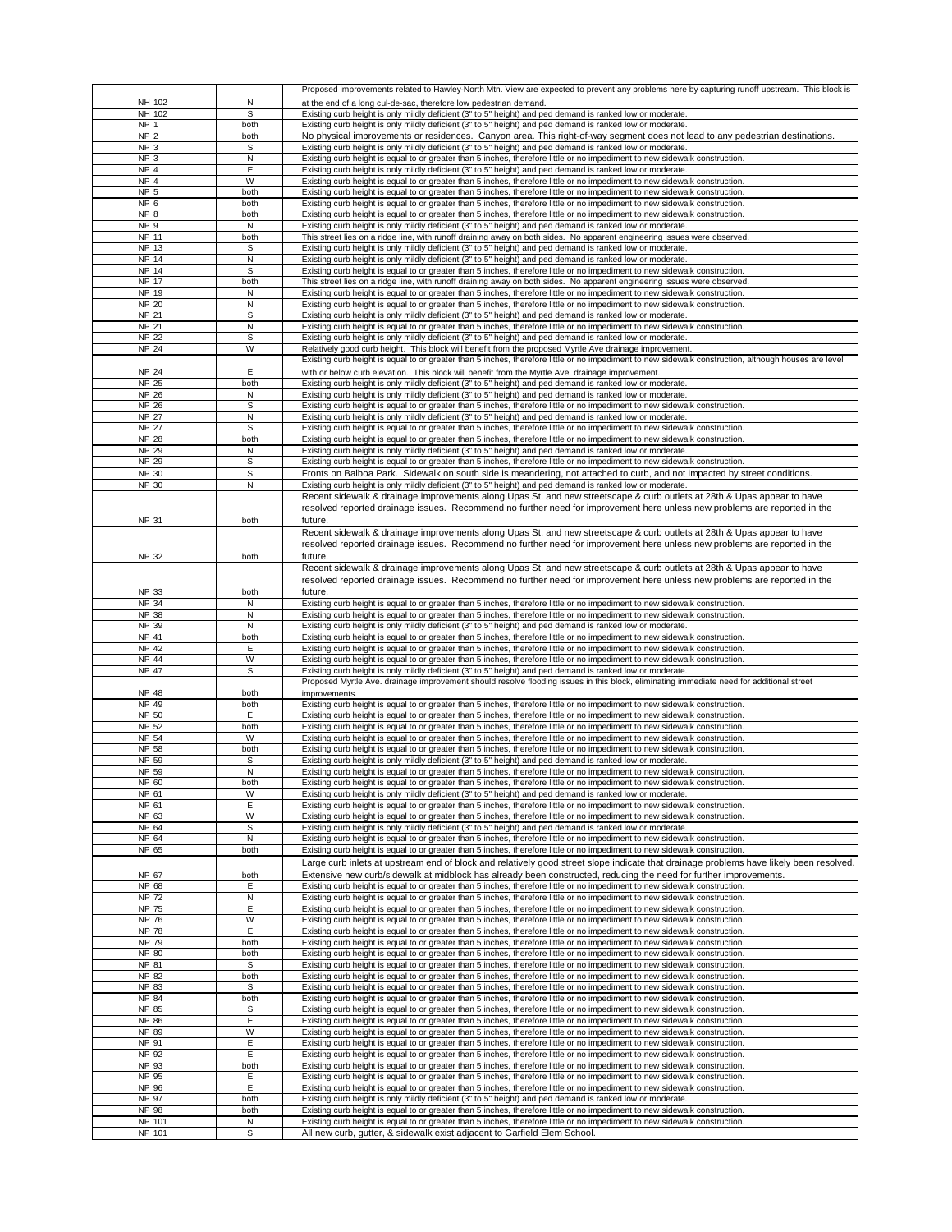| | | |
|---|---|---|
| NH 102 | N | Proposed improvements related to Hawley-North Mtn. View are expected to prevent any problems here by capturing runoff upstream. This block is at the end of a long cul-de-sac, therefore low pedestrian demand. |
| NH 102 | S | Existing curb height is only mildly deficient (3" to 5" height) and ped demand is ranked low or moderate. |
| NP 1 | both | Existing curb height is only mildly deficient (3" to 5" height) and ped demand is ranked low or moderate. |
| NP 2 | both | No physical improvements or residences. Canyon area. This right-of-way segment does not lead to any pedestrian destinations. |
| NP 3 | S | Existing curb height is only mildly deficient (3" to 5" height) and ped demand is ranked low or moderate. |
| NP 3 | N | Existing curb height is equal to or greater than 5 inches, therefore little or no impediment to new sidewalk construction. |
| NP 4 | E | Existing curb height is only mildly deficient (3" to 5" height) and ped demand is ranked low or moderate. |
| NP 4 | W | Existing curb height is equal to or greater than 5 inches, therefore little or no impediment to new sidewalk construction. |
| NP 5 | both | Existing curb height is equal to or greater than 5 inches, therefore little or no impediment to new sidewalk construction. |
| NP 6 | both | Existing curb height is equal to or greater than 5 inches, therefore little or no impediment to new sidewalk construction. |
| NP 8 | both | Existing curb height is equal to or greater than 5 inches, therefore little or no impediment to new sidewalk construction. |
| NP 9 | N | Existing curb height is only mildly deficient (3" to 5" height) and ped demand is ranked low or moderate. |
| NP 11 | both | This street lies on a ridge line, with runoff draining away on both sides. No apparent engineering issues were observed. |
| NP 13 | S | Existing curb height is only mildly deficient (3" to 5" height) and ped demand is ranked low or moderate. |
| NP 14 | N | Existing curb height is only mildly deficient (3" to 5" height) and ped demand is ranked low or moderate. |
| NP 14 | S | Existing curb height is equal to or greater than 5 inches, therefore little or no impediment to new sidewalk construction. |
| NP 17 | both | This street lies on a ridge line, with runoff draining away on both sides. No apparent engineering issues were observed. |
| NP 19 | N | Existing curb height is equal to or greater than 5 inches, therefore little or no impediment to new sidewalk construction. |
| NP 20 | N | Existing curb height is equal to or greater than 5 inches, therefore little or no impediment to new sidewalk construction. |
| NP 21 | S | Existing curb height is only mildly deficient (3" to 5" height) and ped demand is ranked low or moderate. |
| NP 21 | N | Existing curb height is equal to or greater than 5 inches, therefore little or no impediment to new sidewalk construction. |
| NP 22 | S | Existing curb height is only mildly deficient (3" to 5" height) and ped demand is ranked low or moderate. |
| NP 24 | W | Relatively good curb height. This block will benefit from the proposed Myrtle Ave drainage improvement. |
| NP 24 | E | Existing curb height is equal to or greater than 5 inches, therefore little or no impediment to new sidewalk construction, although houses are level with or below curb elevation. This block will benefit from the Myrtle Ave. drainage improvement. |
| NP 25 | both | Existing curb height is only mildly deficient (3" to 5" height) and ped demand is ranked low or moderate. |
| NP 26 | N | Existing curb height is only mildly deficient (3" to 5" height) and ped demand is ranked low or moderate. |
| NP 26 | S | Existing curb height is equal to or greater than 5 inches, therefore little or no impediment to new sidewalk construction. |
| NP 27 | N | Existing curb height is only mildly deficient (3" to 5" height) and ped demand is ranked low or moderate. |
| NP 27 | S | Existing curb height is equal to or greater than 5 inches, therefore little or no impediment to new sidewalk construction. |
| NP 28 | both | Existing curb height is equal to or greater than 5 inches, therefore little or no impediment to new sidewalk construction. |
| NP 29 | N | Existing curb height is only mildly deficient (3" to 5" height) and ped demand is ranked low or moderate. |
| NP 29 | S | Existing curb height is equal to or greater than 5 inches, therefore little or no impediment to new sidewalk construction. |
| NP 30 | S | Fronts on Balboa Park. Sidewalk on south side is meandering, not attached to curb, and not impacted by street conditions. |
| NP 30 | N | Existing curb height is only mildly deficient (3" to 5" height) and ped demand is ranked low or moderate. |
| NP 31 | both | Recent sidewalk & drainage improvements along Upas St. and new streetscape & curb outlets at 28th & Upas appear to have resolved reported drainage issues. Recommend no further need for improvement here unless new problems are reported in the future. |
| NP 32 | both | Recent sidewalk & drainage improvements along Upas St. and new streetscape & curb outlets at 28th & Upas appear to have resolved reported drainage issues. Recommend no further need for improvement here unless new problems are reported in the future. |
| NP 33 | both | Recent sidewalk & drainage improvements along Upas St. and new streetscape & curb outlets at 28th & Upas appear to have resolved reported drainage issues. Recommend no further need for improvement here unless new problems are reported in the future. |
| NP 34 | N | Existing curb height is equal to or greater than 5 inches, therefore little or no impediment to new sidewalk construction. |
| NP 38 | N | Existing curb height is equal to or greater than 5 inches, therefore little or no impediment to new sidewalk construction. |
| NP 39 | N | Existing curb height is only mildly deficient (3" to 5" height) and ped demand is ranked low or moderate. |
| NP 41 | both | Existing curb height is equal to or greater than 5 inches, therefore little or no impediment to new sidewalk construction. |
| NP 42 | E | Existing curb height is equal to or greater than 5 inches, therefore little or no impediment to new sidewalk construction. |
| NP 44 | W | Existing curb height is equal to or greater than 5 inches, therefore little or no impediment to new sidewalk construction. |
| NP 47 | S | Existing curb height is only mildly deficient (3" to 5" height) and ped demand is ranked low or moderate. |
| NP 48 | both | Proposed Myrtle Ave. drainage improvement should resolve flooding issues in this block, eliminating immediate need for additional street improvements. |
| NP 49 | both | Existing curb height is equal to or greater than 5 inches, therefore little or no impediment to new sidewalk construction. |
| NP 50 | E | Existing curb height is equal to or greater than 5 inches, therefore little or no impediment to new sidewalk construction. |
| NP 52 | both | Existing curb height is equal to or greater than 5 inches, therefore little or no impediment to new sidewalk construction. |
| NP 54 | W | Existing curb height is equal to or greater than 5 inches, therefore little or no impediment to new sidewalk construction. |
| NP 58 | both | Existing curb height is equal to or greater than 5 inches, therefore little or no impediment to new sidewalk construction. |
| NP 59 | S | Existing curb height is only mildly deficient (3" to 5" height) and ped demand is ranked low or moderate. |
| NP 59 | N | Existing curb height is equal to or greater than 5 inches, therefore little or no impediment to new sidewalk construction. |
| NP 60 | both | Existing curb height is equal to or greater than 5 inches, therefore little or no impediment to new sidewalk construction. |
| NP 61 | W | Existing curb height is only mildly deficient (3" to 5" height) and ped demand is ranked low or moderate. |
| NP 61 | E | Existing curb height is equal to or greater than 5 inches, therefore little or no impediment to new sidewalk construction. |
| NP 63 | W | Existing curb height is equal to or greater than 5 inches, therefore little or no impediment to new sidewalk construction. |
| NP 64 | S | Existing curb height is only mildly deficient (3" to 5" height) and ped demand is ranked low or moderate. |
| NP 64 | N | Existing curb height is equal to or greater than 5 inches, therefore little or no impediment to new sidewalk construction. |
| NP 65 | both | Existing curb height is equal to or greater than 5 inches, therefore little or no impediment to new sidewalk construction. |
| NP 67 | both | Large curb inlets at upstream end of block and relatively good street slope indicate that drainage problems have likely been resolved. Extensive new curb/sidewalk at midblock has already been constructed, reducing the need for further improvements. |
| NP 68 | E | Existing curb height is equal to or greater than 5 inches, therefore little or no impediment to new sidewalk construction. |
| NP 72 | N | Existing curb height is equal to or greater than 5 inches, therefore little or no impediment to new sidewalk construction. |
| NP 75 | E | Existing curb height is equal to or greater than 5 inches, therefore little or no impediment to new sidewalk construction. |
| NP 76 | W | Existing curb height is equal to or greater than 5 inches, therefore little or no impediment to new sidewalk construction. |
| NP 78 | E | Existing curb height is equal to or greater than 5 inches, therefore little or no impediment to new sidewalk construction. |
| NP 79 | both | Existing curb height is equal to or greater than 5 inches, therefore little or no impediment to new sidewalk construction. |
| NP 80 | both | Existing curb height is equal to or greater than 5 inches, therefore little or no impediment to new sidewalk construction. |
| NP 81 | S | Existing curb height is equal to or greater than 5 inches, therefore little or no impediment to new sidewalk construction. |
| NP 82 | both | Existing curb height is equal to or greater than 5 inches, therefore little or no impediment to new sidewalk construction. |
| NP 83 | S | Existing curb height is equal to or greater than 5 inches, therefore little or no impediment to new sidewalk construction. |
| NP 84 | both | Existing curb height is equal to or greater than 5 inches, therefore little or no impediment to new sidewalk construction. |
| NP 85 | S | Existing curb height is equal to or greater than 5 inches, therefore little or no impediment to new sidewalk construction. |
| NP 86 | E | Existing curb height is equal to or greater than 5 inches, therefore little or no impediment to new sidewalk construction. |
| NP 89 | W | Existing curb height is equal to or greater than 5 inches, therefore little or no impediment to new sidewalk construction. |
| NP 91 | E | Existing curb height is equal to or greater than 5 inches, therefore little or no impediment to new sidewalk construction. |
| NP 92 | E | Existing curb height is equal to or greater than 5 inches, therefore little or no impediment to new sidewalk construction. |
| NP 93 | both | Existing curb height is equal to or greater than 5 inches, therefore little or no impediment to new sidewalk construction. |
| NP 95 | E | Existing curb height is equal to or greater than 5 inches, therefore little or no impediment to new sidewalk construction. |
| NP 96 | E | Existing curb height is equal to or greater than 5 inches, therefore little or no impediment to new sidewalk construction. |
| NP 97 | both | Existing curb height is only mildly deficient (3" to 5" height) and ped demand is ranked low or moderate. |
| NP 98 | both | Existing curb height is equal to or greater than 5 inches, therefore little or no impediment to new sidewalk construction. |
| NP 101 | N | Existing curb height is equal to or greater than 5 inches, therefore little or no impediment to new sidewalk construction. |
| NP 101 | S | All new curb, gutter, & sidewalk exist adjacent to Garfield Elem School. |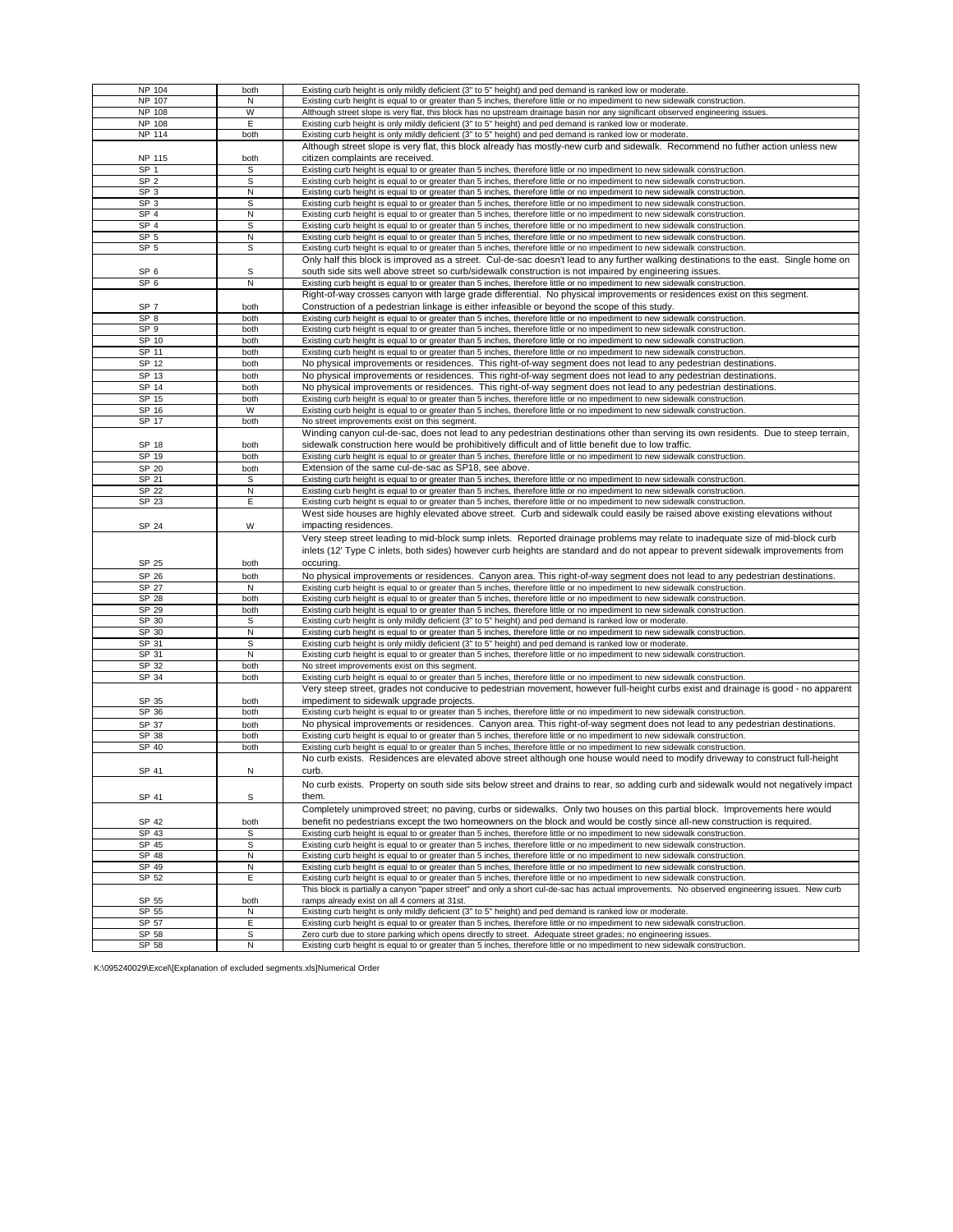| NP 104 | both | Existing curb height is only mildly deficient (3" to 5" height) and ped demand is ranked low or moderate. |
|---|---|---|
| NP 107 | N | Existing curb height is equal to or greater than 5 inches, therefore little or no impediment to new sidewalk construction. |
| NP 108 | W | Although street slope is very flat, this block has no upstream drainage basin nor any significant observed engineering issues. |
| NP 108 | E | Existing curb height is only mildly deficient (3" to 5" height) and ped demand is ranked low or moderate. |
| NP 114 | both | Existing curb height is only mildly deficient (3" to 5" height) and ped demand is ranked low or moderate. |
| NP 115 | both | Although street slope is very flat, this block already has mostly-new curb and sidewalk. Recommend no futher action unless new citizen complaints are received. |
| SP 1 | S | Existing curb height is equal to or greater than 5 inches, therefore little or no impediment to new sidewalk construction. |
| SP 2 | S | Existing curb height is equal to or greater than 5 inches, therefore little or no impediment to new sidewalk construction. |
| SP 3 | N | Existing curb height is equal to or greater than 5 inches, therefore little or no impediment to new sidewalk construction. |
| SP 3 | S | Existing curb height is equal to or greater than 5 inches, therefore little or no impediment to new sidewalk construction. |
| SP 4 | N | Existing curb height is equal to or greater than 5 inches, therefore little or no impediment to new sidewalk construction. |
| SP 4 | S | Existing curb height is equal to or greater than 5 inches, therefore little or no impediment to new sidewalk construction. |
| SP 5 | N | Existing curb height is equal to or greater than 5 inches, therefore little or no impediment to new sidewalk construction. |
| SP 5 | S | Existing curb height is equal to or greater than 5 inches, therefore little or no impediment to new sidewalk construction. |
| SP 6 | S | Only half this block is improved as a street. Cul-de-sac doesn't lead to any further walking destinations to the east. Single home on south side sits well above street so curb/sidewalk construction is not impaired by engineering issues. |
| SP 6 | N | Existing curb height is equal to or greater than 5 inches, therefore little or no impediment to new sidewalk construction. |
| SP 7 | both | Right-of-way crosses canyon with large grade differential. No physical improvements or residences exist on this segment. Construction of a pedestrian linkage is either infeasible or beyond the scope of this study. |
| SP 8 | both | Existing curb height is equal to or greater than 5 inches, therefore little or no impediment to new sidewalk construction. |
| SP 9 | both | Existing curb height is equal to or greater than 5 inches, therefore little or no impediment to new sidewalk construction. |
| SP 10 | both | Existing curb height is equal to or greater than 5 inches, therefore little or no impediment to new sidewalk construction. |
| SP 11 | both | Existing curb height is equal to or greater than 5 inches, therefore little or no impediment to new sidewalk construction. |
| SP 12 | both | No physical improvements or residences. This right-of-way segment does not lead to any pedestrian destinations. |
| SP 13 | both | No physical improvements or residences. This right-of-way segment does not lead to any pedestrian destinations. |
| SP 14 | both | No physical improvements or residences. This right-of-way segment does not lead to any pedestrian destinations. |
| SP 15 | both | Existing curb height is equal to or greater than 5 inches, therefore little or no impediment to new sidewalk construction. |
| SP 16 | W | Existing curb height is equal to or greater than 5 inches, therefore little or no impediment to new sidewalk construction. |
| SP 17 | both | No street improvements exist on this segment. |
| SP 18 | both | Winding canyon cul-de-sac, does not lead to any pedestrian destinations other than serving its own residents. Due to steep terrain, sidewalk construction here would be prohibitively difficult and of little benefit due to low traffic. |
| SP 19 | both | Existing curb height is equal to or greater than 5 inches, therefore little or no impediment to new sidewalk construction. |
| SP 20 | both | Extension of the same cul-de-sac as SP18, see above. |
| SP 21 | S | Existing curb height is equal to or greater than 5 inches, therefore little or no impediment to new sidewalk construction. |
| SP 22 | N | Existing curb height is equal to or greater than 5 inches, therefore little or no impediment to new sidewalk construction. |
| SP 23 | E | Existing curb height is equal to or greater than 5 inches, therefore little or no impediment to new sidewalk construction. |
| SP 24 | W | West side houses are highly elevated above street. Curb and sidewalk could easily be raised above existing elevations without impacting residences. |
| SP 25 | both | Very steep street leading to mid-block sump inlets. Reported drainage problems may relate to inadequate size of mid-block curb inlets (12' Type C inlets, both sides) however curb heights are standard and do not appear to prevent sidewalk improvements from occuring. |
| SP 26 | both | No physical improvements or residences. Canyon area. This right-of-way segment does not lead to any pedestrian destinations. |
| SP 27 | N | Existing curb height is equal to or greater than 5 inches, therefore little or no impediment to new sidewalk construction. |
| SP 28 | both | Existing curb height is equal to or greater than 5 inches, therefore little or no impediment to new sidewalk construction. |
| SP 29 | both | Existing curb height is equal to or greater than 5 inches, therefore little or no impediment to new sidewalk construction. |
| SP 30 | S | Existing curb height is only mildly deficient (3" to 5" height) and ped demand is ranked low or moderate. |
| SP 30 | N | Existing curb height is equal to or greater than 5 inches, therefore little or no impediment to new sidewalk construction. |
| SP 31 | S | Existing curb height is only mildly deficient (3" to 5" height) and ped demand is ranked low or moderate. |
| SP 31 | N | Existing curb height is equal to or greater than 5 inches, therefore little or no impediment to new sidewalk construction. |
| SP 32 | both | No street improvements exist on this segment. |
| SP 34 | both | Existing curb height is equal to or greater than 5 inches, therefore little or no impediment to new sidewalk construction. |
| SP 35 | both | Very steep street, grades not conducive to pedestrian movement, however full-height curbs exist and drainage is good - no apparent impediment to sidewalk upgrade projects. |
| SP 36 | both | Existing curb height is equal to or greater than 5 inches, therefore little or no impediment to new sidewalk construction. |
| SP 37 | both | No physical improvements or residences. Canyon area. This right-of-way segment does not lead to any pedestrian destinations. |
| SP 38 | both | Existing curb height is equal to or greater than 5 inches, therefore little or no impediment to new sidewalk construction. |
| SP 40 | both | Existing curb height is equal to or greater than 5 inches, therefore little or no impediment to new sidewalk construction. |
| SP 41 | N | No curb exists. Residences are elevated above street although one house would need to modify driveway to construct full-height curb. |
| SP 41 | S | No curb exists. Property on south side sits below street and drains to rear, so adding curb and sidewalk would not negatively impact them. |
| SP 42 | both | Completely unimproved street; no paving, curbs or sidewalks. Only two houses on this partial block. Improvements here would benefit no pedestrians except the two homeowners on the block and would be costly since all-new construction is required. |
| SP 43 | S | Existing curb height is equal to or greater than 5 inches, therefore little or no impediment to new sidewalk construction. |
| SP 45 | S | Existing curb height is equal to or greater than 5 inches, therefore little or no impediment to new sidewalk construction. |
| SP 48 | N | Existing curb height is equal to or greater than 5 inches, therefore little or no impediment to new sidewalk construction. |
| SP 49 | N | Existing curb height is equal to or greater than 5 inches, therefore little or no impediment to new sidewalk construction. |
| SP 52 | E | Existing curb height is equal to or greater than 5 inches, therefore little or no impediment to new sidewalk construction. |
| SP 55 | both | This block is partially a canyon "paper street" and only a short cul-de-sac has actual improvements. No observed engineering issues. New curb ramps already exist on all 4 corners at 31st. |
| SP 55 | N | Existing curb height is only mildly deficient (3" to 5" height) and ped demand is ranked low or moderate. |
| SP 57 | E | Existing curb height is equal to or greater than 5 inches, therefore little or no impediment to new sidewalk construction. |
| SP 58 | S | Zero curb due to store parking which opens directly to street. Adequate street grades; no engineering issues. |
| SP 58 | N | Existing curb height is equal to or greater than 5 inches, therefore little or no impediment to new sidewalk construction. |

K:\095240029\Excel\[Explanation of excluded segments.xls]Numerical Order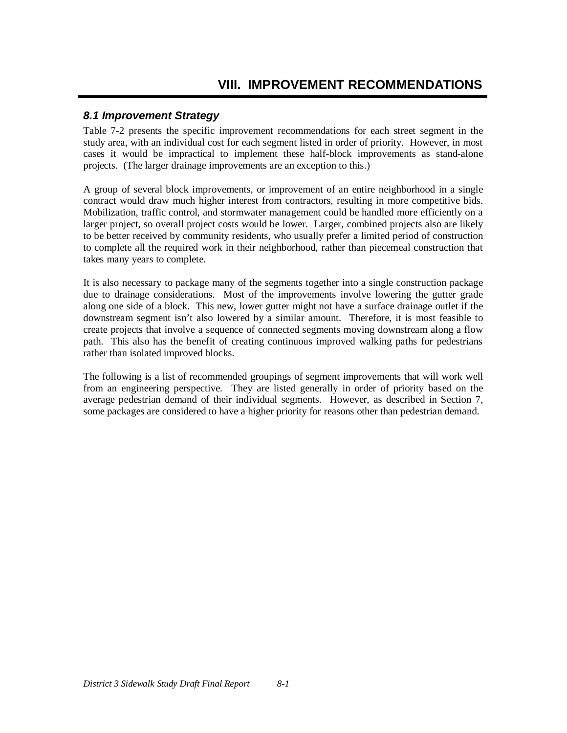# VIII. IMPROVEMENT RECOMMENDATIONS

## *8.1 Improvement Strategy*

Table 7-2 presents the specific improvement recommendations for each street segment in the study area, with an individual cost for each segment listed in order of priority. However, in most cases it would be impractical to implement these half-block improvements as stand-alone projects. (The larger drainage improvements are an exception to this.)

A group of several block improvements, or improvement of an entire neighborhood in a single contract would draw much higher interest from contractors, resulting in more competitive bids. Mobilization, traffic control, and stormwater management could be handled more efficiently on a larger project, so overall project costs would be lower. Larger, combined projects also are likely to be better received by community residents, who usually prefer a limited period of construction to complete all the required work in their neighborhood, rather than piecemeal construction that takes many years to complete.

It is also necessary to package many of the segments together into a single construction package due to drainage considerations. Most of the improvements involve lowering the gutter grade along one side of a block. This new, lower gutter might not have a surface drainage outlet if the downstream segment isn't also lowered by a similar amount. Therefore, it is most feasible to create projects that involve a sequence of connected segments moving downstream along a flow path. This also has the benefit of creating continuous improved walking paths for pedestrians rather than isolated improved blocks.

The following is a list of recommended groupings of segment improvements that will work well from an engineering perspective. They are listed generally in order of priority based on the average pedestrian demand of their individual segments. However, as described in Section 7, some packages are considered to have a higher priority for reasons other than pedestrian demand.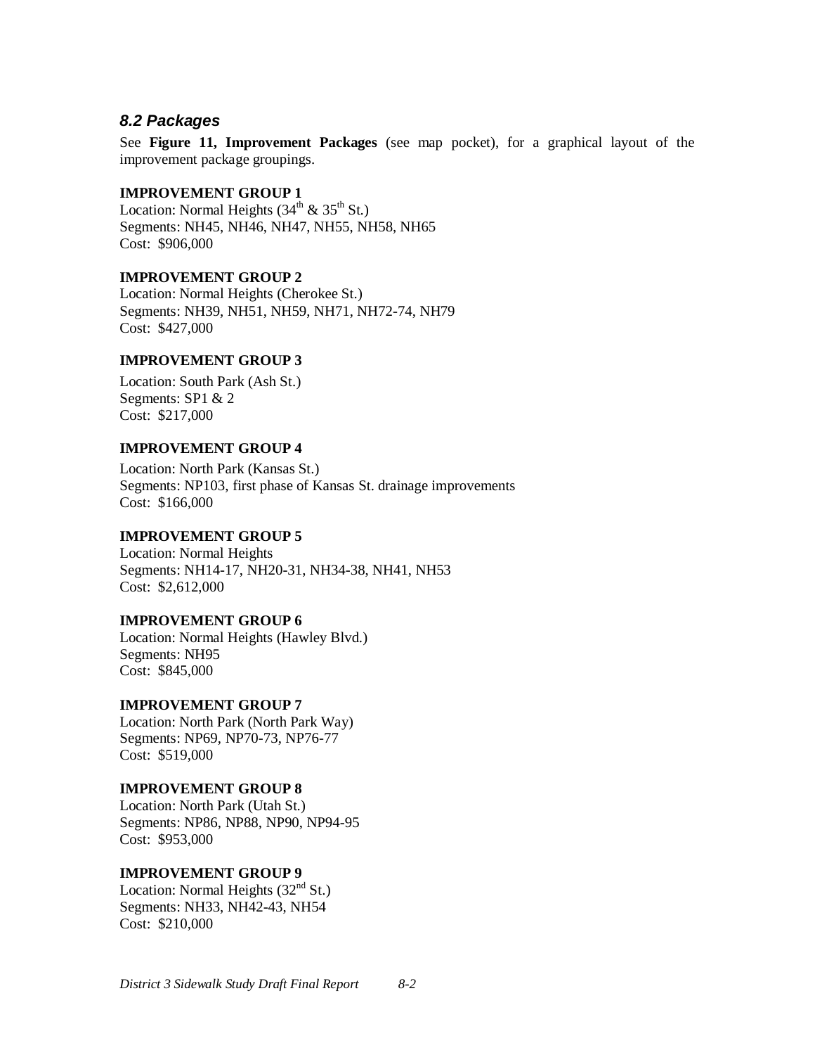### *8.2 Packages*

See **Figure 11, Improvement Packages** (see map pocket), for a graphical layout of the improvement package groupings.

**IMPROVEMENT GROUP 1**  
Location: Normal Heights (34th & 35th St.)  
Segments: NH45, NH46, NH47, NH55, NH58, NH65  
Cost: $906,000

**IMPROVEMENT GROUP 2**  
Location: Normal Heights (Cherokee St.)  
Segments: NH39, NH51, NH59, NH71, NH72-74, NH79  
Cost: $427,000

**IMPROVEMENT GROUP 3**

Location: South Park (Ash St.)  
Segments: SP1 & 2  
Cost: $217,000

**IMPROVEMENT GROUP 4**

Location: North Park (Kansas St.)  
Segments: NP103, first phase of Kansas St. drainage improvements  
Cost: $166,000

**IMPROVEMENT GROUP 5**  
Location: Normal Heights  
Segments: NH14-17, NH20-31, NH34-38, NH41, NH53  
Cost: $2,612,000

**IMPROVEMENT GROUP 6**  
Location: Normal Heights (Hawley Blvd.)  
Segments: NH95  
Cost: $845,000

**IMPROVEMENT GROUP 7**  
Location: North Park (North Park Way)  
Segments: NP69, NP70-73, NP76-77  
Cost: $519,000

**IMPROVEMENT GROUP 8**  
Location: North Park (Utah St.)  
Segments: NP86, NP88, NP90, NP94-95  
Cost: $953,000

**IMPROVEMENT GROUP 9**  
Location: Normal Heights (32nd St.)  
Segments: NH33, NH42-43, NH54  
Cost: $210,000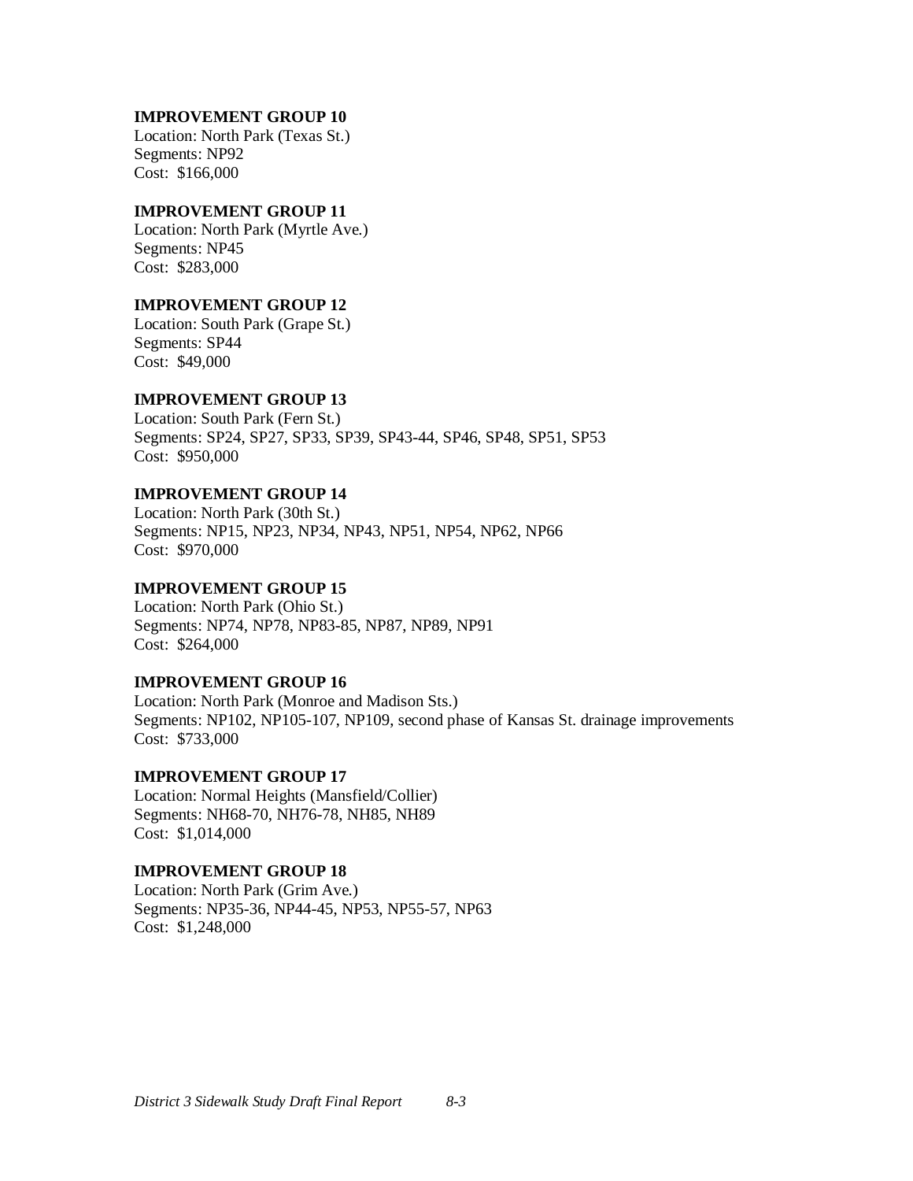**IMPROVEMENT GROUP 10**
Location: North Park (Texas St.)
Segments: NP92
Cost: $166,000

**IMPROVEMENT GROUP 11**
Location: North Park (Myrtle Ave.)
Segments: NP45
Cost: $283,000

**IMPROVEMENT GROUP 12**
Location: South Park (Grape St.)
Segments: SP44
Cost: $49,000

**IMPROVEMENT GROUP 13**
Location: South Park (Fern St.)
Segments: SP24, SP27, SP33, SP39, SP43-44, SP46, SP48, SP51, SP53
Cost: $950,000

**IMPROVEMENT GROUP 14**
Location: North Park (30th St.)
Segments: NP15, NP23, NP34, NP43, NP51, NP54, NP62, NP66
Cost: $970,000

**IMPROVEMENT GROUP 15**
Location: North Park (Ohio St.)
Segments: NP74, NP78, NP83-85, NP87, NP89, NP91
Cost: $264,000

**IMPROVEMENT GROUP 16**
Location: North Park (Monroe and Madison Sts.)
Segments: NP102, NP105-107, NP109, second phase of Kansas St. drainage improvements
Cost: $733,000

**IMPROVEMENT GROUP 17**
Location: Normal Heights (Mansfield/Collier)
Segments: NH68-70, NH76-78, NH85, NH89
Cost: $1,014,000

**IMPROVEMENT GROUP 18**
Location: North Park (Grim Ave.)
Segments: NP35-36, NP44-45, NP53, NP55-57, NP63
Cost: $1,248,000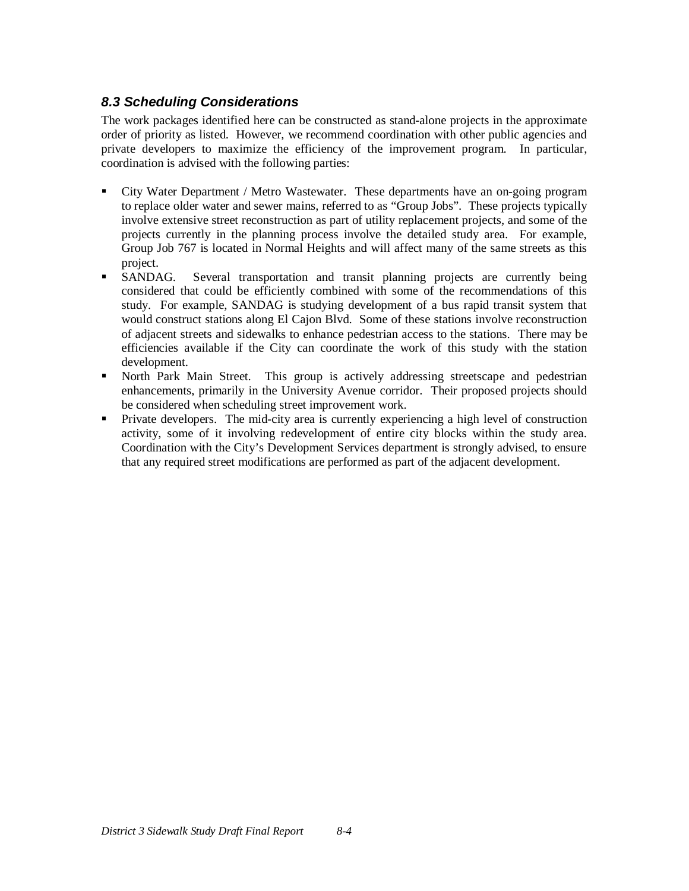### *8.3 Scheduling Considerations*

The work packages identified here can be constructed as stand-alone projects in the approximate order of priority as listed. However, we recommend coordination with other public agencies and private developers to maximize the efficiency of the improvement program. In particular, coordination is advised with the following parties:

- City Water Department / Metro Wastewater. These departments have an on-going program to replace older water and sewer mains, referred to as "Group Jobs". These projects typically involve extensive street reconstruction as part of utility replacement projects, and some of the projects currently in the planning process involve the detailed study area. For example, Group Job 767 is located in Normal Heights and will affect many of the same streets as this project.
- SANDAG. Several transportation and transit planning projects are currently being considered that could be efficiently combined with some of the recommendations of this study. For example, SANDAG is studying development of a bus rapid transit system that would construct stations along El Cajon Blvd. Some of these stations involve reconstruction of adjacent streets and sidewalks to enhance pedestrian access to the stations. There may be efficiencies available if the City can coordinate the work of this study with the station development.
- North Park Main Street. This group is actively addressing streetscape and pedestrian enhancements, primarily in the University Avenue corridor. Their proposed projects should be considered when scheduling street improvement work.
- Private developers. The mid-city area is currently experiencing a high level of construction activity, some of it involving redevelopment of entire city blocks within the study area. Coordination with the City's Development Services department is strongly advised, to ensure that any required street modifications are performed as part of the adjacent development.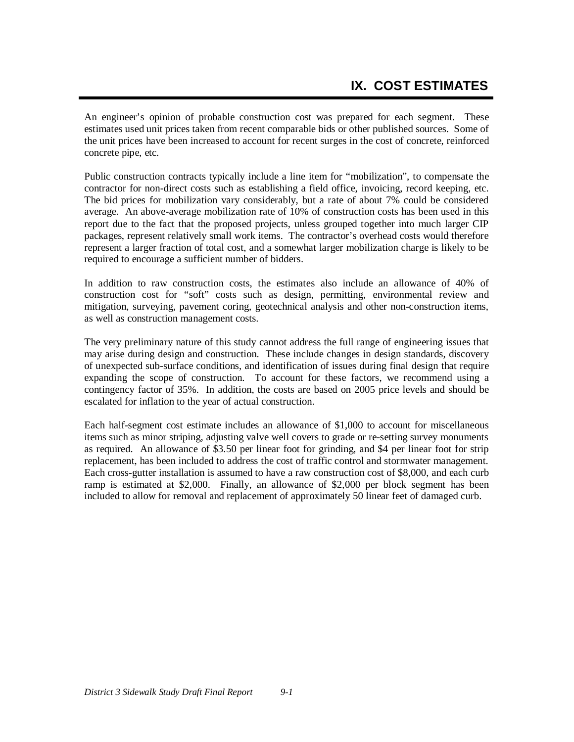# IX. COST ESTIMATES

An engineer's opinion of probable construction cost was prepared for each segment. These estimates used unit prices taken from recent comparable bids or other published sources. Some of the unit prices have been increased to account for recent surges in the cost of concrete, reinforced concrete pipe, etc.

Public construction contracts typically include a line item for "mobilization", to compensate the contractor for non-direct costs such as establishing a field office, invoicing, record keeping, etc. The bid prices for mobilization vary considerably, but a rate of about 7% could be considered average. An above-average mobilization rate of 10% of construction costs has been used in this report due to the fact that the proposed projects, unless grouped together into much larger CIP packages, represent relatively small work items. The contractor's overhead costs would therefore represent a larger fraction of total cost, and a somewhat larger mobilization charge is likely to be required to encourage a sufficient number of bidders.

In addition to raw construction costs, the estimates also include an allowance of 40% of construction cost for "soft" costs such as design, permitting, environmental review and mitigation, surveying, pavement coring, geotechnical analysis and other non-construction items, as well as construction management costs.

The very preliminary nature of this study cannot address the full range of engineering issues that may arise during design and construction. These include changes in design standards, discovery of unexpected sub-surface conditions, and identification of issues during final design that require expanding the scope of construction. To account for these factors, we recommend using a contingency factor of 35%. In addition, the costs are based on 2005 price levels and should be escalated for inflation to the year of actual construction.

Each half-segment cost estimate includes an allowance of $1,000 to account for miscellaneous items such as minor striping, adjusting valve well covers to grade or re-setting survey monuments as required. An allowance of $3.50 per linear foot for grinding, and $4 per linear foot for strip replacement, has been included to address the cost of traffic control and stormwater management. Each cross-gutter installation is assumed to have a raw construction cost of $8,000, and each curb ramp is estimated at $2,000. Finally, an allowance of $2,000 per block segment has been included to allow for removal and replacement of approximately 50 linear feet of damaged curb.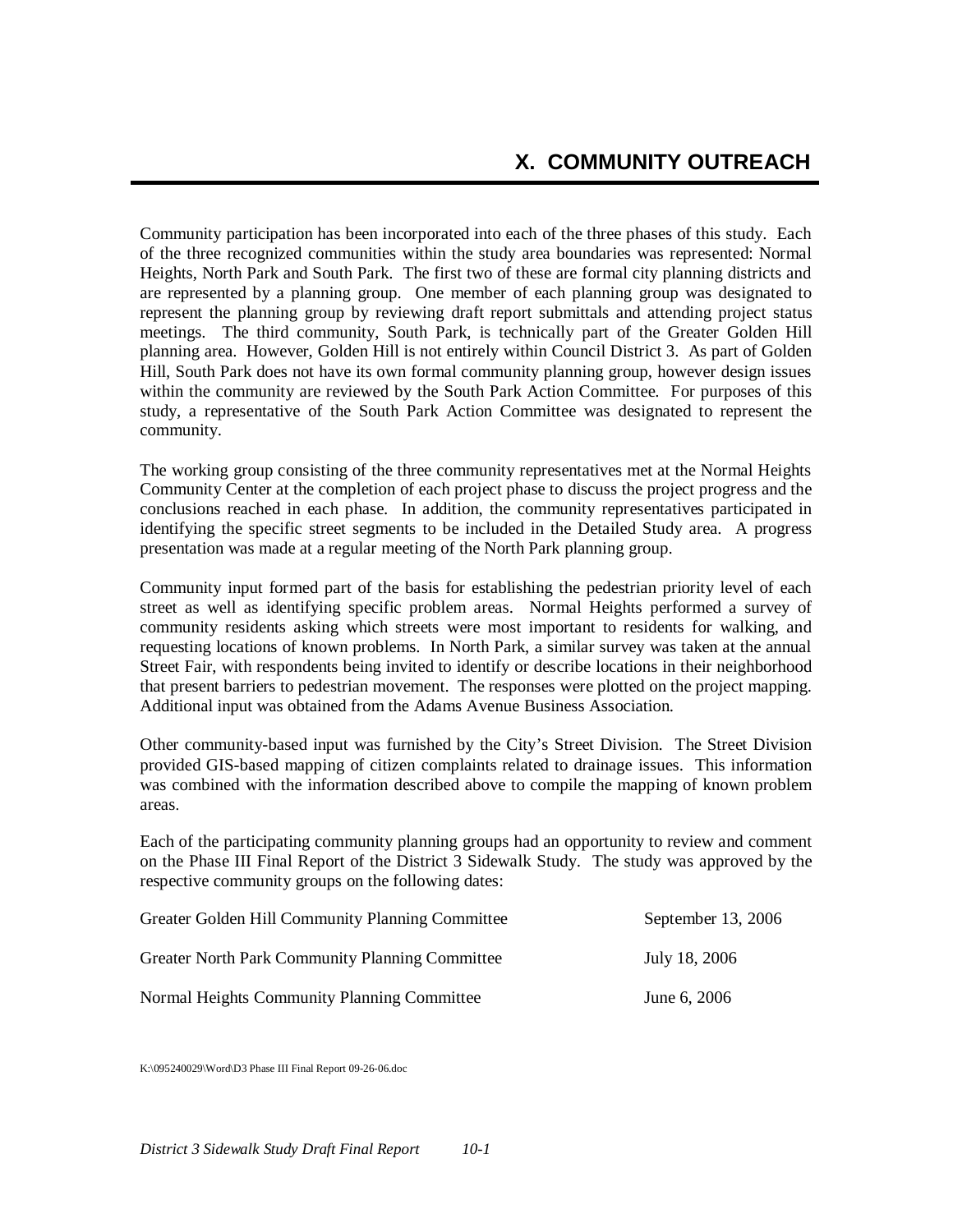# X. COMMUNITY OUTREACH

Community participation has been incorporated into each of the three phases of this study. Each of the three recognized communities within the study area boundaries was represented: Normal Heights, North Park and South Park. The first two of these are formal city planning districts and are represented by a planning group. One member of each planning group was designated to represent the planning group by reviewing draft report submittals and attending project status meetings. The third community, South Park, is technically part of the Greater Golden Hill planning area. However, Golden Hill is not entirely within Council District 3. As part of Golden Hill, South Park does not have its own formal community planning group, however design issues within the community are reviewed by the South Park Action Committee. For purposes of this study, a representative of the South Park Action Committee was designated to represent the community.

The working group consisting of the three community representatives met at the Normal Heights Community Center at the completion of each project phase to discuss the project progress and the conclusions reached in each phase. In addition, the community representatives participated in identifying the specific street segments to be included in the Detailed Study area. A progress presentation was made at a regular meeting of the North Park planning group.

Community input formed part of the basis for establishing the pedestrian priority level of each street as well as identifying specific problem areas. Normal Heights performed a survey of community residents asking which streets were most important to residents for walking, and requesting locations of known problems. In North Park, a similar survey was taken at the annual Street Fair, with respondents being invited to identify or describe locations in their neighborhood that present barriers to pedestrian movement. The responses were plotted on the project mapping. Additional input was obtained from the Adams Avenue Business Association.

Other community-based input was furnished by the City's Street Division. The Street Division provided GIS-based mapping of citizen complaints related to drainage issues. This information was combined with the information described above to compile the mapping of known problem areas.

Each of the participating community planning groups had an opportunity to review and comment on the Phase III Final Report of the District 3 Sidewalk Study. The study was approved by the respective community groups on the following dates:

| | |
|---|---|
| Greater Golden Hill Community Planning Committee | September 13, 2006 |
| Greater North Park Community Planning Committee | July 18, 2006 |
| Normal Heights Community Planning Committee | June 6, 2006 |

K:\095240029\Word\D3 Phase III Final Report 09-26-06.doc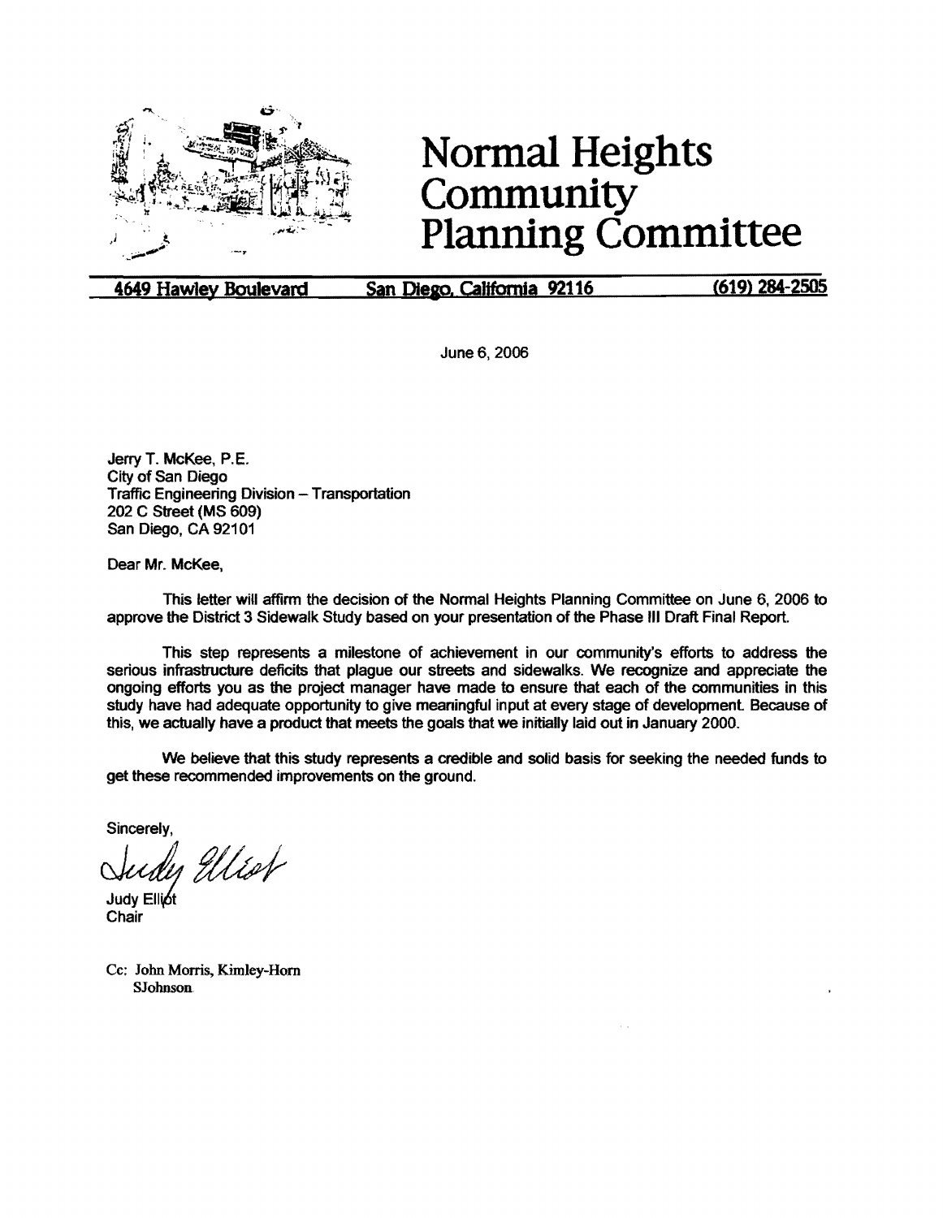# Normal Heights Community Planning Committee

4649 Hawley Boulevard | San Diego, California 92116 | (619) 284-2505

June 6, 2006

Jerry T. McKee, P.E.
City of San Diego
Traffic Engineering Division – Transportation
202 C Street (MS 609)
San Diego, CA 92101

Dear Mr. McKee,

This letter will affirm the decision of the Normal Heights Planning Committee on June 6, 2006 to approve the District 3 Sidewalk Study based on your presentation of the Phase III Draft Final Report.

This step represents a milestone of achievement in our community's efforts to address the serious infrastructure deficits that plague our streets and sidewalks. We recognize and appreciate the ongoing efforts you as the project manager have made to ensure that each of the communities in this study have had adequate opportunity to give meaningful input at every stage of development. Because of this, we actually have a product that meets the goals that we initially laid out in January 2000.

We believe that this study represents a credible and solid basis for seeking the needed funds to get these recommended improvements on the ground.

Sincerely,

Judy Elliot
Judy Elliot
Chair

Cc: John Morris, Kimley-Horn
SJohnson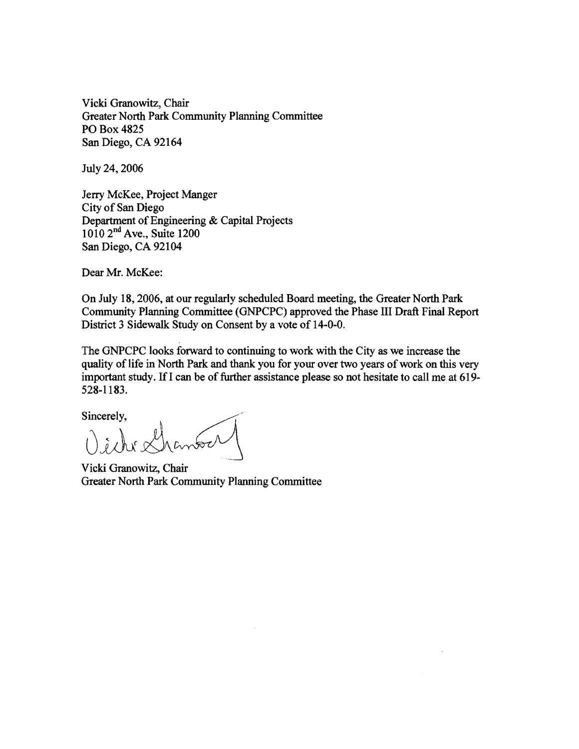Vicki Granowitz, Chair
Greater North Park Community Planning Committee
PO Box 4825
San Diego, CA 92164

July 24, 2006

Jerry McKee, Project Manger
City of San Diego
Department of Engineering & Capital Projects
1010 2nd Ave., Suite 1200
San Diego, CA 92104

Dear Mr. McKee:

On July 18, 2006, at our regularly scheduled Board meeting, the Greater North Park Community Planning Committee (GNPCPC) approved the Phase III Draft Final Report District 3 Sidewalk Study on Consent by a vote of 14-0-0.

The GNPCPC looks forward to continuing to work with the City as we increase the quality of life in North Park and thank you for your over two years of work on this very important study. If I can be of further assistance please so not hesitate to call me at 619-528-1183.

Sincerely,

Vicki Granowitz, Chair
Greater North Park Community Planning Committee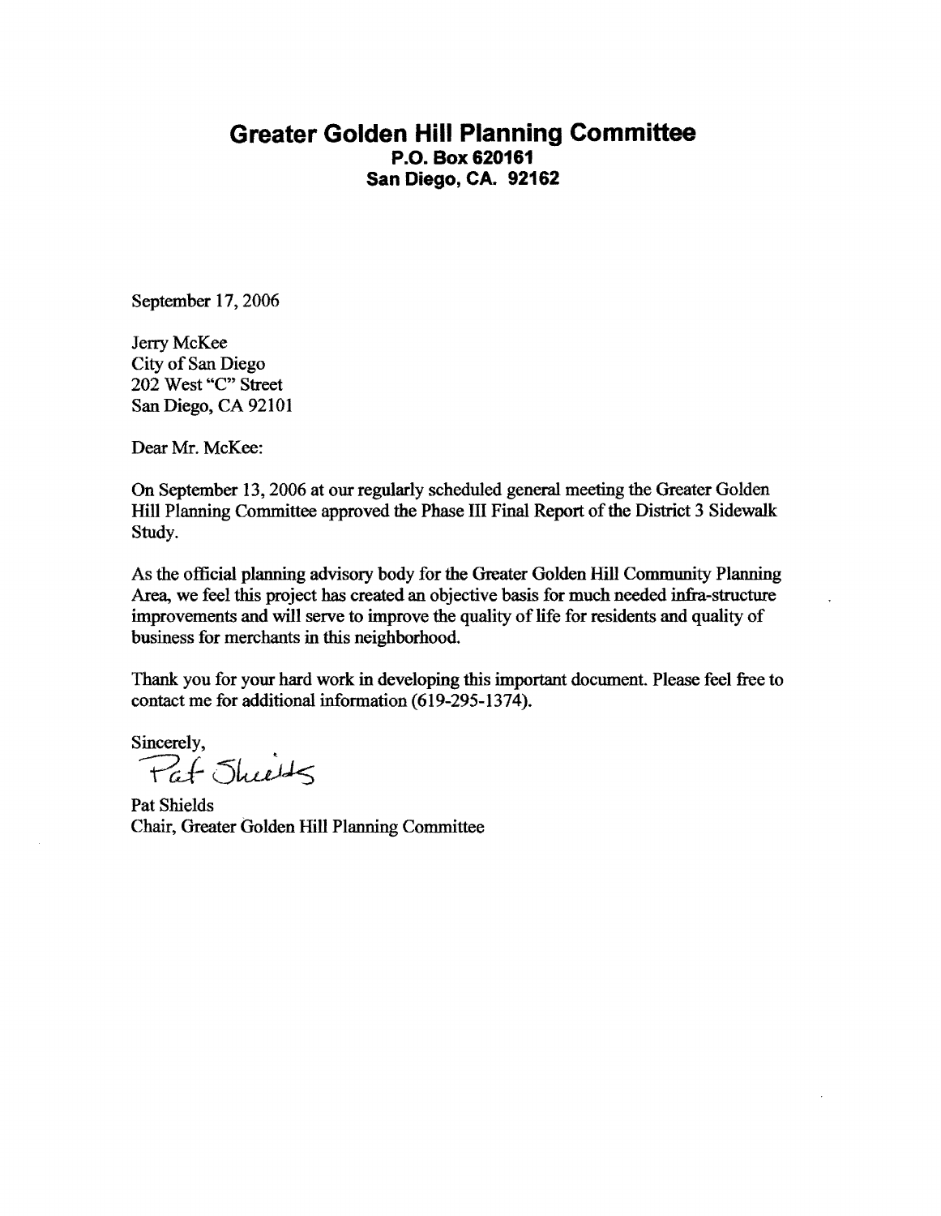# Greater Golden Hill Planning Committee

**P.O. Box 620161**
**San Diego, CA. 92162**

September 17, 2006

Jerry McKee
City of San Diego
202 West "C" Street
San Diego, CA 92101

Dear Mr. McKee:

On September 13, 2006 at our regularly scheduled general meeting the Greater Golden Hill Planning Committee approved the Phase III Final Report of the District 3 Sidewalk Study.

As the official planning advisory body for the Greater Golden Hill Community Planning Area, we feel this project has created an objective basis for much needed infra-structure improvements and will serve to improve the quality of life for residents and quality of business for merchants in this neighborhood.

Thank you for your hard work in developing this important document. Please feel free to contact me for additional information (619-295-1374).

Sincerely,

Pat Shields

Pat Shields
Chair, Greater Golden Hill Planning Committee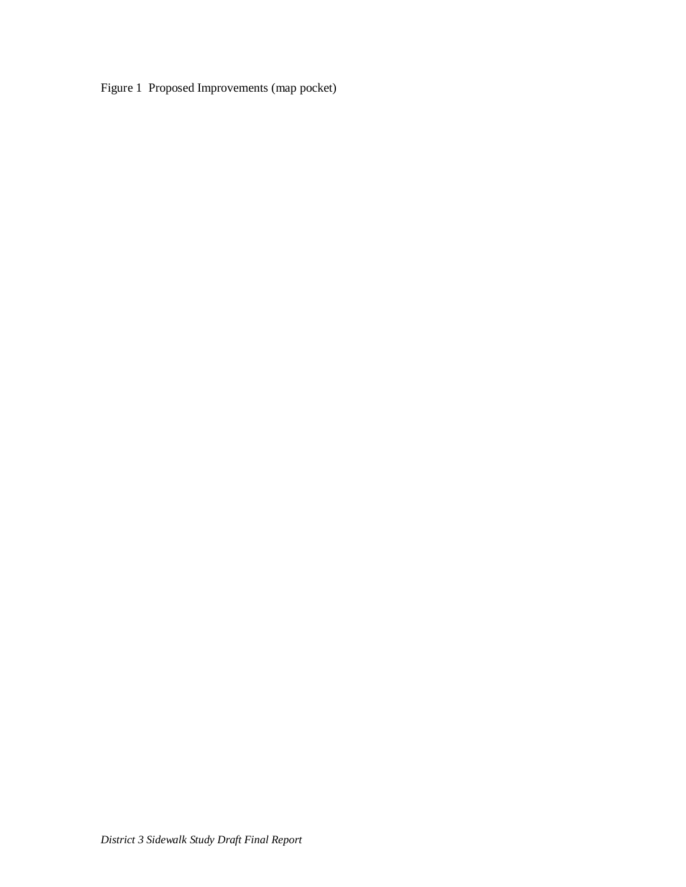Figure 1 Proposed Improvements (map pocket)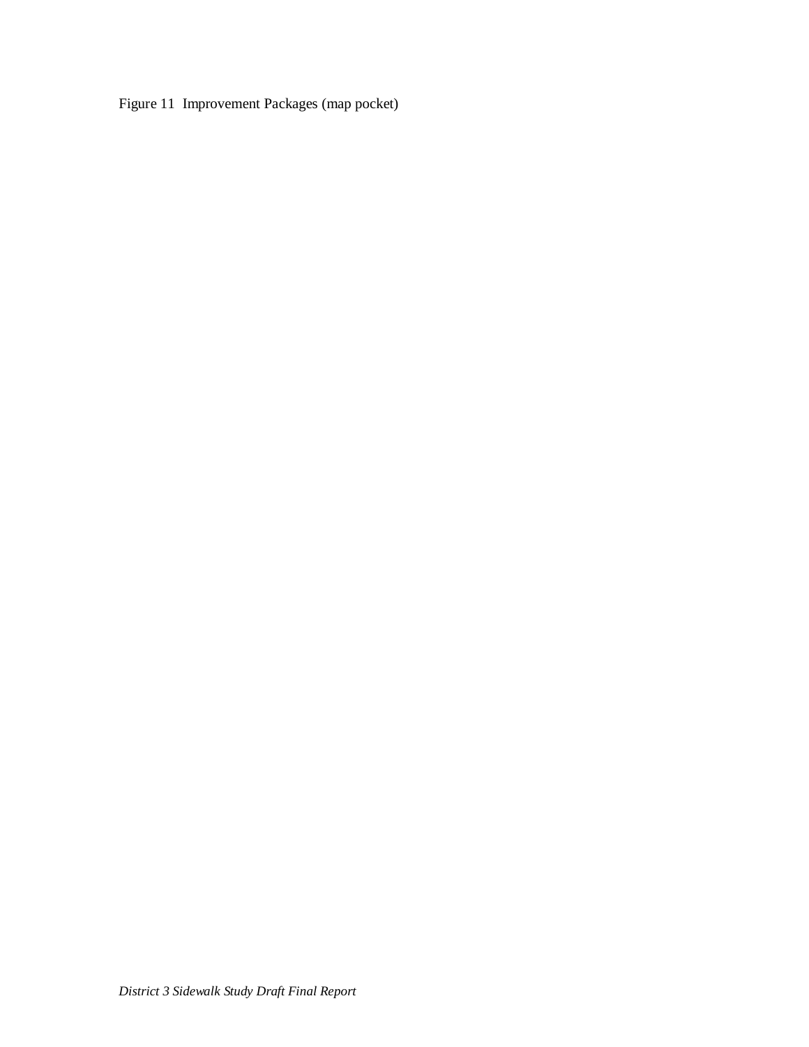Figure 11 Improvement Packages (map pocket)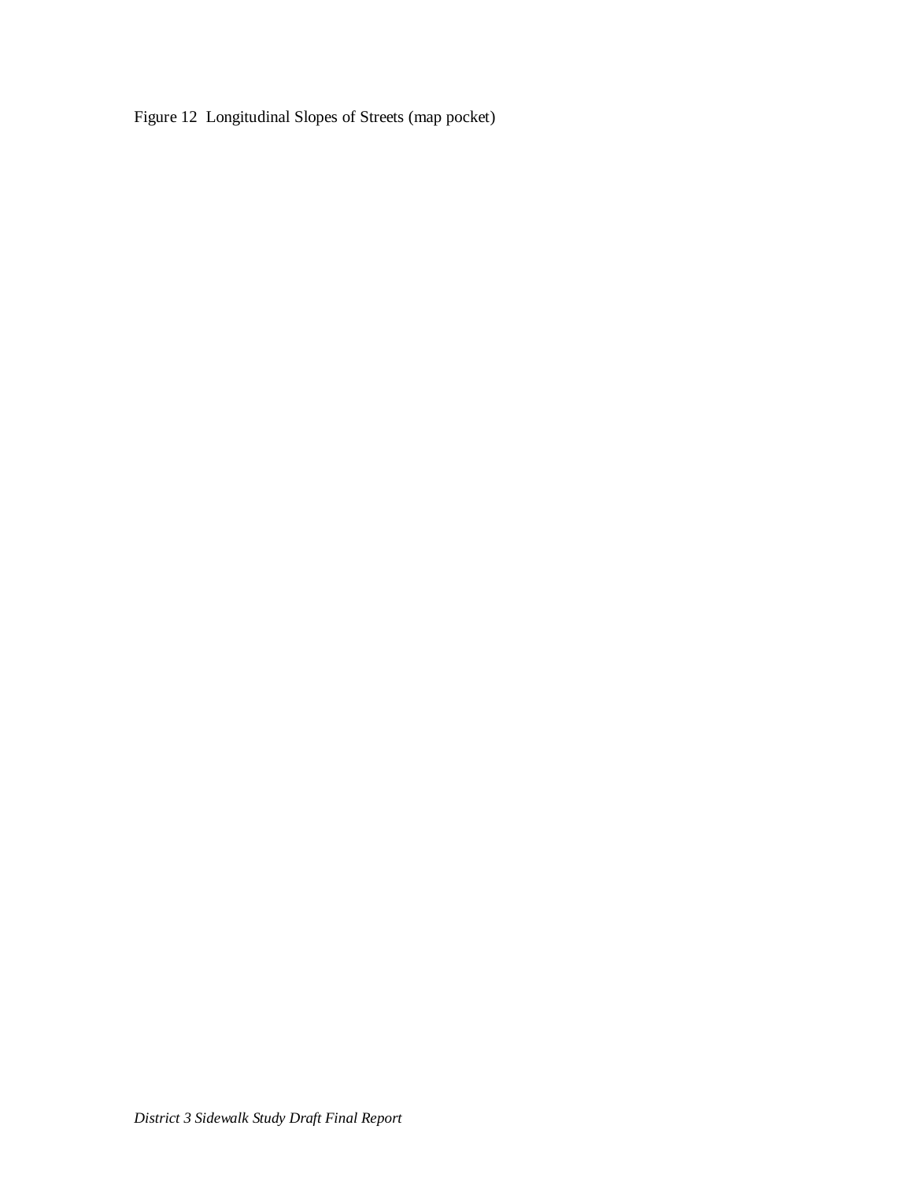Figure 12 Longitudinal Slopes of Streets (map pocket)